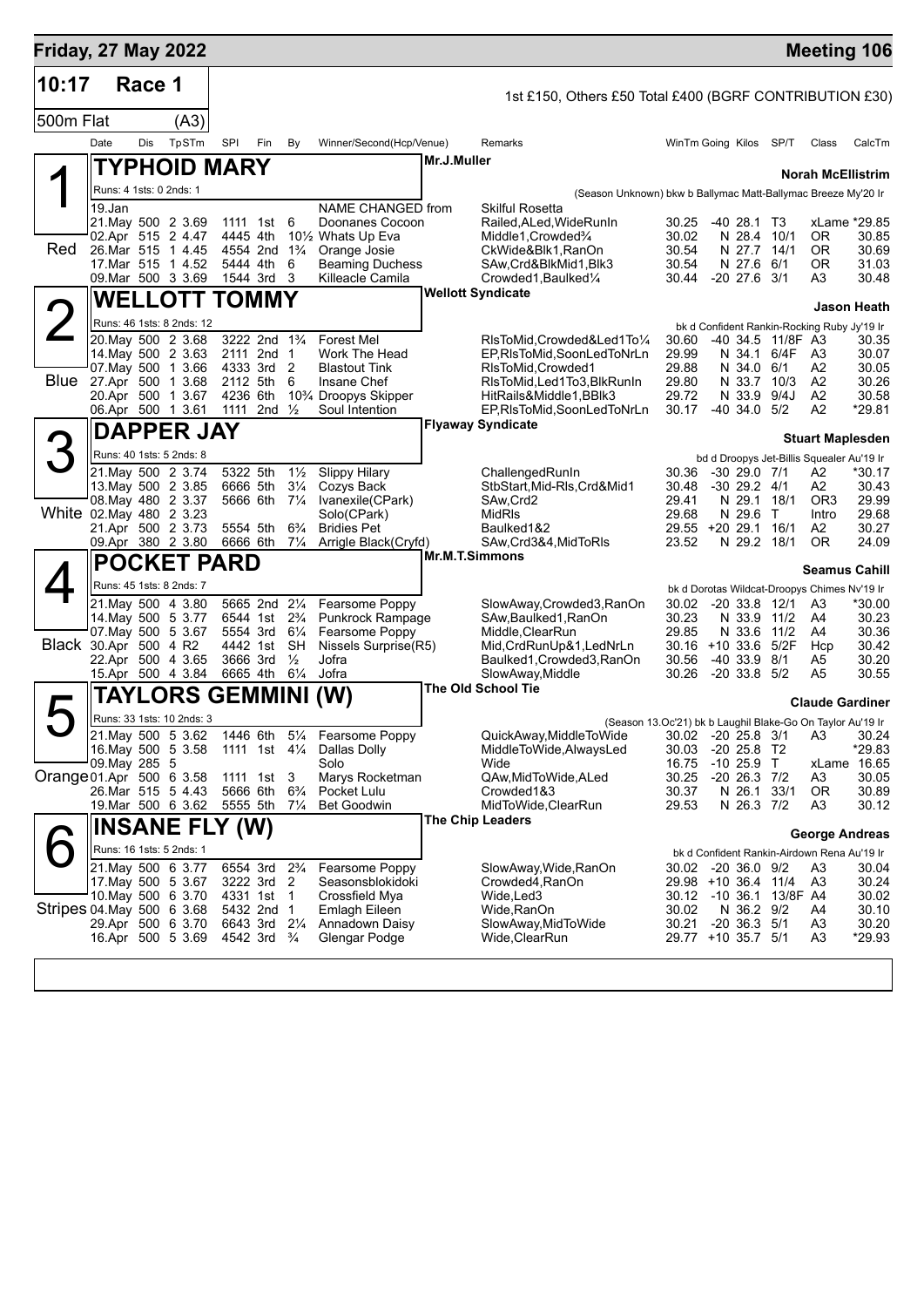# Friday, 27 May 2022 — Meeting 106

## 10:17 Race 1

1st £150, Others £50 Total £400 (BGRF CONTRIBUTION £30)

500m Flat (A3)

| Date | Dis | TpSTm | SPI | Fin | By | Winner/Second(Hcp/Venue) | Remarks | WinTm | Going | Kilos | SP/T | Class | CalcTm |
|---|---|---|---|---|---|---|---|---|---|---|---|---|---|

### 1 — TYPHOID MARY (Red)

Mr.J.Muller — Trainer: Norah McEllistrim

Runs: 4 1sts: 0 2nds: 1 — (Season Unknown) bkw b Ballymac Matt-Ballymac Breeze My'20 Ir

| Date | Dis | TpSTm | SPI | Fin | By | Winner/Second(Hcp/Venue) | Remarks | WinTm | Going | Kilos | SP/T | Class | CalcTm |
|---|---|---|---|---|---|---|---|---|---|---|---|---|---|
| 19.Jan | | | | | | NAME CHANGED from | Skilful Rosetta | | | | | | |
| 21.May | 500 | 2 3.69 | 1111 | 1st | 6 | Doonanes Cocoon | Railed,ALed,WideRunIn | 30.25 | -40 | 28.1 | T3 | xLame | *29.85 |
| 02.Apr | 515 | 2 4.47 | 4445 | 4th | 10½ | Whats Up Eva | Middle1,Crowded¾ | 30.02 | N | 28.4 | 10/1 | OR | 30.85 |
| 26.Mar | 515 | 1 4.45 | 4554 | 2nd | 1¾ | Orange Josie | CkWide&Blk1,RanOn | 30.54 | N | 27.7 | 14/1 | OR | 30.69 |
| 17.Mar | 515 | 1 4.52 | 5444 | 4th | 6 | Beaming Duchess | SAw,Crd&BlkMid1,Blk3 | 30.54 | N | 27.6 | 6/1 | OR | 31.03 |
| 09.Mar | 500 | 3 3.69 | 1544 | 3rd | 3 | Killeacle Camila | Crowded1,Baulked¼ | 30.44 | -20 | 27.6 | 3/1 | A3 | 30.48 |

### 2 — WELLOTT TOMMY (Blue)

Wellott Syndicate — Trainer: Jason Heath

Runs: 46 1sts: 8 2nds: 12 — bk d Confident Rankin-Rocking Ruby Jy'19 Ir

| Date | Dis | TpSTm | SPI | Fin | By | Winner/Second(Hcp/Venue) | Remarks | WinTm | Going | Kilos | SP/T | Class | CalcTm |
|---|---|---|---|---|---|---|---|---|---|---|---|---|---|
| 20.May | 500 | 2 3.68 | 3222 | 2nd | 1¾ | Forest Mel | RlsToMid,Crowded&Led1To¼ | 30.60 | -40 | 34.5 | 11/8F | A3 | 30.35 |
| 14.May | 500 | 2 3.63 | 2111 | 2nd | 1 | Work The Head | EP,RlsToMid,SoonLedToNrLn | 29.99 | N | 34.1 | 6/4F | A3 | 30.07 |
| 07.May | 500 | 1 3.66 | 4333 | 3rd | 2 | Blastout Tink | RlsToMid,Crowded1 | 29.88 | N | 34.0 | 6/1 | A2 | 30.05 |
| 27.Apr | 500 | 1 3.68 | 2112 | 5th | 6 | Insane Chef | RlsToMid,Led1To3,BlkRunIn | 29.80 | N | 33.7 | 10/3 | A2 | 30.26 |
| 20.Apr | 500 | 1 3.67 | 4236 | 6th | 10¾ | Droopys Skipper | HitRails&Middle1,BBlk3 | 29.72 | N | 33.9 | 9/4J | A2 | 30.58 |
| 06.Apr | 500 | 1 3.61 | 1111 | 2nd | ½ | Soul Intention | EP,RlsToMid,SoonLedToNrLn | 30.17 | -40 | 34.0 | 5/2 | A2 | *29.81 |

### 3 — DAPPER JAY (White)

Flyaway Syndicate — Trainer: Stuart Maplesden

Runs: 40 1sts: 5 2nds: 8 — bd d Droopys Jet-Billis Squealer Au'19 Ir

| Date | Dis | TpSTm | SPI | Fin | By | Winner/Second(Hcp/Venue) | Remarks | WinTm | Going | Kilos | SP/T | Class | CalcTm |
|---|---|---|---|---|---|---|---|---|---|---|---|---|---|
| 21.May | 500 | 2 3.74 | 5322 | 5th | 1½ | Slippy Hilary | ChallengedRunIn | 30.36 | -30 | 29.0 | 7/1 | A2 | *30.17 |
| 13.May | 500 | 2 3.85 | 6666 | 5th | 3¼ | Cozys Back | StbStart,Mid-Rls,Crd&Mid1 | 30.48 | -30 | 29.2 | 4/1 | A2 | 30.43 |
| 08.May | 480 | 2 3.37 | 5666 | 6th | 7¼ | Ivanexile(CPark) | SAw,Crd2 | 29.41 | N | 29.1 | 18/1 | OR3 | 29.99 |
| 02.May | 480 | 2 3.23 | | | | Solo(CPark) | MidRls | 29.68 | N | 29.6 | T | Intro | 29.68 |
| 21.Apr | 500 | 2 3.73 | 5554 | 5th | 6¾ | Bridies Pet | Baulked1&2 | 29.55 | +20 | 29.1 | 16/1 | A2 | 30.27 |
| 09.Apr | 380 | 2 3.80 | 6666 | 6th | 7¼ | Arrigle Black(Cryfd) | SAw,Crd3&4,MidToRls | 23.52 | N | 29.2 | 18/1 | OR | 24.09 |

### 4 — POCKET PARD (Black)

Mr.M.T.Simmons — Trainer: Seamus Cahill

Runs: 45 1sts: 8 2nds: 7 — bk d Dorotas Wildcat-Droopys Chimes Nv'19 Ir

| Date | Dis | TpSTm | SPI | Fin | By | Winner/Second(Hcp/Venue) | Remarks | WinTm | Going | Kilos | SP/T | Class | CalcTm |
|---|---|---|---|---|---|---|---|---|---|---|---|---|---|
| 21.May | 500 | 4 3.80 | 5665 | 2nd | 2¼ | Fearsome Poppy | SlowAway,Crowded3,RanOn | 30.02 | -20 | 33.8 | 12/1 | A3 | *30.00 |
| 14.May | 500 | 4 3.77 | 6544 | 1st | 2¾ | Punkrock Rampage | SAw,Baulked1,RanOn | 30.23 | N | 33.9 | 11/2 | A4 | 30.23 |
| 07.May | 500 | 5 3.67 | 5554 | 3rd | 6¼ | Fearsome Poppy | Middle,ClearRun | 29.85 | N | 33.6 | 11/2 | A4 | 30.36 |
| 30.Apr | 500 | 4 R2 | 4442 | 1st | SH | Nissels Surprise(R5) | Mid,CrdRunUp&1,LedNrLn | 30.16 | +10 | 33.6 | 5/2F | Hcp | 30.42 |
| 22.Apr | 500 | 4 3.65 | 3666 | 3rd | ½ | Jofra | Baulked1,Crowded3,RanOn | 30.56 | -40 | 33.9 | 8/1 | A5 | 30.20 |
| 15.Apr | 500 | 4 3.84 | 6665 | 4th | 6¼ | Jofra | SlowAway,Middle | 30.26 | -20 | 33.8 | 5/2 | A5 | 30.55 |

### 5 — TAYLORS GEMMINI (W) (Orange)

The Old School Tie — Trainer: Claude Gardiner

Runs: 33 1sts: 10 2nds: 3 — (Season 13.Oc'21) bk b Laughil Blake-Go On Taylor Au'19 Ir

| Date | Dis | TpSTm | SPI | Fin | By | Winner/Second(Hcp/Venue) | Remarks | WinTm | Going | Kilos | SP/T | Class | CalcTm |
|---|---|---|---|---|---|---|---|---|---|---|---|---|---|
| 21.May | 500 | 5 3.62 | 1446 | 6th | 5¼ | Fearsome Poppy | QuickAway,MiddleToWide | 30.02 | -20 | 25.8 | 3/1 | A3 | 30.24 |
| 16.May | 500 | 5 3.58 | 1111 | 1st | 4¼ | Dallas Dolly | MiddleToWide,AlwaysLed | 30.03 | -20 | 25.8 | T2 | | *29.83 |
| 09.May | 285 | 5 | | | | Solo | Wide | 16.75 | -10 | 25.9 | T | xLame | 16.65 |
| 01.Apr | 500 | 6 3.58 | 1111 | 1st | 3 | Marys Rocketman | QAw,MidToWide,ALed | 30.25 | -20 | 26.3 | 7/2 | A3 | 30.05 |
| 26.Mar | 515 | 5 4.43 | 5666 | 6th | 6¾ | Pocket Lulu | Crowded1&3 | 30.37 | N | 26.1 | 33/1 | OR | 30.89 |
| 19.Mar | 500 | 6 3.62 | 5555 | 5th | 7¼ | Bet Goodwin | MidToWide,ClearRun | 29.53 | N | 26.3 | 7/2 | A3 | 30.12 |

### 6 — INSANE FLY (W) (Stripes)

The Chip Leaders — Trainer: George Andreas

Runs: 16 1sts: 5 2nds: 1 — bk d Confident Rankin-Airdown Rena Au'19 Ir

| Date | Dis | TpSTm | SPI | Fin | By | Winner/Second(Hcp/Venue) | Remarks | WinTm | Going | Kilos | SP/T | Class | CalcTm |
|---|---|---|---|---|---|---|---|---|---|---|---|---|---|
| 21.May | 500 | 6 3.77 | 6554 | 3rd | 2¾ | Fearsome Poppy | SlowAway,Wide,RanOn | 30.02 | -20 | 36.0 | 9/2 | A3 | 30.04 |
| 17.May | 500 | 5 3.67 | 3222 | 3rd | 2 | Seasonsblokidoki | Crowded4,RanOn | 29.98 | +10 | 36.4 | 11/4 | A3 | 30.24 |
| 10.May | 500 | 6 3.70 | 4331 | 1st | 1 | Crossfield Mya | Wide,Led3 | 30.12 | -10 | 36.1 | 13/8F | A4 | 30.02 |
| 04.May | 500 | 6 3.68 | 5432 | 2nd | 1 | Emlagh Eileen | Wide,RanOn | 30.02 | N | 36.2 | 9/2 | A4 | 30.10 |
| 29.Apr | 500 | 6 3.70 | 6643 | 3rd | 2¼ | Annadown Daisy | SlowAway,MidToWide | 30.21 | -20 | 36.3 | 5/1 | A3 | 30.20 |
| 16.Apr | 500 | 5 3.69 | 4542 | 3rd | ¾ | Glengar Podge | Wide,ClearRun | 29.77 | +10 | 35.7 | 5/1 | A3 | *29.93 |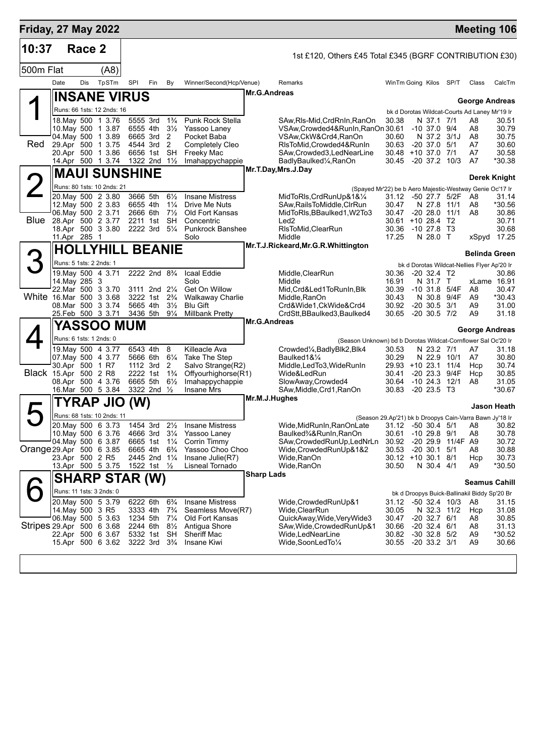# Friday, 27 May 2022

**Meeting 106**

**10:37 Race 2**

1st £120, Others £45 Total £345 (BGRF CONTRIBUTION £30)

500m Flat (A8)

## 1 INSANE VIRUS — Red

Mr.G.Andreas — **George Andreas**

Runs: 66 1sts: 12 2nds: 16 — bk d Dorotas Wildcat-Courts Ad Laney Mr'19 Ir

| Date | Dis | TpSTm | SPI | Fin | By | Winner/Second(Hcp/Venue) | Remarks | WinTm | Going | Kilos | SP/T | Class | CalcTm |
|---|---|---|---|---|---|---|---|---|---|---|---|---|---|
| 18.May | 500 | 1 3.76 | 5555 | 3rd | 1¾ | Punk Rock Stella | SAw,Rls-Mid,CrdRnIn,RanOn | 30.38 | N | 37.1 | 7/1 | A8 | 30.51 |
| 10.May | 500 | 1 3.87 | 6555 | 4th | 3½ | Yassoo Laney | VSAw,Crowded4&RunIn,RanOn | 30.61 | -10 | 37.0 | 9/4 | A8 | 30.79 |
| 04.May | 500 | 1 3.89 | 6665 | 3rd | 2 | Pocket Baba | VSAw,CkW&Crd4,RanOn | 30.60 | N | 37.2 | 3/1J | A8 | 30.75 |
| 29.Apr | 500 | 1 3.75 | 4544 | 3rd | 2 | Completely Cleo | RlsToMid,Crowded4&RunIn | 30.63 | -20 | 37.0 | 5/1 | A7 | 30.60 |
| 20.Apr | 500 | 1 3.86 | 6656 | 1st | SH | Freeky Mac | SAw,Crowded3,LedNearLine | 30.48 | +10 | 37.0 | 7/1 | A7 | 30.58 |
| 14.Apr | 500 | 1 3.74 | 1322 | 2nd | 1½ | Imahappychappie | BadlyBaulked¼,RanOn | 30.45 | -20 | 37.2 | 10/3 | A7 | *30.38 |

## 2 MAUI SUNSHINE — Blue

Mr.T.Day,Mrs.J.Day — **Derek Knight**

Runs: 80 1sts: 10 2nds: 21 — (Spayed Mr'22) be b Aero Majestic-Westway Genie Oc'17 Ir

| Date | Dis | TpSTm | SPI | Fin | By | Winner/Second(Hcp/Venue) | Remarks | WinTm | Going | Kilos | SP/T | Class | CalcTm |
|---|---|---|---|---|---|---|---|---|---|---|---|---|---|
| 20.May | 500 | 2 3.80 | 3666 | 5th | 6½ | Insane Mistress | MidToRls,CrdRunUp&1&¼ | 31.12 | -50 | 27.7 | 5/2F | A8 | 31.14 |
| 12.May | 500 | 2 3.83 | 6655 | 4th | 1¼ | Drive Me Nuts | SAw,RailsToMiddle,ClrRun | 30.47 | N | 27.8 | 11/1 | A8 | *30.56 |
| 06.May | 500 | 2 3.71 | 2666 | 6th | 7½ | Old Fort Kansas | MidToRls,BBaulked1,W2To3 | 30.47 | -20 | 28.0 | 11/1 | A8 | 30.86 |
| 28.Apr | 500 | 2 3.77 | 2211 | 1st | SH | Concentric | Led2 | 30.61 | +10 | 28.4 | T2 | | 30.71 |
| 18.Apr | 500 | 3 3.80 | 2222 | 3rd | 5¼ | Punkrock Banshee | RlsToMid,ClearRun | 30.36 | -10 | 27.8 | T3 | | 30.68 |
| 11.Apr | 285 | 1 | | | | Solo | Middle | 17.25 | N | 28.0 | T | xSpyd | 17.25 |

## 3 HOLLYHILL BEANIE — White

Mr.T.J.Rickeard,Mr.G.R.Whittington — **Belinda Green**

Runs: 5 1sts: 2 2nds: 1 — bk d Dorotas Wildcat-Nellies Flyer Ap'20 Ir

| Date | Dis | TpSTm | SPI | Fin | By | Winner/Second(Hcp/Venue) | Remarks | WinTm | Going | Kilos | SP/T | Class | CalcTm |
|---|---|---|---|---|---|---|---|---|---|---|---|---|---|
| 19.May | 500 | 4 3.71 | 2222 | 2nd | 8¾ | Icaal Eddie | Middle,ClearRun | 30.36 | -20 | 32.4 | T2 | | 30.86 |
| 14.May | 285 | 3 | | | | Solo | Middle | 16.91 | N | 31.7 | T | xLame | 16.91 |
| 22.Mar | 500 | 3 3.70 | 3111 | 2nd | 2¼ | Get On Willow | Mid,Crd&Led1ToRunIn,Blk | 30.39 | -10 | 31.8 | 5/4F | A8 | 30.47 |
| 16.Mar | 500 | 3 3.68 | 3222 | 1st | 2¾ | Walkaway Charlie | Middle,RanOn | 30.43 | N | 30.8 | 9/4F | A9 | *30.43 |
| 08.Mar | 500 | 3 3.74 | 5665 | 4th | 3½ | Blu Gift | Crd&Wide1,CkWide&Crd4 | 30.92 | -20 | 30.5 | 3/1 | A9 | 31.00 |
| 25.Feb | 500 | 3 3.71 | 3436 | 5th | 9¼ | Millbank Pretty | CrdStt,BBaulked3,Baulked4 | 30.65 | -20 | 30.5 | 7/2 | A9 | 31.18 |

## 4 YASSOO MUM — Black

Mr.G.Andreas — **George Andreas**

Runs: 6 1sts: 1 2nds: 0 — (Season Unknown) bd b Dorotas Wildcat-Cornflower Sal Oc'20 Ir

| Date | Dis | TpSTm | SPI | Fin | By | Winner/Second(Hcp/Venue) | Remarks | WinTm | Going | Kilos | SP/T | Class | CalcTm |
|---|---|---|---|---|---|---|---|---|---|---|---|---|---|
| 19.May | 500 | 4 3.77 | 6543 | 4th | 8 | Killeacle Ava | Crowded¼,BadlyBlk2,Blk4 | 30.53 | N | 23.2 | 7/1 | A7 | 31.18 |
| 07.May | 500 | 4 3.77 | 5666 | 6th | 6¼ | Take The Step | Baulked1&¼ | 30.29 | N | 22.9 | 10/1 | A7 | 30.80 |
| 30.Apr | 500 | 1 R7 | 1112 | 3rd | 2 | Salvo Strange(R2) | Middle,LedTo3,WideRunIn | 29.93 | +10 | 23.1 | 11/4 | Hcp | 30.74 |
| 15.Apr | 500 | 2 R8 | 2222 | 1st | 1¾ | Offyourhighorse(R1) | Wide&LedRun | 30.41 | -20 | 23.3 | 9/4F | Hcp | 30.85 |
| 08.Apr | 500 | 4 3.76 | 6665 | 5th | 6½ | Imahappychappie | SlowAway,Crowded4 | 30.64 | -10 | 24.3 | 12/1 | A8 | 31.05 |
| 16.Mar | 500 | 5 3.84 | 3322 | 2nd | ½ | Insane Mrs | SAw,Middle,Crd1,RanOn | 30.83 | -20 | 23.5 | T3 | | *30.67 |

## 5 TYRAP JIO (W) — Orange

Mr.M.J.Hughes — **Jason Heath**

Runs: 68 1sts: 10 2nds: 11 — (Season 29.Ap'21) bk b Droopys Cain-Varra Bawn Jy'18 Ir

| Date | Dis | TpSTm | SPI | Fin | By | Winner/Second(Hcp/Venue) | Remarks | WinTm | Going | Kilos | SP/T | Class | CalcTm |
|---|---|---|---|---|---|---|---|---|---|---|---|---|---|
| 20.May | 500 | 6 3.73 | 1454 | 3rd | 2½ | Insane Mistress | Wide,MidRunIn,RanOnLate | 31.12 | -50 | 30.4 | 5/1 | A8 | 30.82 |
| 10.May | 500 | 6 3.76 | 4666 | 3rd | 3¼ | Yassoo Laney | Baulked¾&RunIn,RanOn | 30.61 | -10 | 29.8 | 9/1 | A8 | 30.78 |
| 04.May | 500 | 6 3.87 | 6665 | 1st | 1¼ | Corrin Timmy | SAw,CrowdedRunUp,LedNrLn | 30.92 | -20 | 29.9 | 11/4F | A9 | 30.72 |
| 29.Apr | 500 | 6 3.85 | 6665 | 4th | 6¾ | Yassoo Choo Choo | Wide,CrowdedRunUp&1&2 | 30.53 | -20 | 30.1 | 5/1 | A8 | 30.88 |
| 23.Apr | 500 | 2 R5 | 2445 | 2nd | 1¼ | Insane Julie(R7) | Wide,RanOn | 30.12 | +10 | 30.1 | 8/1 | Hcp | 30.73 |
| 13.Apr | 500 | 5 3.75 | 1522 | 1st | ½ | Lisneal Tornado | Wide,RanOn | 30.50 | N | 30.4 | 4/1 | A9 | *30.50 |

## 6 SHARP STAR (W) — Stripes

Sharp Lads — **Seamus Cahill**

Runs: 11 1sts: 3 2nds: 0 — bk d Droopys Buick-Ballinakil Biddy Sp'20 Br

| Date | Dis | TpSTm | SPI | Fin | By | Winner/Second(Hcp/Venue) | Remarks | WinTm | Going | Kilos | SP/T | Class | CalcTm |
|---|---|---|---|---|---|---|---|---|---|---|---|---|---|
| 20.May | 500 | 5 3.79 | 6222 | 6th | 6¾ | Insane Mistress | Wide,CrowdedRunUp&1 | 31.12 | -50 | 32.4 | 10/3 | A8 | 31.15 |
| 14.May | 500 | 3 R5 | 3333 | 4th | 7¾ | Seamless Move(R7) | Wide,ClearRun | 30.05 | N | 32.3 | 11/2 | Hcp | 31.08 |
| 06.May | 500 | 5 3.63 | 1234 | 5th | 7¼ | Old Fort Kansas | QuickAway,Wide,VeryWide3 | 30.47 | -20 | 32.7 | 6/1 | A8 | 30.85 |
| 29.Apr | 500 | 6 3.68 | 2244 | 6th | 8½ | Antigua Shore | SAw,Wide,CrowdedRunUp&1 | 30.66 | -20 | 32.4 | 6/1 | A8 | 31.13 |
| 22.Apr | 500 | 6 3.67 | 5332 | 1st | SH | Sheriff Mac | Wide,LedNearLine | 30.82 | -30 | 32.8 | 5/2 | A9 | *30.52 |
| 15.Apr | 500 | 6 3.62 | 3222 | 3rd | 3¾ | Insane Kiwi | Wide,SoonLedTo¼ | 30.55 | -20 | 33.2 | 3/1 | A9 | 30.66 |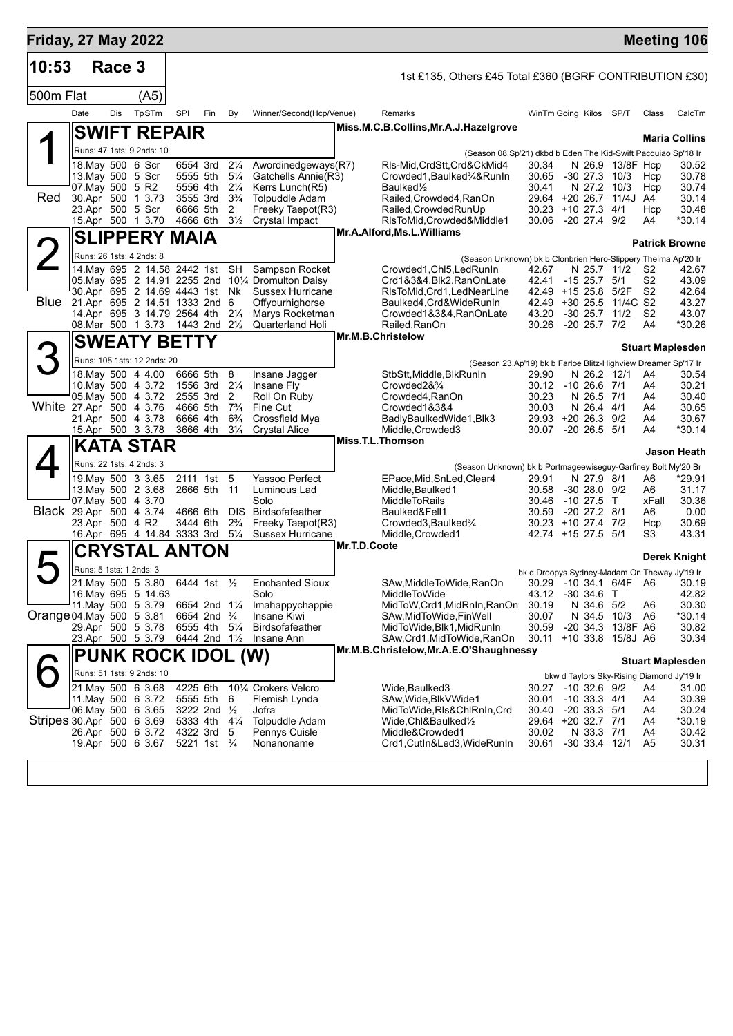## Friday, 27 May 2022

**Meeting 106**

**10:53 Race 3** — 1st £135, Others £45 Total £360 (BGRF CONTRIBUTION £30)

500m Flat (A5)

| Date | Dis | TpSTm | SPI | Fin | By | Winner/Second(Hcp/Venue) | Remarks | WinTm | Going | Kilos | SP/T | Class | CalcTm |
|---|---|---|---|---|---|---|---|---|---|---|---|---|---|

### 1 (Red) SWIFT REPAIR
Miss.M.C.B.Collins,Mr.A.J.Hazelgrove — **Maria Collins**

Runs: 47 1sts: 9 2nds: 10 — (Season 08.Sp'21) dkbd b Eden The Kid-Swift Pacquiao Sp'18 Ir

| Date | Dis | TpSTm | SPI | Fin | By | Winner/Second(Hcp/Venue) | Remarks | WinTm | Going | Kilos | SP/T | Class | CalcTm |
|---|---|---|---|---|---|---|---|---|---|---|---|---|---|
| 18.May | 500 | 6 Scr | 6554 | 3rd | 2¼ | Awordinedgeways(R7) | Rls-Mid,CrdStt,Crd&CkMid4 | 30.34 | N | 26.9 | 13/8F | Hcp | 30.52 |
| 13.May | 500 | 5 Scr | 5555 | 5th | 5¼ | Gatchells Annie(R3) | Crowded1,Baulked¾&RunIn | 30.65 | -30 | 27.3 | 10/3 | Hcp | 30.78 |
| 07.May | 500 | 5 R2 | 5556 | 4th | 2¼ | Kerrs Lunch(R5) | Baulked½ | 30.41 | N | 27.2 | 10/3 | Hcp | 30.74 |
| 30.Apr | 500 | 1 3.73 | 3555 | 3rd | 3¾ | Tolpuddle Adam | Railed,Crowded4,RanOn | 29.64 | +20 | 26.7 | 11/4J | A4 | 30.14 |
| 23.Apr | 500 | 5 Scr | 6666 | 5th | 2 | Freeky Taepot(R3) | Railed,CrowdedRunUp | 30.23 | +10 | 27.3 | 4/1 | Hcp | 30.48 |
| 15.Apr | 500 | 1 3.70 | 4666 | 6th | 3½ | Crystal Impact | RlsToMid,Crowded&Middle1 | 30.06 | -20 | 27.4 | 9/2 | A4 | *30.14 |

### 2 (Blue) SLIPPERY MAIA
Mr.A.Alford,Ms.L.Williams — **Patrick Browne**

Runs: 26 1sts: 4 2nds: 8 — (Season Unknown) bk b Clonbrien Hero-Slippery Thelma Ap'20 Ir

| Date | Dis | TpSTm | SPI | Fin | By | Winner/Second(Hcp/Venue) | Remarks | WinTm | Going | Kilos | SP/T | Class | CalcTm |
|---|---|---|---|---|---|---|---|---|---|---|---|---|---|
| 14.May | 695 | 2 14.58 | 2442 | 1st | SH | Sampson Rocket | Crowded1,Chl5,LedRunIn | 42.67 | N | 25.7 | 11/2 | S2 | 42.67 |
| 05.May | 695 | 2 14.91 | 2255 | 2nd | 10¼ | Dromulton Daisy | Crd1&3&4,Blk2,RanOnLate | 42.41 | -15 | 25.7 | 5/1 | S2 | 43.09 |
| 30.Apr | 695 | 2 14.69 | 4443 | 1st | Nk | Sussex Hurricane | RlsToMid,Crd1,LedNearLine | 42.49 | +15 | 25.8 | 5/2F | S2 | 42.64 |
| 21.Apr | 695 | 2 14.51 | 1333 | 2nd | 6 | Offyourhighorse | Baulked4,Crd&WideRunIn | 42.49 | +30 | 25.5 | 11/4C | S2 | 43.27 |
| 14.Apr | 695 | 3 14.79 | 2564 | 4th | 2¼ | Marys Rocketman | Crowded1&3&4,RanOnLate | 43.20 | -30 | 25.7 | 11/2 | S2 | 43.07 |
| 08.Mar | 500 | 1 3.73 | 1443 | 2nd | 2½ | Quarterland Holi | Railed,RanOn | 30.26 | -20 | 25.7 | 7/2 | A4 | *30.26 |

### 3 (White) SWEATY BETTY
Mr.M.B.Christelow — **Stuart Maplesden**

Runs: 105 1sts: 12 2nds: 20 — (Season 23.Ap'19) bk b Farloe Blitz-Highview Dreamer Sp'17 Ir

| Date | Dis | TpSTm | SPI | Fin | By | Winner/Second(Hcp/Venue) | Remarks | WinTm | Going | Kilos | SP/T | Class | CalcTm |
|---|---|---|---|---|---|---|---|---|---|---|---|---|---|
| 18.May | 500 | 4 4.00 | 6666 | 5th | 8 | Insane Jagger | StbStt,Middle,BlkRunIn | 29.90 | N | 26.2 | 12/1 | A4 | 30.54 |
| 10.May | 500 | 4 3.72 | 1556 | 3rd | 2¼ | Insane Fly | Crowded2&¾ | 30.12 | -10 | 26.6 | 7/1 | A4 | 30.21 |
| 05.May | 500 | 4 3.72 | 2555 | 3rd | 2 | Roll On Ruby | Crowded4,RanOn | 30.23 | N | 26.5 | 7/1 | A4 | 30.40 |
| 27.Apr | 500 | 4 3.76 | 4666 | 5th | 7¾ | Fine Cut | Crowded1&3&4 | 30.03 | N | 26.4 | 4/1 | A4 | 30.65 |
| 21.Apr | 500 | 4 3.78 | 6666 | 4th | 6¾ | Crossfield Mya | BadlyBaulkedWide1,Blk3 | 29.93 | +20 | 26.3 | 9/2 | A4 | 30.67 |
| 15.Apr | 500 | 3 3.78 | 3666 | 4th | 3¼ | Crystal Alice | Middle,Crowded3 | 30.07 | -20 | 26.5 | 5/1 | A4 | *30.14 |

### 4 (Black) KATA STAR
Miss.T.L.Thomson — **Jason Heath**

Runs: 22 1sts: 4 2nds: 3 — (Season Unknown) bk b Portmageewiseguy-Garfiney Bolt My'20 Br

| Date | Dis | TpSTm | SPI | Fin | By | Winner/Second(Hcp/Venue) | Remarks | WinTm | Going | Kilos | SP/T | Class | CalcTm |
|---|---|---|---|---|---|---|---|---|---|---|---|---|---|
| 19.May | 500 | 3 3.65 | 2111 | 1st | 5 | Yassoo Perfect | EPace,Mid,SnLed,Clear4 | 29.91 | N | 27.9 | 8/1 | A6 | *29.91 |
| 13.May | 500 | 2 3.68 | 2666 | 5th | 11 | Luminous Lad | Middle,Baulked1 | 30.58 | -30 | 28.0 | 9/2 | A6 | 31.17 |
| 07.May | 500 | 4 3.70 | | | | Solo | MiddleToRails | 30.46 | -10 | 27.5 | T | xFall | 30.36 |
| 29.Apr | 500 | 4 3.74 | 4666 | 6th | DIS | Birdsofafeather | Baulked&Fell1 | 30.59 | -20 | 27.2 | 8/1 | A6 | 0.00 |
| 23.Apr | 500 | 4 R2 | 3444 | 6th | 2¾ | Freeky Taepot(R3) | Crowded3,Baulked¾ | 30.23 | +10 | 27.4 | 7/2 | Hcp | 30.69 |
| 16.Apr | 695 | 4 14.84 | 3333 | 3rd | 5¼ | Sussex Hurricane | Middle,Crowded1 | 42.74 | +15 | 27.5 | 5/1 | S3 | 43.31 |

### 5 (Orange) CRYSTAL ANTON
Mr.T.D.Coote — **Derek Knight**

Runs: 5 1sts: 1 2nds: 3 — bk d Droopys Sydney-Madam On Theway Jy'19 Ir

| Date | Dis | TpSTm | SPI | Fin | By | Winner/Second(Hcp/Venue) | Remarks | WinTm | Going | Kilos | SP/T | Class | CalcTm |
|---|---|---|---|---|---|---|---|---|---|---|---|---|---|
| 21.May | 500 | 5 3.80 | 6444 | 1st | ½ | Enchanted Sioux | SAw,MiddleToWide,RanOn | 30.29 | -10 | 34.1 | 6/4F | A6 | 30.19 |
| 16.May | 695 | 5 14.63 | | | | Solo | MiddleToWide | 43.12 | -30 | 34.6 | T | | 42.82 |
| 11.May | 500 | 5 3.79 | 6654 | 2nd | 1¼ | Imahappychappie | MidToW,Crd1,MidRnIn,RanOn | 30.19 | N | 34.6 | 5/2 | A6 | 30.30 |
| 04.May | 500 | 5 3.81 | 6654 | 2nd | ¾ | Insane Kiwi | SAw,MidToWide,FinWell | 30.07 | N | 34.5 | 10/3 | A6 | *30.14 |
| 29.Apr | 500 | 5 3.78 | 6555 | 4th | 5¼ | Birdsofafeather | MidToWide,Blk1,MidRunIn | 30.59 | -20 | 34.3 | 13/8F | A6 | 30.82 |
| 23.Apr | 500 | 5 3.79 | 6444 | 2nd | 1½ | Insane Ann | SAw,Crd1,MidToWide,RanOn | 30.11 | +10 | 33.8 | 15/8J | A6 | 30.34 |

### 6 (Stripes) PUNK ROCK IDOL (W)
Mr.M.B.Christelow,Mr.A.E.O'Shaughnessy — **Stuart Maplesden**

Runs: 51 1sts: 9 2nds: 10 — bkw d Taylors Sky-Rising Diamond Jy'19 Ir

| Date | Dis | TpSTm | SPI | Fin | By | Winner/Second(Hcp/Venue) | Remarks | WinTm | Going | Kilos | SP/T | Class | CalcTm |
|---|---|---|---|---|---|---|---|---|---|---|---|---|---|
| 21.May | 500 | 6 3.68 | 4225 | 6th | 10¼ | Crokers Velcro | Wide,Baulked3 | 30.27 | -10 | 32.6 | 9/2 | A4 | 31.00 |
| 11.May | 500 | 6 3.72 | 5555 | 5th | 6 | Flemish Lynda | SAw,Wide,BlkVWide1 | 30.01 | -10 | 33.3 | 4/1 | A4 | 30.39 |
| 06.May | 500 | 6 3.65 | 3222 | 2nd | ½ | Jofra | MidToWide,Rls&ChlRnIn,Crd | 30.40 | -20 | 33.3 | 5/1 | A4 | 30.24 |
| 30.Apr | 500 | 6 3.69 | 5333 | 4th | 4¼ | Tolpuddle Adam | Wide,Chl&Baulked½ | 29.64 | +20 | 32.7 | 7/1 | A4 | *30.19 |
| 26.Apr | 500 | 6 3.72 | 4322 | 3rd | 5 | Pennys Cuisle | Middle&Crowded1 | 30.02 | N | 33.3 | 7/1 | A4 | 30.42 |
| 19.Apr | 500 | 6 3.67 | 5221 | 1st | ¾ | Nonanoname | Crd1,CutIn&Led3,WideRunIn | 30.61 | -30 | 33.4 | 12/1 | A5 | 30.31 |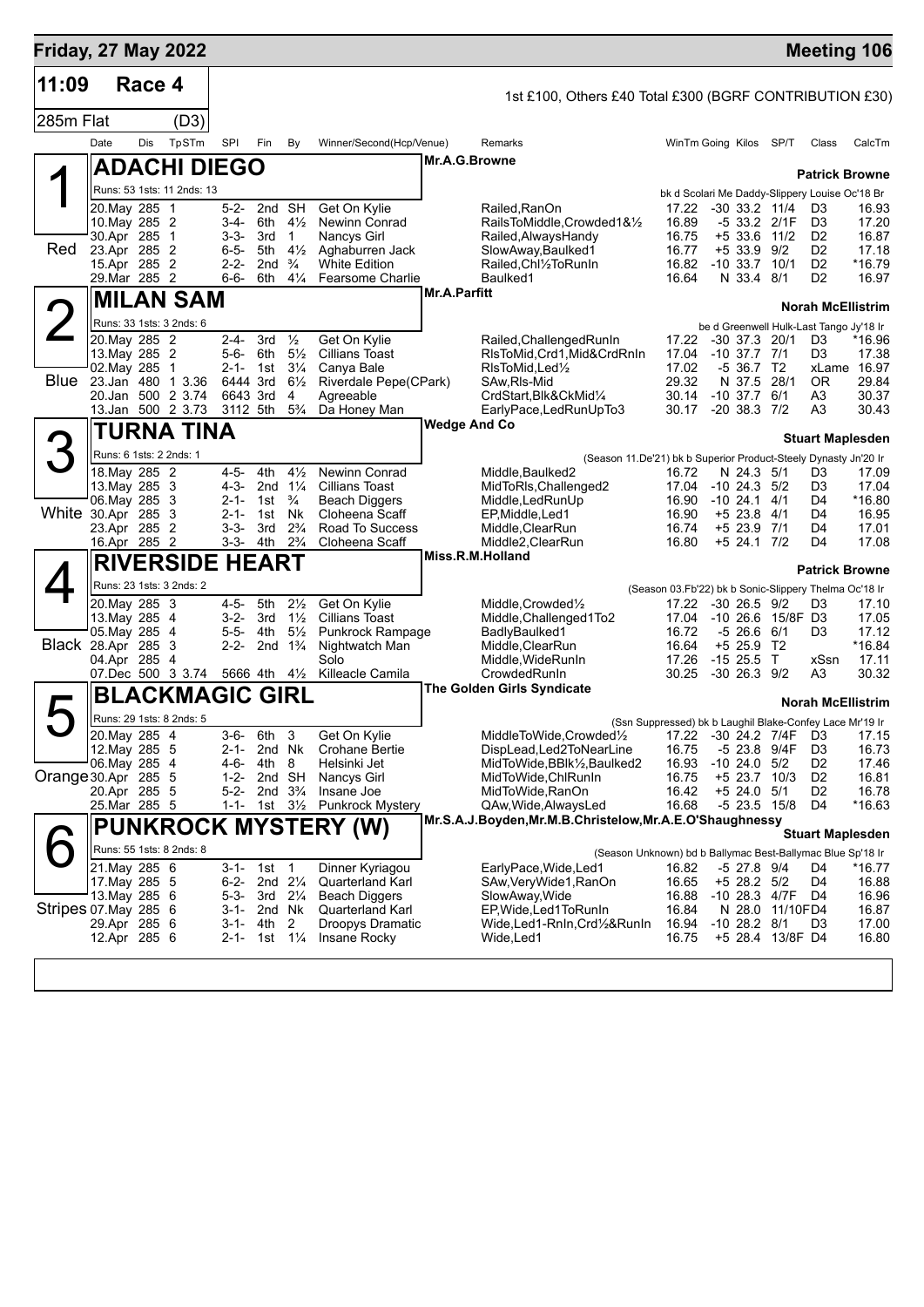## Friday, 27 May 2022 — Meeting 106

**11:09 Race 4** — 1st £100, Others £40 Total £300 (BGRF CONTRIBUTION £30)

**285m Flat (D3)**

| Date | Dis | TpSTm | SPI | Fin | By | Winner/Second(Hcp/Venue) | Remarks | WinTm | Going | Kilos | SP/T | Class | CalcTm |
|---|---|---|---|---|---|---|---|---|---|---|---|---|---|

### 1 Red — ADACHI DIEGO
Mr.A.G.Browne — Patrick Browne
Runs: 53 1sts: 11 2nds: 13 — bk d Scolari Me Daddy-Slippery Louise Oc'18 Br

| Date | Dis | TpSTm | SPI | Fin | By | Winner/Second(Hcp/Venue) | Remarks | WinTm | Going | Kilos | SP/T | Class | CalcTm |
|---|---|---|---|---|---|---|---|---|---|---|---|---|---|
| 20.May | 285 | 1 | 5-2- | 2nd | SH | Get On Kylie | Railed,RanOn | 17.22 | -30 | 33.2 | 11/4 | D3 | 16.93 |
| 10.May | 285 | 2 | 3-4- | 6th | 4½ | Newinn Conrad | RailsToMiddle,Crowded1&½ | 16.89 | -5 | 33.2 | 2/1F | D3 | 17.20 |
| 30.Apr | 285 | 1 | 3-3- | 3rd | 1 | Nancys Girl | Railed,AlwaysHandy | 16.75 | +5 | 33.6 | 11/2 | D2 | 16.87 |
| 23.Apr | 285 | 2 | 6-5- | 5th | 4½ | Aghaburren Jack | SlowAway,Baulked1 | 16.77 | +5 | 33.9 | 9/2 | D2 | 17.18 |
| 15.Apr | 285 | 2 | 2-2- | 2nd | ¾ | White Edition | Railed,Chl½ToRunIn | 16.82 | -10 | 33.7 | 10/1 | D2 | *16.79 |
| 29.Mar | 285 | 2 | 6-6- | 6th | 4¼ | Fearsome Charlie | Baulked1 | 16.64 | N | 33.4 | 8/1 | D2 | 16.97 |

### 2 Blue — MILAN SAM
Mr.A.Parfitt — Norah McEllistrim
Runs: 33 1sts: 3 2nds: 6 — be d Greenwell Hulk-Last Tango Jy'18 Ir

| Date | Dis | TpSTm | SPI | Fin | By | Winner/Second(Hcp/Venue) | Remarks | WinTm | Going | Kilos | SP/T | Class | CalcTm |
|---|---|---|---|---|---|---|---|---|---|---|---|---|---|
| 20.May | 285 | 2 | 2-4- | 3rd | ½ | Get On Kylie | Railed,ChallengedRunIn | 17.22 | -30 | 37.3 | 20/1 | D3 | *16.96 |
| 13.May | 285 | 2 | 5-6- | 6th | 5½ | Cillians Toast | RlsToMid,Crd1,Mid&CrdRnIn | 17.04 | -10 | 37.7 | 7/1 | D3 | 17.38 |
| 02.May | 285 | 1 | 2-1- | 1st | 3¼ | Canya Bale | RlsToMid,Led½ | 17.02 | -5 | 36.7 | T2 | xLame | 16.97 |
| 23.Jan | 480 | 1 3.36 | 6444 | 3rd | 6½ | Riverdale Pepe(CPark) | SAw,Rls-Mid | 29.32 | N | 37.5 | 28/1 | OR | 29.84 |
| 20.Jan | 500 | 2 3.74 | 6643 | 3rd | 4 | Agreeable | CrdStart,Blk&CkMid¼ | 30.14 | -10 | 37.7 | 6/1 | A3 | 30.37 |
| 13.Jan | 500 | 2 3.73 | 3112 | 5th | 5¾ | Da Honey Man | EarlyPace,LedRunUpTo3 | 30.17 | -20 | 38.3 | 7/2 | A3 | 30.43 |

### 3 White — TURNA TINA
Wedge And Co — Stuart Maplesden
Runs: 6 1sts: 2 2nds: 1 — (Season 11.De'21) bk b Superior Product-Steely Dynasty Jn'20 Ir

| Date | Dis | TpSTm | SPI | Fin | By | Winner/Second(Hcp/Venue) | Remarks | WinTm | Going | Kilos | SP/T | Class | CalcTm |
|---|---|---|---|---|---|---|---|---|---|---|---|---|---|
| 18.May | 285 | 2 | 4-5- | 4th | 4½ | Newinn Conrad | Middle,Baulked2 | 16.72 | N | 24.3 | 5/1 | D3 | 17.09 |
| 13.May | 285 | 3 | 4-3- | 2nd | 1¼ | Cillians Toast | MidToRls,Challenged2 | 17.04 | -10 | 24.3 | 5/2 | D3 | 17.04 |
| 06.May | 285 | 3 | 2-1- | 1st | ¾ | Beach Diggers | Middle,LedRunUp | 16.90 | -10 | 24.1 | 4/1 | D4 | *16.80 |
| 30.Apr | 285 | 3 | 2-1- | 1st | Nk | Cloheena Scaff | EP,Middle,Led1 | 16.90 | +5 | 23.8 | 4/1 | D4 | 16.95 |
| 23.Apr | 285 | 2 | 3-3- | 3rd | 2¾ | Road To Success | Middle,ClearRun | 16.74 | +5 | 23.9 | 7/1 | D4 | 17.01 |
| 16.Apr | 285 | 2 | 3-3- | 4th | 2¾ | Cloheena Scaff | Middle2,ClearRun | 16.80 | +5 | 24.1 | 7/2 | D4 | 17.08 |

### 4 Black — RIVERSIDE HEART
Miss.R.M.Holland — Patrick Browne
Runs: 23 1sts: 3 2nds: 2 — (Season 03.Fb'22) bk b Sonic-Slippery Thelma Oc'18 Ir

| Date | Dis | TpSTm | SPI | Fin | By | Winner/Second(Hcp/Venue) | Remarks | WinTm | Going | Kilos | SP/T | Class | CalcTm |
|---|---|---|---|---|---|---|---|---|---|---|---|---|---|
| 20.May | 285 | 3 | 4-5- | 5th | 2½ | Get On Kylie | Middle,Crowded½ | 17.22 | -30 | 26.5 | 9/2 | D3 | 17.10 |
| 13.May | 285 | 4 | 3-2- | 3rd | 1½ | Cillians Toast | Middle,Challenged1To2 | 17.04 | -10 | 26.6 | 15/8F | D3 | 17.05 |
| 05.May | 285 | 4 | 5-5- | 4th | 5½ | Punkrock Rampage | BadlyBaulked1 | 16.72 | -5 | 26.6 | 6/1 | D3 | 17.12 |
| 28.Apr | 285 | 3 | 2-2- | 2nd | 1¾ | Nightwatch Man | Middle,ClearRun | 16.64 | +5 | 25.9 | T2 | | *16.84 |
| 04.Apr | 285 | 4 | | | | Solo | Middle,WideRunIn | 17.26 | -15 | 25.5 | T | xSsn | 17.11 |
| 07.Dec | 500 | 3 3.74 | 5666 | 4th | 4½ | Killeacle Camila | CrowdedRunIn | 30.25 | -30 | 26.3 | 9/2 | A3 | 30.32 |

### 5 Orange — BLACKMAGIC GIRL
The Golden Girls Syndicate — Norah McEllistrim
Runs: 29 1sts: 8 2nds: 5 — (Ssn Suppressed) bk b Laughil Blake-Confey Lace Mr'19 Ir

| Date | Dis | TpSTm | SPI | Fin | By | Winner/Second(Hcp/Venue) | Remarks | WinTm | Going | Kilos | SP/T | Class | CalcTm |
|---|---|---|---|---|---|---|---|---|---|---|---|---|---|
| 20.May | 285 | 4 | 3-6- | 6th | 3 | Get On Kylie | MiddleToWide,Crowded½ | 17.22 | -30 | 24.2 | 7/4F | D3 | 17.15 |
| 12.May | 285 | 5 | 2-1- | 2nd | Nk | Crohane Bertie | DispLead,Led2ToNearLine | 16.75 | -5 | 23.8 | 9/4F | D3 | 16.73 |
| 06.May | 285 | 4 | 4-6- | 4th | 8 | Helsinki Jet | MidToWide,BBlk½,Baulked2 | 16.93 | -10 | 24.0 | 5/2 | D2 | 17.46 |
| 30.Apr | 285 | 5 | 1-2- | 2nd | SH | Nancys Girl | MidToWide,ChlRunIn | 16.75 | +5 | 23.7 | 10/3 | D2 | 16.81 |
| 20.Apr | 285 | 5 | 5-2- | 2nd | 3¾ | Insane Joe | MidToWide,RanOn | 16.42 | +5 | 24.0 | 5/1 | D2 | 16.78 |
| 25.Mar | 285 | 5 | 1-1- | 1st | 3½ | Punkrock Mystery | QAw,Wide,AlwaysLed | 16.68 | -5 | 23.5 | 15/8 | D4 | *16.63 |

### 6 Stripes — PUNKROCK MYSTERY (W)
Mr.S.A.J.Boyden,Mr.M.B.Christelow,Mr.A.E.O'Shaughnessy — Stuart Maplesden
Runs: 55 1sts: 18 2nds: 8 — (Season Unknown) bd b Ballymac Best-Ballymac Blue Sp'18 Ir

| Date | Dis | TpSTm | SPI | Fin | By | Winner/Second(Hcp/Venue) | Remarks | WinTm | Going | Kilos | SP/T | Class | CalcTm |
|---|---|---|---|---|---|---|---|---|---|---|---|---|---|
| 21.May | 285 | 6 | 3-1- | 1st | 1 | Dinner Kyriagou | EarlyPace,Wide,Led1 | 16.82 | -5 | 27.8 | 9/4 | D4 | *16.77 |
| 17.May | 285 | 5 | 6-2- | 2nd | 2¼ | Quarterland Karl | SAw,VeryWide1,RanOn | 16.65 | +5 | 28.2 | 5/2 | D4 | 16.88 |
| 13.May | 285 | 6 | 5-3- | 3rd | 2¼ | Beach Diggers | SlowAway,Wide | 16.88 | -10 | 28.3 | 4/7F | D4 | 16.96 |
| 07.May | 285 | 6 | 3-1- | 2nd | Nk | Quarterland Karl | EP,Wide,Led1ToRunIn | 16.84 | N | 28.0 | 11/10F | D4 | 16.87 |
| 29.Apr | 285 | 6 | 3-1- | 4th | 2 | Droopys Dramatic | Wide,Led1-RnIn,Crd½&RunIn | 16.94 | -10 | 28.2 | 8/1 | D3 | 17.00 |
| 12.Apr | 285 | 6 | 2-1- | 1st | 1¼ | Insane Rocky | Wide,Led1 | 16.75 | +5 | 28.4 | 13/8F | D4 | 16.80 |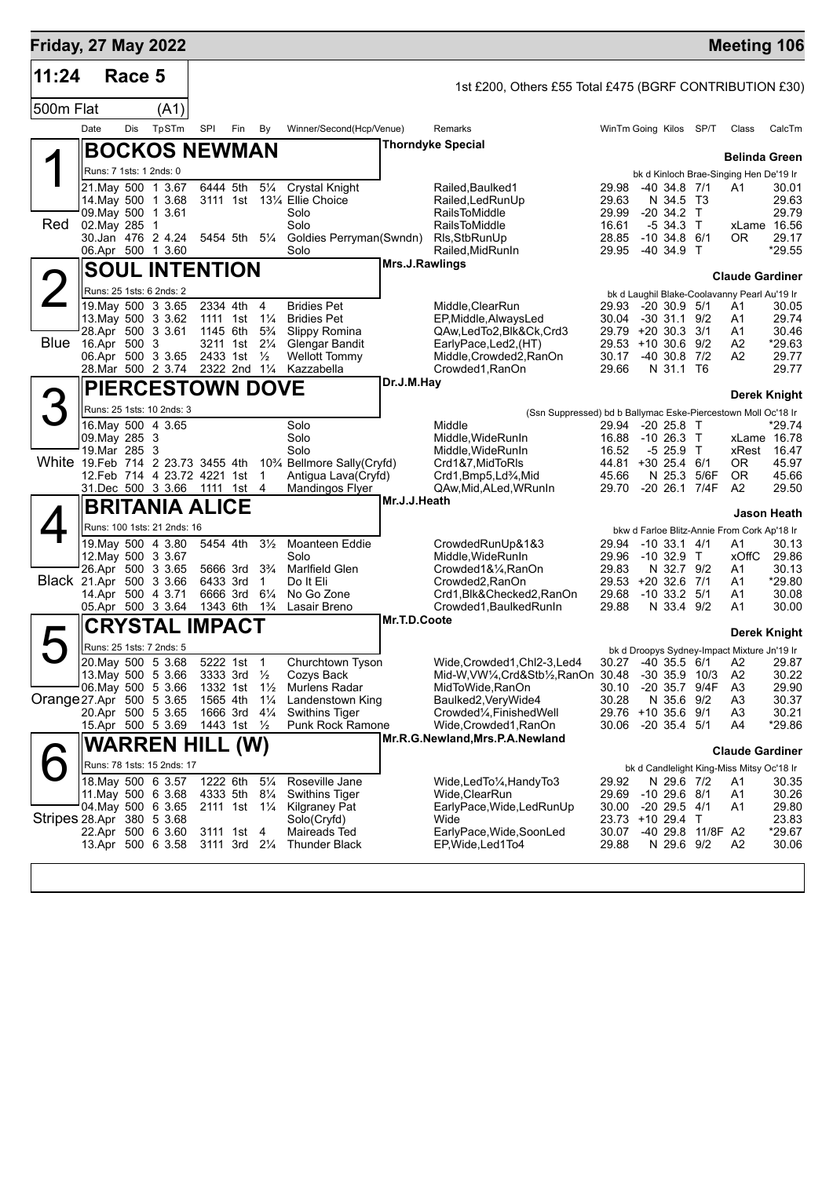## Friday, 27 May 2022 — Meeting 106

**11:24 Race 5** — 1st £200, Others £55 Total £475 (BGRF CONTRIBUTION £30)

**500m Flat (A1)**

| Date | Dis | TpSTm | SPI | Fin | By | Winner/Second(Hcp/Venue) | Remarks | WinTm | Going | Kilos | SP/T | Class | CalcTm |
|---|---|---|---|---|---|---|---|---|---|---|---|---|---|

### 1 Red — BOCKOS NEWMAN
Thorndyke Special — Belinda Green
Runs: 7 1sts: 1 2nds: 0 — bk d Kinloch Brae-Singing Hen De'19 Ir

| Date | Dis | TpSTm | SPI | Fin | By | Winner/Second(Hcp/Venue) | Remarks | WinTm | Going | Kilos | SP/T | Class | CalcTm |
|---|---|---|---|---|---|---|---|---|---|---|---|---|---|
| 21.May | 500 | 1 3.67 | 6444 | 5th | 5¼ | Crystal Knight | Railed,Baulked1 | 29.98 | -40 | 34.8 | 7/1 | A1 | 30.01 |
| 14.May | 500 | 1 3.68 | 3111 | 1st | 13¼ | Ellie Choice | Railed,LedRunUp | 29.63 | N | 34.5 | T3 | | 29.63 |
| 09.May | 500 | 1 3.61 | | | | Solo | RailsToMiddle | 29.99 | -20 | 34.2 | T | | 29.79 |
| 02.May | 285 | 1 | | | | Solo | RailsToMiddle | 16.61 | -5 | 34.3 | T | xLame | 16.56 |
| 30.Jan | 476 | 2 4.24 | 5454 | 5th | 5¼ | Goldies Perryman(Swndn) | Rls,StbRunUp | 28.85 | -10 | 34.8 | 6/1 | OR | 29.17 |
| 06.Apr | 500 | 1 3.60 | | | | Solo | Railed,MidRunIn | 29.95 | -40 | 34.9 | T | | *29.55 |

### 2 Blue — SOUL INTENTION
Mrs.J.Rawlings — Claude Gardiner
Runs: 25 1sts: 6 2nds: 2 — bk d Laughil Blake-Coolavanny Pearl Au'19 Ir

| Date | Dis | TpSTm | SPI | Fin | By | Winner/Second(Hcp/Venue) | Remarks | WinTm | Going | Kilos | SP/T | Class | CalcTm |
|---|---|---|---|---|---|---|---|---|---|---|---|---|---|
| 19.May | 500 | 3 3.65 | 2334 | 4th | 4 | Bridies Pet | Middle,ClearRun | 29.93 | -20 | 30.9 | 5/1 | A1 | 30.05 |
| 13.May | 500 | 3 3.62 | 1111 | 1st | 1¼ | Bridies Pet | EP,Middle,AlwaysLed | 30.04 | -30 | 31.1 | 9/2 | A1 | 29.74 |
| 28.Apr | 500 | 3 3.61 | 1145 | 6th | 5¾ | Slippy Romina | QAw,LedTo2,Blk&Ck,Crd3 | 29.79 | +20 | 30.3 | 3/1 | A1 | 30.46 |
| 16.Apr | 500 | 3 | 3211 | 1st | 2¼ | Glengar Bandit | EarlyPace,Led2,(HT) | 29.53 | +10 | 30.6 | 9/2 | A2 | *29.63 |
| 06.Apr | 500 | 3 3.65 | 2433 | 1st | ½ | Wellott Tommy | Middle,Crowded2,RanOn | 30.17 | -40 | 30.8 | 7/2 | A2 | 29.77 |
| 28.Mar | 500 | 2 3.74 | 2322 | 2nd | 1¼ | Kazzabella | Crowded1,RanOn | 29.66 | N | 31.1 | T6 | | 29.77 |

### 3 White — PIERCESTOWN DOVE
Dr.J.M.Hay — Derek Knight
Runs: 25 1sts: 10 2nds: 3 — (Ssn Suppressed) bd b Ballymac Eske-Piercestown Moll Oc'18 Ir

| Date | Dis | TpSTm | SPI | Fin | By | Winner/Second(Hcp/Venue) | Remarks | WinTm | Going | Kilos | SP/T | Class | CalcTm |
|---|---|---|---|---|---|---|---|---|---|---|---|---|---|
| 16.May | 500 | 4 3.65 | | | | Solo | Middle | 29.94 | -20 | 25.8 | T | | *29.74 |
| 09.May | 285 | 3 | | | | Solo | Middle,WideRunIn | 16.88 | -10 | 26.3 | T | xLame | 16.78 |
| 19.Mar | 285 | 3 | | | | Solo | Middle,WideRunIn | 16.52 | -5 | 25.9 | T | xRest | 16.47 |
| 19.Feb | 714 | 2 23.73 | 3455 | 4th | 10¾ | Bellmore Sally(Cryfd) | Crd1&7,MidToRls | 44.81 | +30 | 25.4 | 6/1 | OR | 45.97 |
| 12.Feb | 714 | 4 23.72 | 4221 | 1st | 1 | Antigua Lava(Cryfd) | Crd1,Bmp5,Ld¾,Mid | 45.66 | N | 25.3 | 5/6F | OR | 45.66 |
| 31.Dec | 500 | 3 3.66 | 1111 | 1st | 4 | Mandingos Flyer | QAw,Mid,ALed,WRunIn | 29.70 | -20 | 26.1 | 7/4F | A2 | 29.50 |

### 4 Black — BRITANIA ALICE
Mr.J.J.Heath — Jason Heath
Runs: 100 1sts: 21 2nds: 16 — bkw d Farloe Blitz-Annie From Cork Ap'18 Ir

| Date | Dis | TpSTm | SPI | Fin | By | Winner/Second(Hcp/Venue) | Remarks | WinTm | Going | Kilos | SP/T | Class | CalcTm |
|---|---|---|---|---|---|---|---|---|---|---|---|---|---|
| 19.May | 500 | 4 3.80 | 5454 | 4th | 3½ | Moanteen Eddie | CrowdedRunUp&1&3 | 29.94 | -10 | 33.1 | 4/1 | A1 | 30.13 |
| 12.May | 500 | 3 3.67 | | | | Solo | Middle,WideRunIn | 29.96 | -10 | 32.9 | T | xOffC | 29.86 |
| 26.Apr | 500 | 3 3.65 | 5666 | 3rd | 3¾ | Marlfield Glen | Crowded1&¼,RanOn | 29.83 | N | 32.7 | 9/2 | A1 | 30.13 |
| 21.Apr | 500 | 3 3.66 | 6433 | 3rd | 1 | Do It Eli | Crowded2,RanOn | 29.53 | +20 | 32.6 | 7/1 | A1 | *29.80 |
| 14.Apr | 500 | 4 3.71 | 6666 | 3rd | 6¼ | No Go Zone | Crd1,Blk&Checked2,RanOn | 29.68 | -10 | 33.2 | 5/1 | A1 | 30.08 |
| 05.Apr | 500 | 3 3.64 | 1343 | 6th | 1¾ | Lasair Breno | Crowded1,BaulkedRunIn | 29.88 | N | 33.4 | 9/2 | A1 | 30.00 |

### 5 Orange — CRYSTAL IMPACT
Mr.T.D.Coote — Derek Knight
Runs: 25 1sts: 7 2nds: 5 — bk d Droopys Sydney-Impact Mixture Jn'19 Ir

| Date | Dis | TpSTm | SPI | Fin | By | Winner/Second(Hcp/Venue) | Remarks | WinTm | Going | Kilos | SP/T | Class | CalcTm |
|---|---|---|---|---|---|---|---|---|---|---|---|---|---|
| 20.May | 500 | 5 3.68 | 5222 | 1st | 1 | Churchtown Tyson | Wide,Crowded1,Chl2-3,Led4 | 30.27 | -40 | 35.5 | 6/1 | A2 | 29.87 |
| 13.May | 500 | 5 3.66 | 3333 | 3rd | ½ | Cozys Back | Mid-W,VW¼,Crd&Stb½,RanOn | 30.48 | -30 | 35.9 | 10/3 | A2 | 30.22 |
| 06.May | 500 | 5 3.66 | 1332 | 1st | 1½ | Murlens Radar | MidToWide,RanOn | 30.10 | -20 | 35.7 | 9/4F | A3 | 29.90 |
| 27.Apr | 500 | 5 3.65 | 1565 | 4th | 1¼ | Landenstown King | Baulked2,VeryWide4 | 30.28 | N | 35.6 | 9/2 | A3 | 30.37 |
| 20.Apr | 500 | 5 3.65 | 1666 | 3rd | 4¼ | Swithins Tiger | Crowded¼,FinishedWell | 29.76 | +10 | 35.6 | 9/1 | A3 | 30.21 |
| 15.Apr | 500 | 5 3.69 | 1443 | 1st | ½ | Punk Rock Ramone | Wide,Crowded1,RanOn | 30.06 | -20 | 35.4 | 5/1 | A4 | *29.86 |

### 6 Stripes — WARREN HILL (W)
Mr.R.G.Newland,Mrs.P.A.Newland — Claude Gardiner
Runs: 78 1sts: 15 2nds: 17 — bk d Candlelight King-Miss Mitsy Oc'18 Ir

| Date | Dis | TpSTm | SPI | Fin | By | Winner/Second(Hcp/Venue) | Remarks | WinTm | Going | Kilos | SP/T | Class | CalcTm |
|---|---|---|---|---|---|---|---|---|---|---|---|---|---|
| 18.May | 500 | 6 3.57 | 1222 | 6th | 5¼ | Roseville Jane | Wide,LedTo¼,HandyTo3 | 29.92 | N | 29.6 | 7/2 | A1 | 30.35 |
| 11.May | 500 | 6 3.68 | 4333 | 5th | 8¼ | Swithins Tiger | Wide,ClearRun | 29.69 | -10 | 29.6 | 8/1 | A1 | 30.26 |
| 04.May | 500 | 6 3.65 | 2111 | 1st | 1¼ | Kilgraney Pat | EarlyPace,Wide,LedRunUp | 30.00 | -20 | 29.5 | 4/1 | A1 | 29.80 |
| 28.Apr | 380 | 5 3.68 | | | | Solo(Cryfd) | Wide | 23.73 | +10 | 29.4 | T | | 23.83 |
| 22.Apr | 500 | 6 3.60 | 3111 | 1st | 4 | Maireads Ted | EarlyPace,Wide,SoonLed | 30.07 | -40 | 29.8 | 11/8F | A2 | *29.67 |
| 13.Apr | 500 | 6 3.58 | 3111 | 3rd | 2¼ | Thunder Black | EP,Wide,Led1To4 | 29.88 | N | 29.6 | 9/2 | A2 | 30.06 |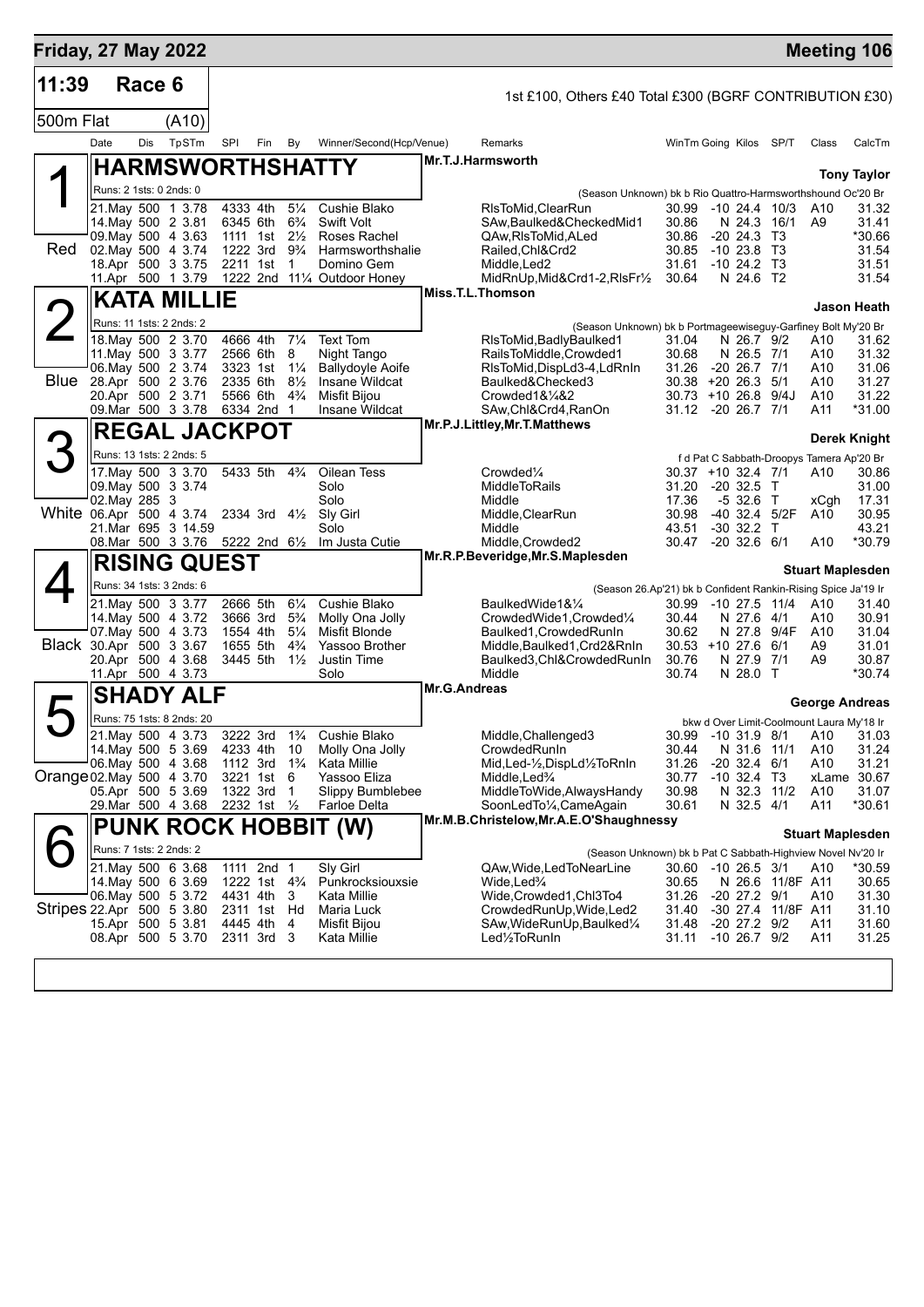## Friday, 27 May 2022 — Meeting 106

**11:39 Race 6** — 1st £100, Others £40 Total £300 (BGRF CONTRIBUTION £30)

**500m Flat (A10)**

| Date | Dis | TpSTm | SPI | Fin | By | Winner/Second(Hcp/Venue) | Remarks | WinTm | Going | Kilos | SP/T | Class | CalcTm |
|---|---|---|---|---|---|---|---|---|---|---|---|---|---|

### 1 (Red) HARMSWORTHSHATTY — Mr.T.J.Harmsworth — Tony Taylor

Runs: 2 1sts: 0 2nds: 0 — (Season Unknown) bk b Rio Quattro-Harmsworthshound Oc'20 Br

| Date | Dis | TpSTm | SPI | Fin | By | Winner/Second(Hcp/Venue) | Remarks | WinTm | Going | Kilos | SP/T | Class | CalcTm |
|---|---|---|---|---|---|---|---|---|---|---|---|---|---|
| 21.May | 500 | 1 3.78 | 4333 | 4th | 5¼ | Cushie Blako | RlsToMid,ClearRun | 30.99 | -10 | 24.4 | 10/3 | A10 | 31.32 |
| 14.May | 500 | 2 3.81 | 6345 | 6th | 6¾ | Swift Volt | SAw,Baulked&CheckedMid1 | 30.86 | N | 24.3 | 16/1 | A9 | 31.41 |
| 09.May | 500 | 4 3.63 | 1111 | 1st | 2½ | Roses Rachel | QAw,RlsToMid,ALed | 30.86 | -20 | 24.3 | T3 | | *30.66 |
| 02.May | 500 | 4 3.74 | 1222 | 3rd | 9¾ | Harmsworthshalie | Railed,Chl&Crd2 | 30.85 | -10 | 23.8 | T3 | | 31.54 |
| 18.Apr | 500 | 3 3.75 | 2211 | 1st | 1 | Domino Gem | Middle,Led2 | 31.61 | -10 | 24.2 | T3 | | 31.51 |
| 11.Apr | 500 | 1 3.79 | 1222 | 2nd | 11¼ | Outdoor Honey | MidRnUp,Mid&Crd1-2,RlsFr½ | 30.64 | N | 24.6 | T2 | | 31.54 |

### 2 (Blue) KATA MILLIE — Miss.T.L.Thomson — Jason Heath

Runs: 11 1sts: 2 2nds: 2 — (Season Unknown) bk b Portmageewiseguy-Garfiney Bolt My'20 Br

| Date | Dis | TpSTm | SPI | Fin | By | Winner/Second(Hcp/Venue) | Remarks | WinTm | Going | Kilos | SP/T | Class | CalcTm |
|---|---|---|---|---|---|---|---|---|---|---|---|---|---|
| 18.May | 500 | 2 3.70 | 4666 | 4th | 7¼ | Text Tom | RlsToMid,BadlyBaulked1 | 31.04 | N | 26.7 | 9/2 | A10 | 31.62 |
| 11.May | 500 | 3 3.77 | 2566 | 6th | 8 | Night Tango | RailsToMiddle,Crowded1 | 30.68 | N | 26.5 | 7/1 | A10 | 31.32 |
| 06.May | 500 | 2 3.74 | 3323 | 1st | 1¼ | Ballydoyle Aoife | RlsToMid,DispLd3-4,LdRnIn | 31.26 | -20 | 26.7 | 7/1 | A10 | 31.06 |
| 28.Apr | 500 | 2 3.76 | 2335 | 6th | 8½ | Insane Wildcat | Baulked&Checked3 | 30.38 | +20 | 26.3 | 5/1 | A10 | 31.27 |
| 20.Apr | 500 | 2 3.71 | 5566 | 6th | 4¾ | Misfit Bijou | Crowded1&¼&2 | 30.73 | +10 | 26.8 | 9/4J | A10 | 31.22 |
| 09.Mar | 500 | 3 3.78 | 6334 | 2nd | 1 | Insane Wildcat | SAw,Chl&Crd4,RanOn | 31.12 | -20 | 26.7 | 7/1 | A11 | *31.00 |

### 3 (White) REGAL JACKPOT — Mr.P.J.Littley,Mr.T.Matthews — Derek Knight

Runs: 13 1sts: 2 2nds: 5 — f d Pat C Sabbath-Droopys Tamera Ap'20 Br

| Date | Dis | TpSTm | SPI | Fin | By | Winner/Second(Hcp/Venue) | Remarks | WinTm | Going | Kilos | SP/T | Class | CalcTm |
|---|---|---|---|---|---|---|---|---|---|---|---|---|---|
| 17.May | 500 | 3 3.70 | 5433 | 5th | 4¾ | Oilean Tess | Crowded¼ | 30.37 | +10 | 32.4 | 7/1 | A10 | 30.86 |
| 09.May | 500 | 3 3.74 | | | | Solo | MiddleToRails | 31.20 | -20 | 32.5 | T | | 31.00 |
| 02.May | 285 | 3 | | | | Solo | Middle | 17.36 | -5 | 32.6 | T | xCgh | 17.31 |
| 06.Apr | 500 | 4 3.74 | 2334 | 3rd | 4½ | Sly Girl | Middle,ClearRun | 30.98 | -40 | 32.4 | 5/2F | A10 | 30.95 |
| 21.Mar | 695 | 3 14.59 | | | | Solo | Middle | 43.51 | -30 | 32.2 | T | | 43.21 |
| 08.Mar | 500 | 3 3.76 | 5222 | 2nd | 6½ | Im Justa Cutie | Middle,Crowded2 | 30.47 | -20 | 32.6 | 6/1 | A10 | *30.79 |

### 4 (Black) RISING QUEST — Mr.R.P.Beveridge,Mr.S.Maplesden — Stuart Maplesden

Runs: 34 1sts: 3 2nds: 6 — (Season 26.Ap'21) bk b Confident Rankin-Rising Spice Ja'19 Ir

| Date | Dis | TpSTm | SPI | Fin | By | Winner/Second(Hcp/Venue) | Remarks | WinTm | Going | Kilos | SP/T | Class | CalcTm |
|---|---|---|---|---|---|---|---|---|---|---|---|---|---|
| 21.May | 500 | 3 3.77 | 2666 | 5th | 6¼ | Cushie Blako | BaulkedWide1&¼ | 30.99 | -10 | 27.5 | 11/4 | A10 | 31.40 |
| 14.May | 500 | 4 3.72 | 3666 | 3rd | 5¾ | Molly Ona Jolly | CrowdedWide1,Crowded¼ | 30.44 | N | 27.6 | 4/1 | A10 | 30.91 |
| 07.May | 500 | 4 3.73 | 1554 | 4th | 5¼ | Misfit Blonde | Baulked1,CrowdedRunIn | 30.62 | N | 27.8 | 9/4F | A10 | 31.04 |
| 30.Apr | 500 | 3 3.67 | 1655 | 5th | 4¾ | Yassoo Brother | Middle,Baulked1,Crd2&RnIn | 30.53 | +10 | 27.6 | 6/1 | A9 | 31.01 |
| 20.Apr | 500 | 4 3.68 | 3445 | 5th | 1½ | Justin Time | Baulked3,Chl&CrowdedRunIn | 30.76 | N | 27.9 | 7/1 | A9 | 30.87 |
| 11.Apr | 500 | 4 3.73 | | | | Solo | Middle | 30.74 | N | 28.0 | T | | *30.74 |

### 5 (Orange) SHADY ALF — Mr.G.Andreas — George Andreas

Runs: 75 1sts: 8 2nds: 20 — bkw d Over Limit-Coolmount Laura My'18 Ir

| Date | Dis | TpSTm | SPI | Fin | By | Winner/Second(Hcp/Venue) | Remarks | WinTm | Going | Kilos | SP/T | Class | CalcTm |
|---|---|---|---|---|---|---|---|---|---|---|---|---|---|
| 21.May | 500 | 4 3.73 | 3222 | 3rd | 1¾ | Cushie Blako | Middle,Challenged3 | 30.99 | -10 | 31.9 | 8/1 | A10 | 31.03 |
| 14.May | 500 | 5 3.69 | 4233 | 4th | 10 | Molly Ona Jolly | CrowdedRunIn | 30.44 | N | 31.6 | 11/1 | A10 | 31.24 |
| 06.May | 500 | 4 3.68 | 1112 | 3rd | 1¾ | Kata Millie | Mid,Led-½,DispLd½ToRnIn | 31.26 | -20 | 32.4 | 6/1 | A10 | 31.21 |
| 02.May | 500 | 4 3.70 | 3221 | 1st | 6 | Yassoo Eliza | Middle,Led¾ | 30.77 | -10 | 32.4 | T3 | xLame | 30.67 |
| 05.Apr | 500 | 5 3.69 | 1322 | 3rd | 1 | Slippy Bumblebee | MiddleToWide,AlwaysHandy | 30.98 | N | 32.3 | 11/2 | A10 | 31.07 |
| 29.Mar | 500 | 4 3.68 | 2232 | 1st | ½ | Farloe Delta | SoonLedTo¼,CameAgain | 30.61 | N | 32.5 | 4/1 | A11 | *30.61 |

### 6 (Stripes) PUNK ROCK HOBBIT (W) — Mr.M.B.Christelow,Mr.A.E.O'Shaughnessy — Stuart Maplesden

Runs: 7 1sts: 2 2nds: 2 — (Season Unknown) bk b Pat C Sabbath-Highview Novel Nv'20 Ir

| Date | Dis | TpSTm | SPI | Fin | By | Winner/Second(Hcp/Venue) | Remarks | WinTm | Going | Kilos | SP/T | Class | CalcTm |
|---|---|---|---|---|---|---|---|---|---|---|---|---|---|
| 21.May | 500 | 6 3.68 | 1111 | 2nd | 1 | Sly Girl | QAw,Wide,LedToNearLine | 30.60 | -10 | 26.5 | 3/1 | A10 | *30.59 |
| 14.May | 500 | 6 3.69 | 1222 | 1st | 4¾ | Punkrocksiouxsie | Wide,Led¾ | 30.65 | N | 26.6 | 11/8F | A11 | 30.65 |
| 06.May | 500 | 5 3.72 | 4431 | 4th | 3 | Kata Millie | Wide,Crowded1,Chl3To4 | 31.26 | -20 | 27.2 | 9/1 | A10 | 31.30 |
| 22.Apr | 500 | 5 3.80 | 2311 | 1st | Hd | Maria Luck | CrowdedRunUp,Wide,Led2 | 31.40 | -30 | 27.4 | 11/8F | A11 | 31.10 |
| 15.Apr | 500 | 5 3.81 | 4445 | 4th | 4 | Misfit Bijou | SAw,WideRunUp,Baulked¼ | 31.48 | -20 | 27.2 | 9/2 | A11 | 31.60 |
| 08.Apr | 500 | 5 3.70 | 2311 | 3rd | 3 | Kata Millie | Led½ToRunIn | 31.11 | -10 | 26.7 | 9/2 | A11 | 31.25 |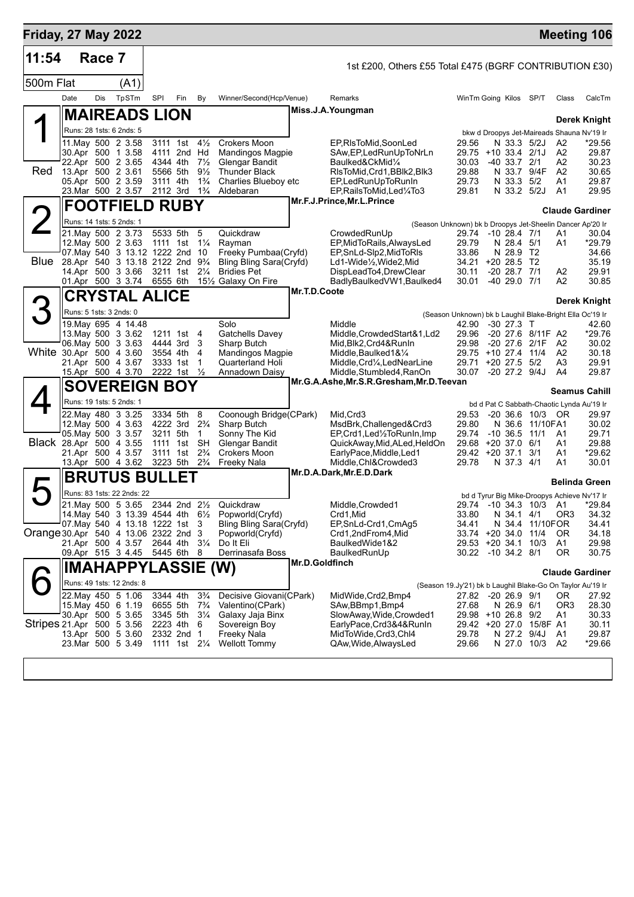**Friday, 27 May 2022** — **Meeting 106**

## 11:54 Race 7

1st £200, Others £55 Total £475 (BGRF CONTRIBUTION £30)

500m Flat (A1)

| Date | Dis | TpSTm | SPl | Fin | By | Winner/Second(Hcp/Venue) | Remarks | WinTm | Going | Kilos | SP/T | Class | CalcTm |
|---|---|---|---|---|---|---|---|---|---|---|---|---|---|

### 1 (Red) MAIREADS LION
Miss.J.A.Youngman — **Derek Knight**

Runs: 28 1sts: 6 2nds: 5 — bkw d Droopys Jet-Maireads Shauna Nv'19 Ir

| Date | Dis | TpSTm | SPl | Fin | By | Winner/Second(Hcp/Venue) | Remarks | WinTm | Going | Kilos | SP/T | Class | CalcTm |
|---|---|---|---|---|---|---|---|---|---|---|---|---|---|
| 11.May | 500 | 2 3.58 | 3111 | 1st | 4½ | Crokers Moon | EP,RlsToMid,SoonLed | 29.56 | N | 33.3 | 5/2J | A2 | *29.56 |
| 30.Apr | 500 | 1 3.58 | 4111 | 2nd | Hd | Mandingos Magpie | SAw,EP,LedRunUpToNrLn | 29.75 | +10 | 33.4 | 2/1J | A2 | 29.87 |
| 22.Apr | 500 | 2 3.65 | 4344 | 4th | 7½ | Glengar Bandit | Baulked&CkMid¼ | 30.03 | -40 | 33.7 | 2/1 | A2 | 30.23 |
| 13.Apr | 500 | 2 3.61 | 5566 | 5th | 9½ | Thunder Black | RlsToMid,Crd1,BBlk2,Blk3 | 29.88 | N | 33.7 | 9/4F | A2 | 30.65 |
| 05.Apr | 500 | 2 3.59 | 3111 | 4th | 1¾ | Charlies Blueboy etc | EP,LedRunUpToRunIn | 29.73 | N | 33.3 | 5/2 | A1 | 29.87 |
| 23.Mar | 500 | 2 3.57 | 2112 | 3rd | 1¾ | Aldebaran | EP,RailsToMid,Led¼To3 | 29.81 | N | 33.2 | 5/2J | A1 | 29.95 |

### 2 (Blue) FOOTFIELD RUBY
Mr.F.J.Prince,Mr.L.Prince — **Claude Gardiner**

Runs: 14 1sts: 5 2nds: 1 — (Season Unknown) bk b Droopys Jet-Sheelin Dancer Ap'20 Ir

| Date | Dis | TpSTm | SPl | Fin | By | Winner/Second(Hcp/Venue) | Remarks | WinTm | Going | Kilos | SP/T | Class | CalcTm |
|---|---|---|---|---|---|---|---|---|---|---|---|---|---|
| 21.May | 500 | 2 3.73 | 5533 | 5th | 5 | Quickdraw | CrowdedRunUp | 29.74 | -10 | 28.4 | 7/1 | A1 | 30.04 |
| 12.May | 500 | 2 3.63 | 1111 | 1st | 1¼ | Rayman | EP,MidToRails,AlwaysLed | 29.79 | N | 28.4 | 5/1 | A1 | *29.79 |
| 07.May | 540 | 3 13.12 | 1222 | 2nd | 10 | Freeky Pumbaa(Cryfd) | EP,SnLd-Slp2,MidToRls | 33.86 | N | 28.9 | T2 | | 34.66 |
| 28.Apr | 540 | 3 13.18 | 2122 | 2nd | 9¾ | Bling Bling Sara(Cryfd) | Ld1-Wide½,Wide2,Mid | 34.21 | +20 | 28.5 | T2 | | 35.19 |
| 14.Apr | 500 | 3 3.66 | 3211 | 1st | 2¼ | Bridies Pet | DispLeadTo4,DrewClear | 30.11 | -20 | 28.7 | 7/1 | A2 | 29.91 |
| 01.Apr | 500 | 3 3.74 | 6555 | 6th | 15½ | Galaxy On Fire | BadlyBaulkedVW1,Baulked4 | 30.01 | -40 | 29.0 | 7/1 | A2 | 30.85 |

### 3 (White) CRYSTAL ALICE
Mr.T.D.Coote — **Derek Knight**

Runs: 5 1sts: 3 2nds: 0 — (Season Unknown) bk b Laughil Blake-Bright Ella Oc'19 Ir

| Date | Dis | TpSTm | SPl | Fin | By | Winner/Second(Hcp/Venue) | Remarks | WinTm | Going | Kilos | SP/T | Class | CalcTm |
|---|---|---|---|---|---|---|---|---|---|---|---|---|---|
| 19.May | 695 | 4 14.48 | | | | Solo | Middle | 42.90 | -30 | 27.3 | T | | 42.60 |
| 13.May | 500 | 3 3.62 | 1211 | 1st | 4 | Gatchells Davey | Middle,CrowdedStart&1,Ld2 | 29.96 | -20 | 27.6 | 8/11F | A2 | *29.76 |
| 06.May | 500 | 3 3.63 | 4444 | 3rd | 3 | Sharp Butch | Mid,Blk2,Crd4&RunIn | 29.98 | -20 | 27.6 | 2/1F | A2 | 30.02 |
| 30.Apr | 500 | 4 3.60 | 3554 | 4th | 4 | Mandingos Magpie | Middle,Baulked1&¼ | 29.75 | +10 | 27.4 | 11/4 | A2 | 30.18 |
| 21.Apr | 500 | 4 3.67 | 3333 | 1st | 1 | Quarterland Holi | Middle,Crd¼,LedNearLine | 29.71 | +20 | 27.5 | 5/2 | A3 | 29.91 |
| 15.Apr | 500 | 4 3.70 | 2222 | 1st | ½ | Annadown Daisy | Middle,Stumbled4,RanOn | 30.07 | -20 | 27.2 | 9/4J | A4 | 29.87 |

### 4 (Black) SOVEREIGN BOY
Mr.G.A.Ashe,Mr.S.R.Gresham,Mr.D.Teevan — **Seamus Cahill**

Runs: 19 1sts: 5 2nds: 1 — bd d Pat C Sabbath-Chaotic Lynda Au'19 Ir

| Date | Dis | TpSTm | SPl | Fin | By | Winner/Second(Hcp/Venue) | Remarks | WinTm | Going | Kilos | SP/T | Class | CalcTm |
|---|---|---|---|---|---|---|---|---|---|---|---|---|---|
| 22.May | 480 | 3 3.25 | 3334 | 5th | 8 | Coonough Bridge(CPark) | Mid,Crd3 | 29.53 | -20 | 36.6 | 10/3 | OR | 29.97 |
| 12.May | 500 | 4 3.63 | 4222 | 3rd | 2¾ | Sharp Butch | MsdBrk,Challenged&Crd3 | 29.80 | N | 36.6 | 11/10F | A1 | 30.02 |
| 05.May | 500 | 3 3.57 | 3211 | 5th | 1 | Sonny The Kid | EP,Crd1,Led½ToRunIn,Imp | 29.74 | -10 | 36.5 | 11/1 | A1 | 29.71 |
| 28.Apr | 500 | 4 3.55 | 1111 | 1st | SH | Glengar Bandit | QuickAway,Mid,ALed,HeldOn | 29.68 | +20 | 37.0 | 6/1 | A1 | 29.88 |
| 21.Apr | 500 | 4 3.57 | 3111 | 1st | 2¾ | Crokers Moon | EarlyPace,Middle,Led1 | 29.42 | +20 | 37.1 | 3/1 | A1 | *29.62 |
| 13.Apr | 500 | 4 3.62 | 3223 | 5th | 2¾ | Freeky Nala | Middle,Chl&Crowded3 | 29.78 | N | 37.3 | 4/1 | A1 | 30.01 |

### 5 (Orange) BRUTUS BULLET
Mr.D.A.Dark,Mr.E.D.Dark — **Belinda Green**

Runs: 83 1sts: 22 2nds: 22 — bd d Tyrur Big Mike-Droopys Achieve Nv'17 Ir

| Date | Dis | TpSTm | SPl | Fin | By | Winner/Second(Hcp/Venue) | Remarks | WinTm | Going | Kilos | SP/T | Class | CalcTm |
|---|---|---|---|---|---|---|---|---|---|---|---|---|---|
| 21.May | 500 | 5 3.65 | 2344 | 2nd | 2½ | Quickdraw | Middle,Crowded1 | 29.74 | -10 | 34.3 | 10/3 | A1 | *29.84 |
| 14.May | 540 | 3 13.39 | 4544 | 4th | 6½ | Popworld(Cryfd) | Crd1,Mid | 33.80 | N | 34.1 | 4/1 | OR3 | 34.32 |
| 07.May | 540 | 4 13.18 | 1222 | 1st | 3 | Bling Bling Sara(Cryfd) | EP,SnLd-Crd1,CmAg5 | 34.41 | N | 34.4 | 11/10F | OR | 34.41 |
| 30.Apr | 540 | 4 13.06 | 2322 | 2nd | 3 | Popworld(Cryfd) | Crd1,2ndFrom4,Mid | 33.74 | +20 | 34.0 | 11/4 | OR | 34.18 |
| 21.Apr | 500 | 4 3.57 | 2644 | 4th | 3¼ | Do It Eli | BaulkedWide1&2 | 29.53 | +20 | 34.1 | 10/3 | A1 | 29.98 |
| 09.Apr | 515 | 3 4.45 | 5445 | 6th | 8 | Derrinasafa Boss | BaulkedRunUp | 30.22 | -10 | 34.2 | 8/1 | OR | 30.75 |

### 6 (Stripes) IMAHAPPYLASSIE (W)
Mr.D.Goldfinch — **Claude Gardiner**

Runs: 49 1sts: 12 2nds: 8 — (Season 19.Jy'21) bk b Laughil Blake-Go On Taylor Au'19 Ir

| Date | Dis | TpSTm | SPl | Fin | By | Winner/Second(Hcp/Venue) | Remarks | WinTm | Going | Kilos | SP/T | Class | CalcTm |
|---|---|---|---|---|---|---|---|---|---|---|---|---|---|
| 22.May | 450 | 5 1.06 | 3344 | 4th | 3¾ | Decisive Giovani(CPark) | MidWide,Crd2,Bmp4 | 27.82 | -20 | 26.9 | 9/1 | OR | 27.92 |
| 15.May | 450 | 6 1.19 | 6655 | 5th | 7¾ | Valentino(CPark) | SAw,BBmp1,Bmp4 | 27.68 | N | 26.9 | 6/1 | OR3 | 28.30 |
| 30.Apr | 500 | 5 3.65 | 3345 | 5th | 3¼ | Galaxy Jaja Binx | SlowAway,Wide,Crowded1 | 29.98 | +10 | 26.8 | 9/2 | A1 | 30.33 |
| 21.Apr | 500 | 5 3.56 | 2223 | 4th | 6 | Sovereign Boy | EarlyPace,Crd3&4&RunIn | 29.42 | +20 | 27.0 | 15/8F | A1 | 30.11 |
| 13.Apr | 500 | 5 3.60 | 2332 | 2nd | 1 | Freeky Nala | MidToWide,Crd3,Chl4 | 29.78 | N | 27.2 | 9/4J | A1 | 29.87 |
| 23.Mar | 500 | 5 3.49 | 1111 | 1st | 2¼ | Wellott Tommy | QAw,Wide,AlwaysLed | 29.66 | N | 27.0 | 10/3 | A2 | *29.66 |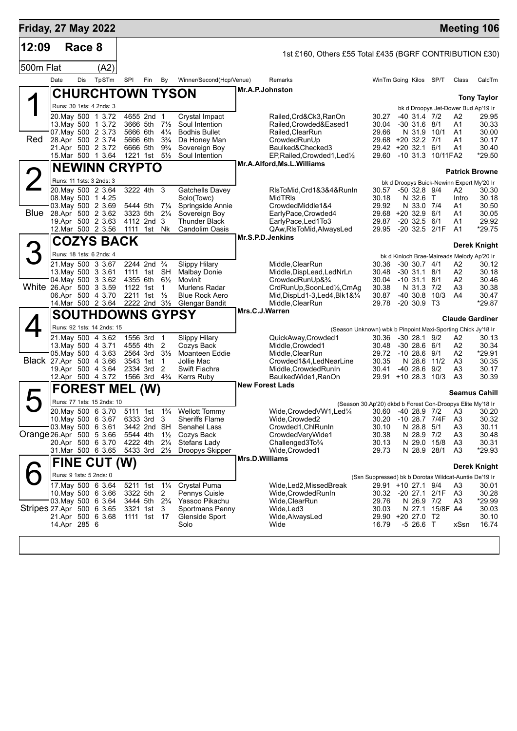**Friday, 27 May 2022** — **Meeting 106**

## 12:09 Race 8

1st £160, Others £55 Total £435 (BGRF CONTRIBUTION £30)

500m Flat (A2)

| Date | Dis | TpSTm | SPI | Fin | By | Winner/Second(Hcp/Venue) | Remarks | WinTm | Going | Kilos | SP/T | Class | CalcTm |
|---|---|---|---|---|---|---|---|---|---|---|---|---|---|

### 1 (Red) CHURCHTOWN TYSON — Mr.A.P.Johnston — Tony Taylor

Runs: 30 1sts: 4 2nds: 3 — bk d Droopys Jet-Dower Bud Ap'19 Ir

| Date | Dis | TpSTm | SPI | Fin | By | Winner/Second(Hcp/Venue) | Remarks | WinTm | Going | Kilos | SP/T | Class | CalcTm |
|---|---|---|---|---|---|---|---|---|---|---|---|---|---|
| 20.May | 500 | 1 3.72 | 4655 | 2nd | 1 | Crystal Impact | Railed,Crd&Ck3,RanOn | 30.27 | -40 | 31.4 | 7/2 | A2 | 29.95 |
| 13.May | 500 | 1 3.72 | 3666 | 5th | 7½ | Soul Intention | Railed,Crowded&Eased1 | 30.04 | -30 | 31.6 | 8/1 | A1 | 30.33 |
| 07.May | 500 | 2 3.73 | 5666 | 6th | 4¼ | Bodhis Bullet | Railed,ClearRun | 29.66 | N | 31.9 | 10/1 | A1 | 30.00 |
| 28.Apr | 500 | 2 3.74 | 5666 | 6th | 3¾ | Da Honey Man | CrowdedRunUp | 29.68 | +20 | 32.2 | 7/1 | A1 | 30.17 |
| 21.Apr | 500 | 2 3.72 | 6666 | 5th | 9¾ | Sovereign Boy | Baulked&Checked3 | 29.42 | +20 | 32.1 | 6/1 | A1 | 30.40 |
| 15.Mar | 500 | 1 3.64 | 1221 | 1st | 5½ | Soul Intention | EP,Railed,Crowded1,Led½ | 29.60 | -10 | 31.3 | 10/11F | A2 | *29.50 |

### 2 (Blue) NEWINN CRYPTO — Mr.A.Alford,Ms.L.Williams — Patrick Browne

Runs: 11 1sts: 3 2nds: 3 — bk d Droopys Buick-Newinn Expert My'20 Ir

| Date | Dis | TpSTm | SPI | Fin | By | Winner/Second(Hcp/Venue) | Remarks | WinTm | Going | Kilos | SP/T | Class | CalcTm |
|---|---|---|---|---|---|---|---|---|---|---|---|---|---|
| 20.May | 500 | 2 3.64 | 3222 | 4th | 3 | Gatchells Davey | RlsToMid,Crd1&3&4&RunIn | 30.57 | -50 | 32.8 | 9/4 | A2 | 30.30 |
| 08.May | 500 | 1 4.25 | | | | Solo(Towc) | MidTRls | 30.18 | N | 32.6 | T | Intro | 30.18 |
| 03.May | 500 | 2 3.69 | 5444 | 5th | 7¼ | Springside Annie | CrowdedMiddle1&4 | 29.92 | N | 33.0 | 7/4 | A1 | 30.50 |
| 28.Apr | 500 | 2 3.62 | 3323 | 5th | 2¼ | Sovereign Boy | EarlyPace,Crowded4 | 29.68 | +20 | 32.9 | 6/1 | A1 | 30.05 |
| 19.Apr | 500 | 2 3.63 | 4112 | 2nd | 3 | Thunder Black | EarlyPace,Led1To3 | 29.87 | -20 | 32.5 | 6/1 | A1 | 29.92 |
| 12.Mar | 500 | 2 3.56 | 1111 | 1st | Nk | Candolim Oasis | QAw,RlsToMid,AlwaysLed | 29.95 | -20 | 32.5 | 2/1F | A1 | *29.75 |

### 3 (White) COZYS BACK — Mr.S.P.D.Jenkins — Derek Knight

Runs: 18 1sts: 6 2nds: 4 — bk d Kinloch Brae-Maireads Melody Ap'20 Ir

| Date | Dis | TpSTm | SPI | Fin | By | Winner/Second(Hcp/Venue) | Remarks | WinTm | Going | Kilos | SP/T | Class | CalcTm |
|---|---|---|---|---|---|---|---|---|---|---|---|---|---|
| 21.May | 500 | 3 3.67 | 2244 | 2nd | ¾ | Slippy Hilary | Middle,ClearRun | 30.36 | -30 | 30.7 | 4/1 | A2 | 30.12 |
| 13.May | 500 | 3 3.61 | 1111 | 1st | SH | Malbay Donie | Middle,DispLead,LedNrLn | 30.48 | -30 | 31.1 | 8/1 | A2 | 30.18 |
| 04.May | 500 | 3 3.62 | 4355 | 6th | 6½ | Movinit | CrowdedRunUp&¾ | 30.04 | -10 | 31.1 | 8/1 | A2 | 30.46 |
| 26.Apr | 500 | 3 3.59 | 1122 | 1st | 1 | Murlens Radar | CrdRunUp,SoonLed½,CmAg | 30.38 | N | 31.3 | 7/2 | A3 | 30.38 |
| 06.Apr | 500 | 4 3.70 | 2211 | 1st | ½ | Blue Rock Aero | Mid,DispLd1-3,Led4,Blk1&¼ | 30.87 | -40 | 30.8 | 10/3 | A4 | 30.47 |
| 14.Mar | 500 | 2 3.64 | 2222 | 2nd | 3½ | Glengar Bandit | Middle,ClearRun | 29.78 | -20 | 30.9 | T3 | | *29.87 |

### 4 (Black) SOUTHDOWNS GYPSY — Mrs.C.J.Warren — Claude Gardiner

Runs: 92 1sts: 14 2nds: 15 — (Season Unknown) wbk b Pinpoint Maxi-Sporting Chick Jy'18 Ir

| Date | Dis | TpSTm | SPI | Fin | By | Winner/Second(Hcp/Venue) | Remarks | WinTm | Going | Kilos | SP/T | Class | CalcTm |
|---|---|---|---|---|---|---|---|---|---|---|---|---|---|
| 21.May | 500 | 4 3.62 | 1556 | 3rd | 1 | Slippy Hilary | QuickAway,Crowded1 | 30.36 | -30 | 28.1 | 9/2 | A2 | 30.13 |
| 13.May | 500 | 4 3.71 | 4555 | 4th | 2 | Cozys Back | Middle,Crowded1 | 30.48 | -30 | 28.6 | 6/1 | A2 | 30.34 |
| 05.May | 500 | 4 3.63 | 2564 | 3rd | 3½ | Moanteen Eddie | Middle,ClearRun | 29.72 | -10 | 28.6 | 9/1 | A2 | *29.91 |
| 27.Apr | 500 | 4 3.66 | 3543 | 1st | 1 | Jollie Mac | Crowded1&4,LedNearLine | 30.35 | N | 28.6 | 11/2 | A3 | 30.35 |
| 19.Apr | 500 | 4 3.64 | 2334 | 3rd | 2 | Swift Fiachra | Middle,CrowdedRunIn | 30.41 | -40 | 28.6 | 9/2 | A3 | 30.17 |
| 12.Apr | 500 | 4 3.72 | 1566 | 3rd | 4¾ | Kerrs Ruby | BaulkedWide1,RanOn | 29.91 | +10 | 28.3 | 10/3 | A3 | 30.39 |

### 5 (Orange) FOREST MEL (W) — New Forest Lads — Seamus Cahill

Runs: 77 1sts: 15 2nds: 10 — (Season 30.Ap'20) dkbd b Forest Con-Droopys Elite My'18 Ir

| Date | Dis | TpSTm | SPI | Fin | By | Winner/Second(Hcp/Venue) | Remarks | WinTm | Going | Kilos | SP/T | Class | CalcTm |
|---|---|---|---|---|---|---|---|---|---|---|---|---|---|
| 20.May | 500 | 6 3.70 | 5111 | 1st | 1¾ | Wellott Tommy | Wide,CrowdedVW1,Led¼ | 30.60 | -40 | 28.9 | 7/2 | A3 | 30.20 |
| 10.May | 500 | 6 3.67 | 6333 | 3rd | 3 | Sheriffs Flame | Wide,Crowded2 | 30.20 | -10 | 28.7 | 7/4F | A3 | 30.32 |
| 03.May | 500 | 6 3.61 | 3442 | 2nd | SH | Senahel Lass | Crowded1,ChlRunIn | 30.10 | N | 28.8 | 5/1 | A3 | 30.11 |
| 26.Apr | 500 | 5 3.66 | 5544 | 4th | 1½ | Cozys Back | CrowdedVeryWide1 | 30.38 | N | 28.9 | 7/2 | A3 | 30.48 |
| 20.Apr | 500 | 6 3.70 | 4222 | 4th | 2¼ | Stefans Lady | Challenged3To¾ | 30.13 | N | 29.0 | 15/8 | A3 | 30.31 |
| 31.Mar | 500 | 6 3.65 | 5433 | 3rd | 2½ | Droopys Skipper | Wide,Crowded1 | 29.73 | N | 28.9 | 28/1 | A3 | *29.93 |

### 6 (Stripes) FINE CUT (W) — Mrs.D.Williams — Derek Knight

Runs: 9 1sts: 5 2nds: 0 — (Ssn Suppressed) bk b Dorotas Wildcat-Auntie De'19 Ir

| Date | Dis | TpSTm | SPI | Fin | By | Winner/Second(Hcp/Venue) | Remarks | WinTm | Going | Kilos | SP/T | Class | CalcTm |
|---|---|---|---|---|---|---|---|---|---|---|---|---|---|
| 17.May | 500 | 6 3.64 | 5211 | 1st | 1¼ | Crystal Puma | Wide,Led2,MissedBreak | 29.91 | +10 | 27.1 | 9/4 | A3 | 30.01 |
| 10.May | 500 | 6 3.66 | 3322 | 5th | 2 | Pennys Cuisle | Wide,CrowdedRunIn | 30.32 | -20 | 27.1 | 2/1F | A3 | 30.28 |
| 03.May | 500 | 6 3.64 | 3444 | 5th | 2¾ | Yassoo Pikachu | Wide,ClearRun | 29.76 | N | 26.9 | 7/2 | A3 | *29.99 |
| 27.Apr | 500 | 6 3.65 | 3321 | 1st | 3 | Sportmans Penny | Wide,Led3 | 30.03 | N | 27.1 | 15/8F | A4 | 30.03 |
| 21.Apr | 500 | 6 3.68 | 1111 | 1st | 17 | Glenside Sport | Wide,AlwaysLed | 29.90 | +20 | 27.0 | T2 | | 30.10 |
| 14.Apr | 285 | 6 | | | | Solo | Wide | 16.79 | -5 | 26.6 | T | xSsn | 16.74 |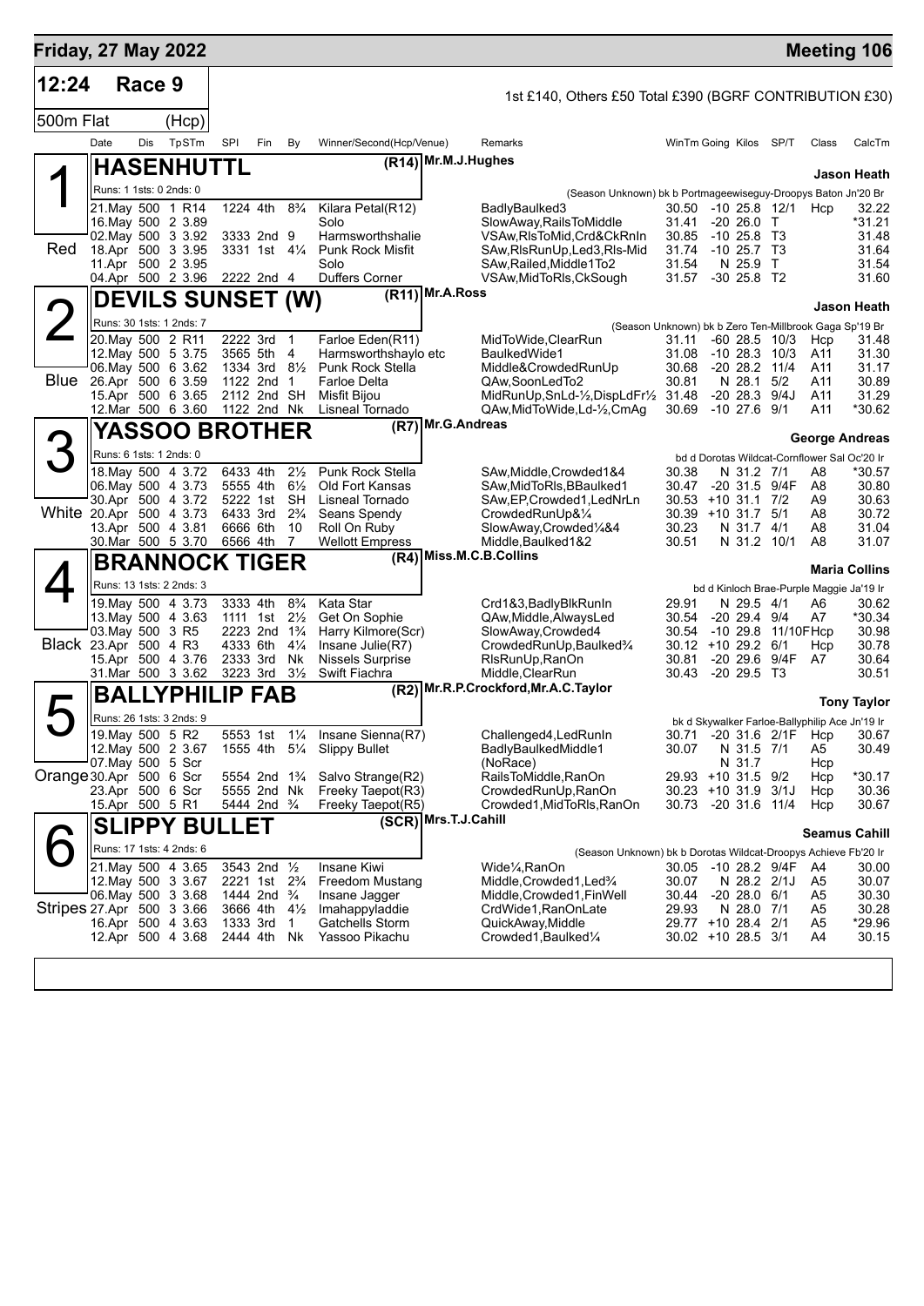## Friday, 27 May 2022 — Meeting 106

**12:24 Race 9** — 1st £140, Others £50 Total £390 (BGRF CONTRIBUTION £30)

**500m Flat (Hcp)**

| Date | Dis | TpSTm | SPI | Fin | By | Winner/Second(Hcp/Venue) | Remarks | WinTm | Going | Kilos | SP/T | Class | CalcTm |
|---|---|---|---|---|---|---|---|---|---|---|---|---|---|

### 1 HASENHUTTL (R14) Mr.M.J.Hughes — Jason Heath (Red)
Runs: 1 1sts: 0 2nds: 0 — (Season Unknown) bk b Portmageewiseguy-Droopys Baton Jn'20 Br

| Date | Dis | TpSTm | SPI | Fin | By | Winner/Second(Hcp/Venue) | Remarks | WinTm | Going | Kilos | SP/T | Class | CalcTm |
|---|---|---|---|---|---|---|---|---|---|---|---|---|---|
| 21.May | 500 | 1 R14 | 1224 | 4th | 8¾ | Kilara Petal(R12) | BadlyBaulked3 | 30.50 | -10 | 25.8 | 12/1 | Hcp | 32.22 |
| 16.May | 500 | 2 3.89 | | | | Solo | SlowAway,RailsToMiddle | 31.41 | -20 | 26.0 | T | | *31.21 |
| 02.May | 500 | 3 3.92 | 3333 | 2nd | 9 | Harmsworthshalie | VSAw,RlsToMid,Crd&CkRnIn | 30.85 | -10 | 25.8 | T3 | | 31.48 |
| 18.Apr | 500 | 3 3.95 | 3331 | 1st | 4¼ | Punk Rock Misfit | SAw,RlsRunUp,Led3,Rls-Mid | 31.74 | -10 | 25.7 | T3 | | 31.64 |
| 11.Apr | 500 | 2 3.95 | | | | Solo | SAw,Railed,Middle1To2 | 31.54 | N | 25.9 | T | | 31.54 |
| 04.Apr | 500 | 2 3.96 | 2222 | 2nd | 4 | Duffers Corner | VSAw,MidToRls,CkSough | 31.57 | -30 | 25.8 | T2 | | 31.60 |

### 2 DEVILS SUNSET (W) (R11) Mr.A.Ross — Jason Heath (Blue)
Runs: 30 1sts: 1 2nds: 7 — (Season Unknown) bk b Zero Ten-Millbrook Gaga Sp'19 Br

| Date | Dis | TpSTm | SPI | Fin | By | Winner/Second(Hcp/Venue) | Remarks | WinTm | Going | Kilos | SP/T | Class | CalcTm |
|---|---|---|---|---|---|---|---|---|---|---|---|---|---|
| 20.May | 500 | 2 R11 | 2222 | 3rd | 1 | Farloe Eden(R11) | MidToWide,ClearRun | 31.11 | -60 | 28.5 | 10/3 | Hcp | 31.48 |
| 12.May | 500 | 5 3.75 | 3565 | 5th | 4 | Harmsworthshaylo etc | BaulkedWide1 | 31.08 | -10 | 28.3 | 10/3 | A11 | 31.30 |
| 06.May | 500 | 6 3.62 | 1334 | 3rd | 8½ | Punk Rock Stella | Middle&CrowdedRunUp | 30.68 | -20 | 28.2 | 11/4 | A11 | 31.17 |
| 26.Apr | 500 | 6 3.59 | 1122 | 2nd | 1 | Farloe Delta | QAw,SoonLedTo2 | 30.81 | N | 28.1 | 5/2 | A11 | 30.89 |
| 15.Apr | 500 | 6 3.65 | 2112 | 2nd | SH | Misfit Bijou | MidRunUp,SnLd-½,DispLdFr½ | 31.48 | -20 | 28.3 | 9/4J | A11 | 31.29 |
| 12.Mar | 500 | 6 3.60 | 1122 | 2nd | Nk | Lisneal Tornado | QAw,MidToWide,Ld-½,CmAg | 30.69 | -10 | 27.6 | 9/1 | A11 | *30.62 |

### 3 YASSOO BROTHER (R7) Mr.G.Andreas — George Andreas (White)
Runs: 6 1sts: 1 2nds: 0 — bd d Dorotas Wildcat-Cornflower Sal Oc'20 Ir

| Date | Dis | TpSTm | SPI | Fin | By | Winner/Second(Hcp/Venue) | Remarks | WinTm | Going | Kilos | SP/T | Class | CalcTm |
|---|---|---|---|---|---|---|---|---|---|---|---|---|---|
| 18.May | 500 | 4 3.72 | 6433 | 4th | 2½ | Punk Rock Stella | SAw,Middle,Crowded1&4 | 30.38 | N | 31.2 | 7/1 | A8 | *30.57 |
| 06.May | 500 | 4 3.73 | 5555 | 4th | 6½ | Old Fort Kansas | SAw,MidToRls,BBaulked1 | 30.47 | -20 | 31.5 | 9/4F | A8 | 30.80 |
| 30.Apr | 500 | 4 3.72 | 5222 | 1st | SH | Lisneal Tornado | SAw,EP,Crowded1,LedNrLn | 30.53 | +10 | 31.1 | 7/2 | A9 | 30.63 |
| 20.Apr | 500 | 4 3.73 | 6433 | 3rd | 2¾ | Seans Spendy | CrowdedRunUp&¼ | 30.39 | +10 | 31.7 | 5/1 | A8 | 30.72 |
| 13.Apr | 500 | 4 3.81 | 6666 | 6th | 10 | Roll On Ruby | SlowAway,Crowded¼&4 | 30.23 | N | 31.7 | 4/1 | A8 | 31.04 |
| 30.Mar | 500 | 5 3.70 | 6566 | 4th | 7 | Wellott Empress | Middle,Baulked1&2 | 30.51 | N | 31.2 | 10/1 | A8 | 31.07 |

### 4 BRANNOCK TIGER (R4) Miss.M.C.B.Collins — Maria Collins (Black)
Runs: 13 1sts: 2 2nds: 3 — bd d Kinloch Brae-Purple Maggie Ja'19 Ir

| Date | Dis | TpSTm | SPI | Fin | By | Winner/Second(Hcp/Venue) | Remarks | WinTm | Going | Kilos | SP/T | Class | CalcTm |
|---|---|---|---|---|---|---|---|---|---|---|---|---|---|
| 19.May | 500 | 4 3.73 | 3333 | 4th | 8¾ | Kata Star | Crd1&3,BadlyBlkRunIn | 29.91 | N | 29.5 | 4/1 | A6 | 30.62 |
| 13.May | 500 | 4 3.63 | 1111 | 1st | 2½ | Get On Sophie | QAw,Middle,AlwaysLed | 30.54 | -20 | 29.4 | 9/4 | A7 | *30.34 |
| 03.May | 500 | 3 R5 | 2223 | 2nd | 1¾ | Harry Kilmore(Scr) | SlowAway,Crowded4 | 30.54 | -10 | 29.8 | 11/10F | Hcp | 30.98 |
| 23.Apr | 500 | 4 R3 | 4333 | 6th | 4¼ | Insane Julie(R7) | CrowdedRunUp,Baulked¾ | 30.12 | +10 | 29.2 | 6/1 | Hcp | 30.78 |
| 15.Apr | 500 | 4 3.76 | 2333 | 3rd | Nk | Nissels Surprise | RlsRunUp,RanOn | 30.81 | -20 | 29.6 | 9/4F | A7 | 30.64 |
| 31.Mar | 500 | 3 3.62 | 3223 | 3rd | 3½ | Swift Fiachra | Middle,ClearRun | 30.43 | -20 | 29.5 | T3 | | 30.51 |

### 5 BALLYPHILIP FAB (R2) Mr.R.P.Crockford,Mr.A.C.Taylor — Tony Taylor (Orange)
Runs: 26 1sts: 3 2nds: 9 — bk d Skywalker Farloe-Ballyphilip Ace Jn'19 Ir

| Date | Dis | TpSTm | SPI | Fin | By | Winner/Second(Hcp/Venue) | Remarks | WinTm | Going | Kilos | SP/T | Class | CalcTm |
|---|---|---|---|---|---|---|---|---|---|---|---|---|---|
| 19.May | 500 | 5 R2 | 5553 | 1st | 1¼ | Insane Sienna(R7) | Challenged4,LedRunIn | 30.71 | -20 | 31.6 | 2/1F | Hcp | 30.67 |
| 12.May | 500 | 2 3.67 | 1555 | 4th | 5¼ | Slippy Bullet | BadlyBaulkedMiddle1 | 30.07 | N | 31.5 | 7/1 | A5 | 30.49 |
| 07.May | 500 | 5 Scr | | | | | (NoRace) | | N | 31.7 | | Hcp | |
| 30.Apr | 500 | 6 Scr | 5554 | 2nd | 1¾ | Salvo Strange(R2) | RailsToMiddle,RanOn | 29.93 | +10 | 31.5 | 9/2 | Hcp | *30.17 |
| 23.Apr | 500 | 6 Scr | 5555 | 2nd | Nk | Freeky Taepot(R3) | CrowdedRunUp,RanOn | 30.23 | +10 | 31.9 | 3/1J | Hcp | 30.36 |
| 15.Apr | 500 | 5 R1 | 5444 | 2nd | ¾ | Freeky Taepot(R5) | Crowded1,MidToRls,RanOn | 30.73 | -20 | 31.6 | 11/4 | Hcp | 30.67 |

### 6 SLIPPY BULLET (SCR) Mrs.T.J.Cahill — Seamus Cahill (Stripes)
Runs: 17 1sts: 4 2nds: 6 — (Season Unknown) bk b Dorotas Wildcat-Droopys Achieve Fb'20 Ir

| Date | Dis | TpSTm | SPI | Fin | By | Winner/Second(Hcp/Venue) | Remarks | WinTm | Going | Kilos | SP/T | Class | CalcTm |
|---|---|---|---|---|---|---|---|---|---|---|---|---|---|
| 21.May | 500 | 4 3.65 | 3543 | 2nd | ½ | Insane Kiwi | Wide¼,RanOn | 30.05 | -10 | 28.2 | 9/4F | A4 | 30.00 |
| 12.May | 500 | 3 3.67 | 2221 | 1st | 2¾ | Freedom Mustang | Middle,Crowded1,Led¾ | 30.07 | N | 28.2 | 2/1J | A5 | 30.07 |
| 06.May | 500 | 3 3.68 | 1444 | 2nd | ¾ | Insane Jagger | Middle,Crowded1,FinWell | 30.44 | -20 | 28.0 | 6/1 | A5 | 30.30 |
| 27.Apr | 500 | 3 3.66 | 3666 | 4th | 4½ | Imahappyladdie | CrdWide1,RanOnLate | 29.93 | N | 28.0 | 7/1 | A5 | 30.28 |
| 16.Apr | 500 | 4 3.63 | 1333 | 3rd | 1 | Gatchells Storm | QuickAway,Middle | 29.77 | +10 | 28.4 | 2/1 | A5 | *29.96 |
| 12.Apr | 500 | 4 3.68 | 2444 | 4th | Nk | Yassoo Pikachu | Crowded1,Baulked¼ | 30.02 | +10 | 28.5 | 3/1 | A4 | 30.15 |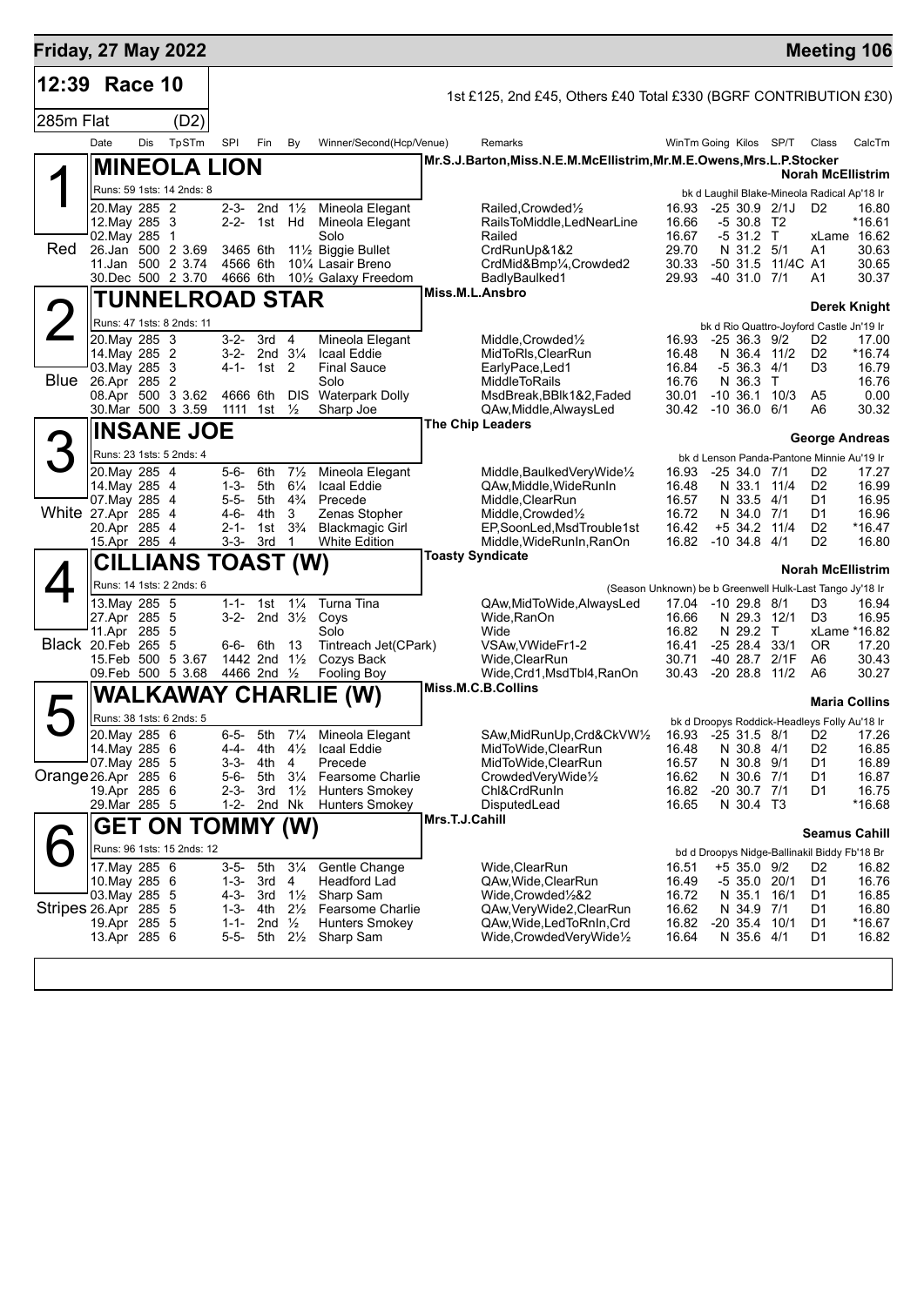# Friday, 27 May 2022 — Meeting 106

## 12:39 Race 10

1st £125, 2nd £45, Others £40 Total £330 (BGRF CONTRIBUTION £30)

285m Flat (D2)

| Date | Dis | TpSTm | SPI | Fin | By | Winner/Second(Hcp/Venue) | Remarks | WinTm | Going | Kilos | SP/T | Class | CalcTm |
|---|---|---|---|---|---|---|---|---|---|---|---|---|---|

### 1 (Red) MINEOLA LION
Mr.S.J.Barton,Miss.N.E.M.McEllistrim,Mr.M.E.Owens,Mrs.L.P.Stocker — **Norah McEllistrim**

Runs: 59 1sts: 14 2nds: 8 — bk d Laughil Blake-Mineola Radical Ap'18 Ir

| Date | Dis | TpSTm | SPI | Fin | By | Winner/Second(Hcp/Venue) | Remarks | WinTm | Going | Kilos | SP/T | Class | CalcTm |
|---|---|---|---|---|---|---|---|---|---|---|---|---|---|
| 20.May | 285 | 2 | 2-3- | 2nd | 1½ | Mineola Elegant | Railed,Crowded½ | 16.93 | -25 | 30.9 | 2/1J | D2 | 16.80 |
| 12.May | 285 | 3 | 2-2- | 1st | Hd | Mineola Elegant | RailsToMiddle,LedNearLine | 16.66 | -5 | 30.8 | T2 | | *16.61 |
| 02.May | 285 | 1 | | | | Solo | Railed | 16.67 | -5 | 31.2 | T | xLame | 16.62 |
| 26.Jan | 500 | 2 3.69 | 3465 | 6th | 11½ | Biggie Bullet | CrdRunUp&1&2 | 29.70 | N | 31.2 | 5/1 | A1 | 30.63 |
| 11.Jan | 500 | 2 3.74 | 4566 | 6th | 10¼ | Lasair Breno | CrdMid&Bmp¼,Crowded2 | 30.33 | -50 | 31.5 | 11/4C | A1 | 30.65 |
| 30.Dec | 500 | 2 3.70 | 4666 | 6th | 10½ | Galaxy Freedom | BadlyBaulked1 | 29.93 | -40 | 31.0 | 7/1 | A1 | 30.37 |

### 2 (Blue) TUNNELROAD STAR
Miss.M.L.Ansbro — **Derek Knight**

Runs: 47 1sts: 8 2nds: 11 — bk d Rio Quattro-Joyford Castle Jn'19 Ir

| Date | Dis | TpSTm | SPI | Fin | By | Winner/Second(Hcp/Venue) | Remarks | WinTm | Going | Kilos | SP/T | Class | CalcTm |
|---|---|---|---|---|---|---|---|---|---|---|---|---|---|
| 20.May | 285 | 3 | 3-2- | 3rd | 4 | Mineola Elegant | Middle,Crowded½ | 16.93 | -25 | 36.3 | 9/2 | D2 | 17.00 |
| 14.May | 285 | 2 | 3-2- | 2nd | 3¼ | Icaal Eddie | MidToRls,ClearRun | 16.48 | N | 36.4 | 11/2 | D2 | *16.74 |
| 03.May | 285 | 3 | 4-1- | 1st | 2 | Final Sauce | EarlyPace,Led1 | 16.84 | -5 | 36.3 | 4/1 | D3 | 16.79 |
| 26.Apr | 285 | 2 | | | | Solo | MiddleToRails | 16.76 | N | 36.3 | T | | 16.76 |
| 08.Apr | 500 | 3 3.62 | 4666 | 6th | DIS | Waterpark Dolly | MsdBreak,BBlk1&2,Faded | 30.01 | -10 | 36.1 | 10/3 | A5 | 0.00 |
| 30.Mar | 500 | 3 3.59 | 1111 | 1st | ½ | Sharp Joe | QAw,Middle,AlwaysLed | 30.42 | -10 | 36.0 | 6/1 | A6 | 30.32 |

### 3 (White) INSANE JOE
The Chip Leaders — **George Andreas**

Runs: 23 1sts: 5 2nds: 4 — bk d Lenson Panda-Pantone Minnie Au'19 Ir

| Date | Dis | TpSTm | SPI | Fin | By | Winner/Second(Hcp/Venue) | Remarks | WinTm | Going | Kilos | SP/T | Class | CalcTm |
|---|---|---|---|---|---|---|---|---|---|---|---|---|---|
| 20.May | 285 | 4 | 5-6- | 6th | 7½ | Mineola Elegant | Middle,BaulkedVeryWide½ | 16.93 | -25 | 34.0 | 7/1 | D2 | 17.27 |
| 14.May | 285 | 4 | 1-3- | 5th | 6¼ | Icaal Eddie | QAw,Middle,WideRunIn | 16.48 | N | 33.1 | 11/4 | D2 | 16.99 |
| 07.May | 285 | 4 | 5-5- | 5th | 4¾ | Precede | Middle,ClearRun | 16.57 | N | 33.5 | 4/1 | D1 | 16.95 |
| 27.Apr | 285 | 4 | 4-6- | 4th | 3 | Zenas Stopher | Middle,Crowded½ | 16.72 | N | 34.0 | 7/1 | D1 | 16.96 |
| 20.Apr | 285 | 4 | 2-1- | 1st | 3¾ | Blackmagic Girl | EP,SoonLed,MsdTrouble1st | 16.42 | +5 | 34.2 | 11/4 | D2 | *16.47 |
| 15.Apr | 285 | 4 | 3-3- | 3rd | 1 | White Edition | Middle,WideRunIn,RanOn | 16.82 | -10 | 34.8 | 4/1 | D2 | 16.80 |

### 4 (Black) CILLIANS TOAST (W)
Toasty Syndicate — **Norah McEllistrim**

Runs: 14 1sts: 2 2nds: 6 — (Season Unknown) be b Greenwell Hulk-Last Tango Jy'18 Ir

| Date | Dis | TpSTm | SPI | Fin | By | Winner/Second(Hcp/Venue) | Remarks | WinTm | Going | Kilos | SP/T | Class | CalcTm |
|---|---|---|---|---|---|---|---|---|---|---|---|---|---|
| 13.May | 285 | 5 | 1-1- | 1st | 1¼ | Turna Tina | QAw,MidToWide,AlwaysLed | 17.04 | -10 | 29.8 | 8/1 | D3 | 16.94 |
| 27.Apr | 285 | 5 | 3-2- | 2nd | 3½ | Coys | Wide,RanOn | 16.66 | N | 29.3 | 12/1 | D3 | 16.95 |
| 11.Apr | 285 | 5 | | | | Solo | Wide | 16.82 | N | 29.2 | T | xLame | *16.82 |
| 20.Feb | 265 | 5 | 6-6- | 6th | 13 | Tintreach Jet(CPark) | VSAw,VWideFr1-2 | 16.41 | -25 | 28.4 | 33/1 | OR | 17.20 |
| 15.Feb | 500 | 5 3.67 | 1442 | 2nd | 1½ | Cozys Back | Wide,ClearRun | 30.71 | -40 | 28.7 | 2/1F | A6 | 30.43 |
| 09.Feb | 500 | 5 3.68 | 4466 | 2nd | ½ | Fooling Boy | Wide,Crd1,MsdTbl4,RanOn | 30.43 | -20 | 28.8 | 11/2 | A6 | 30.27 |

### 5 (Orange) WALKAWAY CHARLIE (W)
Miss.M.C.B.Collins — **Maria Collins**

Runs: 38 1sts: 6 2nds: 5 — bk d Droopys Roddick-Headleys Folly Au'18 Ir

| Date | Dis | TpSTm | SPI | Fin | By | Winner/Second(Hcp/Venue) | Remarks | WinTm | Going | Kilos | SP/T | Class | CalcTm |
|---|---|---|---|---|---|---|---|---|---|---|---|---|---|
| 20.May | 285 | 6 | 6-5- | 5th | 7¼ | Mineola Elegant | SAw,MidRunUp,Crd&CkVW½ | 16.93 | -25 | 31.5 | 8/1 | D2 | 17.26 |
| 14.May | 285 | 6 | 4-4- | 4th | 4½ | Icaal Eddie | MidToWide,ClearRun | 16.48 | N | 30.8 | 4/1 | D2 | 16.85 |
| 07.May | 285 | 5 | 3-3- | 4th | 4 | Precede | MidToWide,ClearRun | 16.57 | N | 30.8 | 9/1 | D1 | 16.89 |
| 26.Apr | 285 | 6 | 5-6- | 5th | 3¼ | Fearsome Charlie | CrowdedVeryWide½ | 16.62 | N | 30.6 | 7/1 | D1 | 16.87 |
| 19.Apr | 285 | 6 | 2-3- | 3rd | 1½ | Hunters Smokey | Chl&CrdRunIn | 16.82 | -20 | 30.7 | 7/1 | D1 | 16.75 |
| 29.Mar | 285 | 5 | 1-2- | 2nd | Nk | Hunters Smokey | DisputedLead | 16.65 | N | 30.4 | T3 | | *16.68 |

### 6 (Stripes) GET ON TOMMY (W)
Mrs.T.J.Cahill — **Seamus Cahill**

Runs: 96 1sts: 15 2nds: 12 — bd d Droopys Nidge-Ballinakil Biddy Fb'18 Br

| Date | Dis | TpSTm | SPI | Fin | By | Winner/Second(Hcp/Venue) | Remarks | WinTm | Going | Kilos | SP/T | Class | CalcTm |
|---|---|---|---|---|---|---|---|---|---|---|---|---|---|
| 17.May | 285 | 6 | 3-5- | 5th | 3¼ | Gentle Change | Wide,ClearRun | 16.51 | +5 | 35.0 | 9/2 | D2 | 16.82 |
| 10.May | 285 | 6 | 1-3- | 3rd | 4 | Headford Lad | QAw,Wide,ClearRun | 16.49 | -5 | 35.0 | 20/1 | D1 | 16.76 |
| 03.May | 285 | 5 | 4-3- | 3rd | 1½ | Sharp Sam | Wide,Crowded½&2 | 16.72 | N | 35.1 | 16/1 | D1 | 16.85 |
| 26.Apr | 285 | 5 | 1-3- | 4th | 2½ | Fearsome Charlie | QAw,VeryWide2,ClearRun | 16.62 | N | 34.9 | 7/1 | D1 | 16.80 |
| 19.Apr | 285 | 5 | 1-1- | 2nd | ½ | Hunters Smokey | QAw,Wide,LedToRnIn,Crd | 16.82 | -20 | 35.4 | 10/1 | D1 | *16.67 |
| 13.Apr | 285 | 6 | 5-5- | 5th | 2½ | Sharp Sam | Wide,CrowdedVeryWide½ | 16.64 | N | 35.6 | 4/1 | D1 | 16.82 |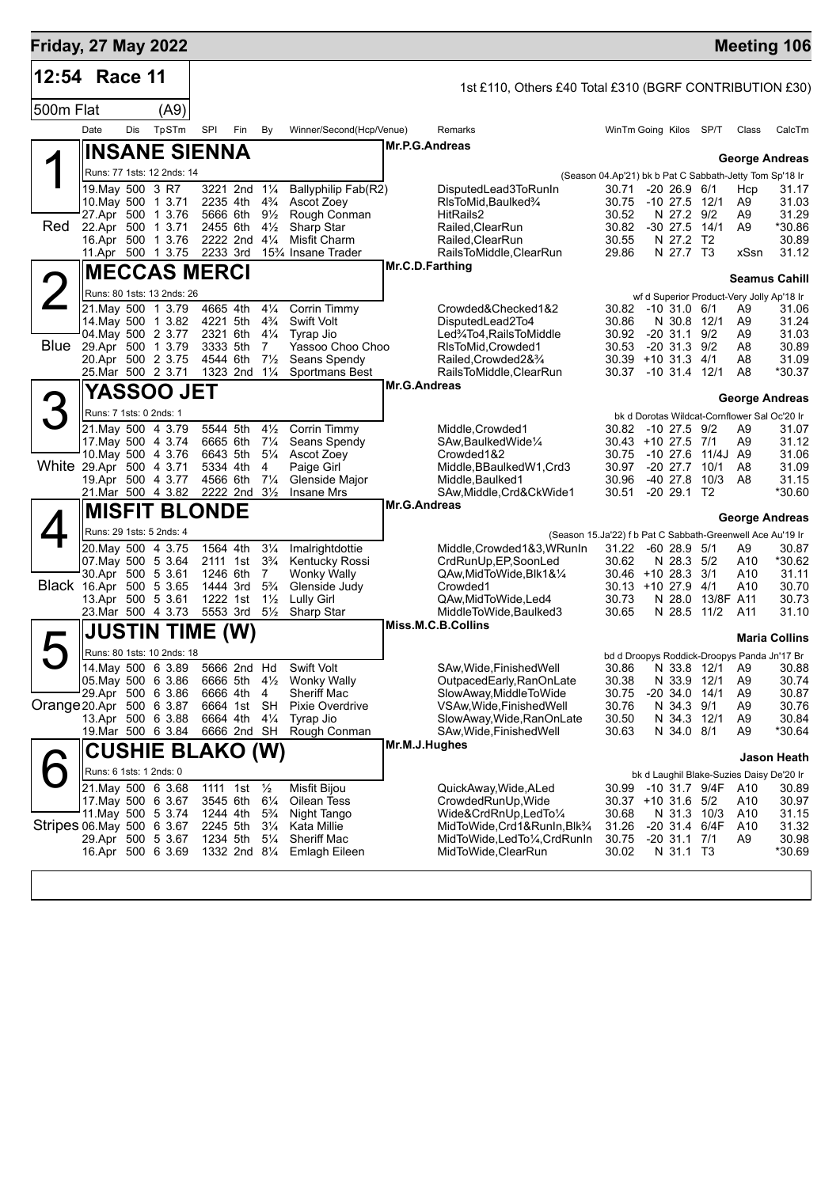# Friday, 27 May 2022

**Meeting 106**

## 12:54 Race 11

1st £110, Others £40 Total £310 (BGRF CONTRIBUTION £30)

500m Flat (A9)

### 1 Red — INSANE SIENNA

Mr.P.G.Andreas — **George Andreas**

Runs: 77 1sts: 12 2nds: 14

(Season 04.Ap'21) bk b Pat C Sabbath-Jetty Tom Sp'18 Ir

| Date | Dis | TpSTm | SPI | Fin | By | Winner/Second(Hcp/Venue) | Remarks | WinTm | Going | Kilos | SP/T | Class | CalcTm |
|---|---|---|---|---|---|---|---|---|---|---|---|---|---|
| 19.May | 500 | 3 R7 | 3221 | 2nd | 1¼ | Ballyphilip Fab(R2) | DisputedLead3ToRunIn | 30.71 | -20 | 26.9 | 6/1 | Hcp | 31.17 |
| 10.May | 500 | 1 3.71 | 2235 | 4th | 4¾ | Ascot Zoey | RlsToMid,Baulked¾ | 30.75 | -10 | 27.5 | 12/1 | A9 | 31.03 |
| 27.Apr | 500 | 1 3.76 | 5666 | 6th | 9½ | Rough Conman | HitRails2 | 30.52 | N | 27.2 | 9/2 | A9 | 31.29 |
| 22.Apr | 500 | 1 3.71 | 2455 | 6th | 4½ | Sharp Star | Railed,ClearRun | 30.82 | -30 | 27.5 | 14/1 | A9 | *30.86 |
| 16.Apr | 500 | 1 3.76 | 2222 | 2nd | 4¼ | Misfit Charm | Railed,ClearRun | 30.55 | N | 27.2 | T2 | | 30.89 |
| 11.Apr | 500 | 1 3.75 | 2233 | 3rd | 15¾ | Insane Trader | RailsToMiddle,ClearRun | 29.86 | N | 27.7 | T3 | xSsn | 31.12 |

### 2 Blue — MECCAS MERCI

Mr.C.D.Farthing — **Seamus Cahill**

Runs: 80 1sts: 13 2nds: 26

wf d Superior Product-Very Jolly Ap'18 Ir

| Date | Dis | TpSTm | SPI | Fin | By | Winner/Second(Hcp/Venue) | Remarks | WinTm | Going | Kilos | SP/T | Class | CalcTm |
|---|---|---|---|---|---|---|---|---|---|---|---|---|---|
| 21.May | 500 | 1 3.79 | 4665 | 4th | 4¼ | Corrin Timmy | Crowded&Checked1&2 | 30.82 | -10 | 31.0 | 6/1 | A9 | 31.06 |
| 14.May | 500 | 1 3.82 | 4221 | 5th | 4¾ | Swift Volt | DisputedLead2To4 | 30.86 | N | 30.8 | 12/1 | A9 | 31.24 |
| 04.May | 500 | 2 3.77 | 2321 | 6th | 4¼ | Tyrap Jio | Led¾To4,RailsToMiddle | 30.92 | -20 | 31.1 | 9/2 | A9 | 31.03 |
| 29.Apr | 500 | 1 3.79 | 3333 | 5th | 7 | Yassoo Choo Choo | RlsToMid,Crowded1 | 30.53 | -20 | 31.3 | 9/2 | A8 | 30.89 |
| 20.Apr | 500 | 2 3.75 | 4544 | 6th | 7½ | Seans Spendy | Railed,Crowded2&¾ | 30.39 | +10 | 31.3 | 4/1 | A8 | 31.09 |
| 25.Mar | 500 | 2 3.71 | 1323 | 2nd | 1¼ | Sportmans Best | RailsToMiddle,ClearRun | 30.37 | -10 | 31.4 | 12/1 | A8 | *30.37 |

### 3 White — YASSOO JET

Mr.G.Andreas — **George Andreas**

Runs: 7 1sts: 0 2nds: 1

bk d Dorotas Wildcat-Cornflower Sal Oc'20 Ir

| Date | Dis | TpSTm | SPI | Fin | By | Winner/Second(Hcp/Venue) | Remarks | WinTm | Going | Kilos | SP/T | Class | CalcTm |
|---|---|---|---|---|---|---|---|---|---|---|---|---|---|
| 21.May | 500 | 4 3.79 | 5544 | 5th | 4½ | Corrin Timmy | Middle,Crowded1 | 30.82 | -10 | 27.5 | 9/2 | A9 | 31.07 |
| 17.May | 500 | 4 3.74 | 6665 | 6th | 7¼ | Seans Spendy | SAw,BaulkedWide¼ | 30.43 | +10 | 27.5 | 7/1 | A9 | 31.12 |
| 10.May | 500 | 4 3.76 | 6643 | 5th | 5¼ | Ascot Zoey | Crowded1&2 | 30.75 | -10 | 27.6 | 11/4J | A9 | 31.06 |
| 29.Apr | 500 | 4 3.71 | 5334 | 4th | 4 | Paige Girl | Middle,BBaulkedW1,Crd3 | 30.97 | -20 | 27.7 | 10/1 | A8 | 31.09 |
| 19.Apr | 500 | 4 3.77 | 4566 | 6th | 7¼ | Glenside Major | Middle,Baulked1 | 30.96 | -40 | 27.8 | 10/3 | A8 | 31.15 |
| 21.Mar | 500 | 4 3.82 | 2222 | 2nd | 3½ | Insane Mrs | SAw,Middle,Crd&CkWide1 | 30.51 | -20 | 29.1 | T2 | | *30.60 |

### 4 Black — MISFIT BLONDE

Mr.G.Andreas — **George Andreas**

Runs: 29 1sts: 5 2nds: 4

(Season 15.Ja'22) f b Pat C Sabbath-Greenwell Ace Au'19 Ir

| Date | Dis | TpSTm | SPI | Fin | By | Winner/Second(Hcp/Venue) | Remarks | WinTm | Going | Kilos | SP/T | Class | CalcTm |
|---|---|---|---|---|---|---|---|---|---|---|---|---|---|
| 20.May | 500 | 4 3.75 | 1564 | 4th | 3¼ | Imalrightdottie | Middle,Crowded1&3,WRunIn | 31.22 | -60 | 28.9 | 5/1 | A9 | 30.87 |
| 07.May | 500 | 5 3.64 | 2111 | 1st | 3¾ | Kentucky Rossi | CrdRunUp,EP,SoonLed | 30.62 | N | 28.3 | 5/2 | A10 | *30.62 |
| 30.Apr | 500 | 5 3.61 | 1246 | 6th | 7 | Wonky Wally | QAw,MidToWide,Blk1&¼ | 30.46 | +10 | 28.3 | 3/1 | A10 | 31.11 |
| 16.Apr | 500 | 5 3.65 | 1444 | 3rd | 5¾ | Glenside Judy | Crowded1 | 30.13 | +10 | 27.9 | 4/1 | A10 | 30.70 |
| 13.Apr | 500 | 5 3.61 | 1222 | 1st | 1½ | Lully Girl | QAw,MidToWide,Led4 | 30.73 | N | 28.0 | 13/8F | A11 | 30.73 |
| 23.Mar | 500 | 4 3.73 | 5553 | 3rd | 5½ | Sharp Star | MiddleToWide,Baulked3 | 30.65 | N | 28.5 | 11/2 | A11 | 31.10 |

### 5 Orange — JUSTIN TIME (W)

Miss.M.C.B.Collins — **Maria Collins**

Runs: 80 1sts: 10 2nds: 18

bd d Droopys Roddick-Droopys Panda Jn'17 Br

| Date | Dis | TpSTm | SPI | Fin | By | Winner/Second(Hcp/Venue) | Remarks | WinTm | Going | Kilos | SP/T | Class | CalcTm |
|---|---|---|---|---|---|---|---|---|---|---|---|---|---|
| 14.May | 500 | 6 3.89 | 5666 | 2nd | Hd | Swift Volt | SAw,Wide,FinishedWell | 30.86 | N | 33.8 | 12/1 | A9 | 30.88 |
| 05.May | 500 | 6 3.86 | 6666 | 5th | 4½ | Wonky Wally | OutpacedEarly,RanOnLate | 30.38 | N | 33.9 | 12/1 | A9 | 30.74 |
| 29.Apr | 500 | 6 3.86 | 6666 | 4th | 4 | Sheriff Mac | SlowAway,MiddleToWide | 30.75 | -20 | 34.0 | 14/1 | A9 | 30.87 |
| 20.Apr | 500 | 6 3.87 | 6664 | 1st | SH | Pixie Overdrive | VSAw,Wide,FinishedWell | 30.76 | N | 34.3 | 9/1 | A9 | 30.76 |
| 13.Apr | 500 | 6 3.88 | 6664 | 4th | 4¼ | Tyrap Jio | SlowAway,Wide,RanOnLate | 30.50 | N | 34.3 | 12/1 | A9 | 30.84 |
| 19.Mar | 500 | 6 3.84 | 6666 | 2nd | SH | Rough Conman | SAw,Wide,FinishedWell | 30.63 | N | 34.0 | 8/1 | A9 | *30.64 |

### 6 Stripes — CUSHIE BLAKO (W)

Mr.M.J.Hughes — **Jason Heath**

Runs: 6 1sts: 1 2nds: 0

bk d Laughil Blake-Suzies Daisy De'20 Ir

| Date | Dis | TpSTm | SPI | Fin | By | Winner/Second(Hcp/Venue) | Remarks | WinTm | Going | Kilos | SP/T | Class | CalcTm |
|---|---|---|---|---|---|---|---|---|---|---|---|---|---|
| 21.May | 500 | 6 3.68 | 1111 | 1st | ½ | Misfit Bijou | QuickAway,Wide,ALed | 30.99 | -10 | 31.7 | 9/4F | A10 | 30.89 |
| 17.May | 500 | 6 3.67 | 3545 | 6th | 6¼ | Oilean Tess | CrowdedRunUp,Wide | 30.37 | +10 | 31.6 | 5/2 | A10 | 30.97 |
| 11.May | 500 | 5 3.74 | 1244 | 4th | 5¾ | Night Tango | Wide&CrdRnUp,LedTo¼ | 30.68 | N | 31.3 | 10/3 | A10 | 31.15 |
| 06.May | 500 | 6 3.67 | 2245 | 5th | 3¼ | Kata Millie | MidToWide,Crd1&RunIn,Blk¾ | 31.26 | -20 | 31.4 | 6/4F | A10 | 31.32 |
| 29.Apr | 500 | 5 3.67 | 1234 | 5th | 5¼ | Sheriff Mac | MidToWide,LedTo¼,CrdRunIn | 30.75 | -20 | 31.1 | 7/1 | A9 | 30.98 |
| 16.Apr | 500 | 6 3.69 | 1332 | 2nd | 8¼ | Emlagh Eileen | MidToWide,ClearRun | 30.02 | N | 31.1 | T3 | | *30.69 |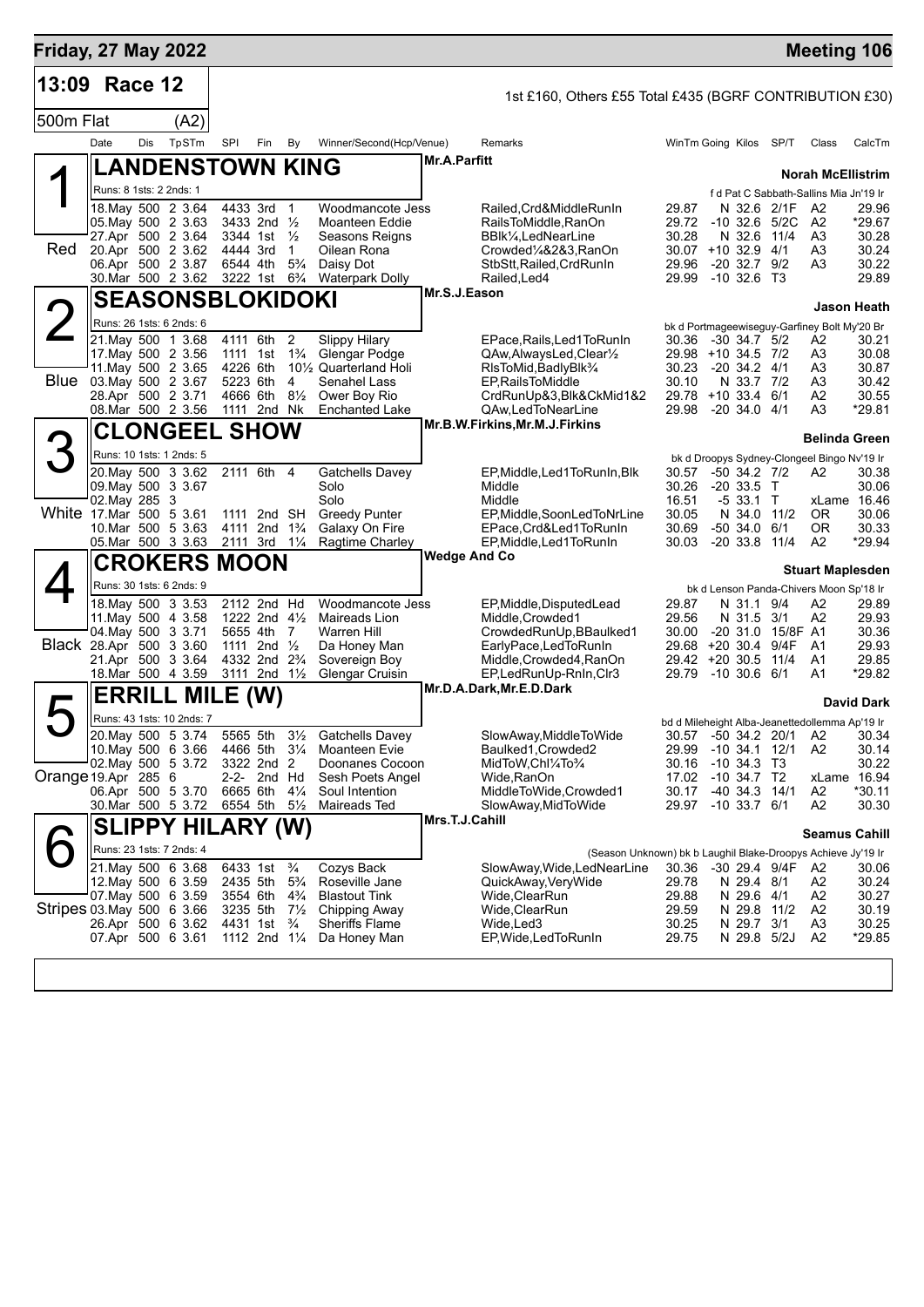# Friday, 27 May 2022

**Meeting 106**

## 13:09 Race 12

1st £160, Others £55 Total £435 (BGRF CONTRIBUTION £30)

500m Flat (A2)

| Date | Dis | TpSTm | SPI | Fin | By | Winner/Second(Hcp/Venue) | Remarks | WinTm | Going | Kilos | SP/T | Class | CalcTm |
|---|---|---|---|---|---|---|---|---|---|---|---|---|---|

### 1 — LANDENSTOWN KING (Red)

Mr.A.Parfitt — **Norah McEllistrim**

Runs: 8 1sts: 2 2nds: 1 — f d Pat C Sabbath-Sallins Mia Jn'19 Ir

| Date | Dis | TpSTm | SPI | Fin | By | Winner/Second(Hcp/Venue) | Remarks | WinTm | Going | Kilos | SP/T | Class | CalcTm |
|---|---|---|---|---|---|---|---|---|---|---|---|---|---|
| 18.May | 500 | 2 3.64 | 4433 | 3rd | 1 | Woodmancote Jess | Railed,Crd&MiddleRunIn | 29.87 | N | 32.6 | 2/1F | A2 | 29.96 |
| 05.May | 500 | 2 3.63 | 3433 | 2nd | ½ | Moanteen Eddie | RailsToMiddle,RanOn | 29.72 | -10 | 32.6 | 5/2C | A2 | *29.67 |
| 27.Apr | 500 | 2 3.64 | 3344 | 1st | ½ | Seasons Reigns | BBlk¼,LedNearLine | 30.28 | N | 32.6 | 11/4 | A3 | 30.28 |
| 20.Apr | 500 | 2 3.62 | 4444 | 3rd | 1 | Oilean Rona | Crowded¼&2&3,RanOn | 30.07 | +10 | 32.9 | 4/1 | A3 | 30.24 |
| 06.Apr | 500 | 2 3.87 | 6544 | 4th | 5¾ | Daisy Dot | StbStt,Railed,CrdRunIn | 29.96 | -20 | 32.7 | 9/2 | A3 | 30.22 |
| 30.Mar | 500 | 2 3.62 | 3222 | 1st | 6¾ | Waterpark Dolly | Railed,Led4 | 29.99 | -10 | 32.6 | T3 | | 29.89 |

### 2 — SEASONSBLOKIDOKI (Blue)

Mr.S.J.Eason — **Jason Heath**

Runs: 26 1sts: 6 2nds: 6 — bk d Portmageewiseguy-Garfiney Bolt My'20 Br

| Date | Dis | TpSTm | SPI | Fin | By | Winner/Second(Hcp/Venue) | Remarks | WinTm | Going | Kilos | SP/T | Class | CalcTm |
|---|---|---|---|---|---|---|---|---|---|---|---|---|---|
| 21.May | 500 | 1 3.68 | 4111 | 6th | 2 | Slippy Hilary | EPace,Rails,Led1ToRunIn | 30.36 | -30 | 34.7 | 5/2 | A2 | 30.21 |
| 17.May | 500 | 2 3.56 | 1111 | 1st | 1¾ | Glengar Podge | QAw,AlwaysLed,Clear½ | 29.98 | +10 | 34.5 | 7/2 | A3 | 30.08 |
| 11.May | 500 | 2 3.65 | 4226 | 6th | 10½ | Quarterland Holi | RlsToMid,BadlyBlk¾ | 30.23 | -20 | 34.2 | 4/1 | A3 | 30.87 |
| 03.May | 500 | 2 3.67 | 5223 | 6th | 4 | Senahel Lass | EP,RailsToMiddle | 30.10 | N | 33.7 | 7/2 | A3 | 30.42 |
| 28.Apr | 500 | 2 3.71 | 4666 | 6th | 8½ | Ower Boy Rio | CrdRunUp&3,Blk&CkMid1&2 | 29.78 | +10 | 33.4 | 6/1 | A2 | 30.55 |
| 08.Mar | 500 | 2 3.56 | 1111 | 2nd | Nk | Enchanted Lake | QAw,LedToNearLine | 29.98 | -20 | 34.0 | 4/1 | A3 | *29.81 |

### 3 — CLONGEEL SHOW (White)

Mr.B.W.Firkins,Mr.M.J.Firkins — **Belinda Green**

Runs: 10 1sts: 1 2nds: 5 — bk d Droopys Sydney-Clongeel Bingo Nv'19 Ir

| Date | Dis | TpSTm | SPI | Fin | By | Winner/Second(Hcp/Venue) | Remarks | WinTm | Going | Kilos | SP/T | Class | CalcTm |
|---|---|---|---|---|---|---|---|---|---|---|---|---|---|
| 20.May | 500 | 3 3.62 | 2111 | 6th | 4 | Gatchells Davey | EP,Middle,Led1ToRunIn,Blk | 30.57 | -50 | 34.2 | 7/2 | A2 | 30.38 |
| 09.May | 500 | 3 3.67 | | | | Solo | Middle | 30.26 | -20 | 33.5 | T | | 30.06 |
| 02.May | 285 | 3 | | | | Solo | Middle | 16.51 | -5 | 33.1 | T | xLame | 16.46 |
| 17.Mar | 500 | 5 3.61 | 1111 | 2nd | SH | Greedy Punter | EP,Middle,SoonLedToNrLine | 30.05 | N | 34.0 | 11/2 | OR | 30.06 |
| 10.Mar | 500 | 5 3.63 | 4111 | 2nd | 1¾ | Galaxy On Fire | EPace,Crd&Led1ToRunIn | 30.69 | -50 | 34.0 | 6/1 | OR | 30.33 |
| 05.Mar | 500 | 3 3.63 | 2111 | 3rd | 1¼ | Ragtime Charley | EP,Middle,Led1ToRunIn | 30.03 | -20 | 33.8 | 11/4 | A2 | *29.94 |

### 4 — CROKERS MOON (Black)

Wedge And Co — **Stuart Maplesden**

Runs: 30 1sts: 6 2nds: 9 — bk d Lenson Panda-Chivers Moon Sp'18 Ir

| Date | Dis | TpSTm | SPI | Fin | By | Winner/Second(Hcp/Venue) | Remarks | WinTm | Going | Kilos | SP/T | Class | CalcTm |
|---|---|---|---|---|---|---|---|---|---|---|---|---|---|
| 18.May | 500 | 3 3.53 | 2112 | 2nd | Hd | Woodmancote Jess | EP,Middle,DisputedLead | 29.87 | N | 31.1 | 9/4 | A2 | 29.89 |
| 11.May | 500 | 4 3.58 | 1222 | 2nd | 4½ | Maireads Lion | Middle,Crowded1 | 29.56 | N | 31.5 | 3/1 | A2 | 29.93 |
| 04.May | 500 | 3 3.71 | 5655 | 4th | 7 | Warren Hill | CrowdedRunUp,BBaulked1 | 30.00 | -20 | 31.0 | 15/8F | A1 | 30.36 |
| 28.Apr | 500 | 3 3.60 | 1111 | 2nd | ½ | Da Honey Man | EarlyPace,LedToRunIn | 29.68 | +20 | 30.4 | 9/4F | A1 | 29.93 |
| 21.Apr | 500 | 3 3.64 | 4332 | 2nd | 2¾ | Sovereign Boy | Middle,Crowded4,RanOn | 29.42 | +20 | 30.5 | 11/4 | A1 | 29.85 |
| 18.Mar | 500 | 4 3.59 | 3111 | 2nd | 1½ | Glengar Cruisin | EP,LedRunUp-RnIn,Clr3 | 29.79 | -10 | 30.6 | 6/1 | A1 | *29.82 |

### 5 — ERRILL MILE (W) (Orange)

Mr.D.A.Dark,Mr.E.D.Dark — **David Dark**

Runs: 43 1sts: 10 2nds: 7 — bd d Mileheight Alba-Jeanettedollemma Ap'19 Ir

| Date | Dis | TpSTm | SPI | Fin | By | Winner/Second(Hcp/Venue) | Remarks | WinTm | Going | Kilos | SP/T | Class | CalcTm |
|---|---|---|---|---|---|---|---|---|---|---|---|---|---|
| 20.May | 500 | 5 3.74 | 5565 | 5th | 3½ | Gatchells Davey | SlowAway,MiddleToWide | 30.57 | -50 | 34.2 | 20/1 | A2 | 30.34 |
| 10.May | 500 | 6 3.66 | 4466 | 5th | 3¼ | Moanteen Evie | Baulked1,Crowded2 | 29.99 | -10 | 34.1 | 12/1 | A2 | 30.14 |
| 02.May | 500 | 5 3.72 | 3322 | 2nd | 2 | Doonanes Cocoon | MidToW,Chl¼To¾ | 30.16 | -10 | 34.3 | T3 | | 30.22 |
| 19.Apr | 285 | 6 | 2-2- | 2nd | Hd | Sesh Poets Angel | Wide,RanOn | 17.02 | -10 | 34.7 | T2 | xLame | 16.94 |
| 06.Apr | 500 | 5 3.70 | 6665 | 6th | 4¼ | Soul Intention | MiddleToWide,Crowded1 | 30.17 | -40 | 34.3 | 14/1 | A2 | *30.11 |
| 30.Mar | 500 | 5 3.72 | 6554 | 5th | 5½ | Maireads Ted | SlowAway,MidToWide | 29.97 | -10 | 33.7 | 6/1 | A2 | 30.30 |

### 6 — SLIPPY HILARY (W) (Stripes)

Mrs.T.J.Cahill — **Seamus Cahill**

Runs: 23 1sts: 7 2nds: 4 — (Season Unknown) bk b Laughil Blake-Droopys Achieve Jy'19 Ir

| Date | Dis | TpSTm | SPI | Fin | By | Winner/Second(Hcp/Venue) | Remarks | WinTm | Going | Kilos | SP/T | Class | CalcTm |
|---|---|---|---|---|---|---|---|---|---|---|---|---|---|
| 21.May | 500 | 6 3.68 | 6433 | 1st | ¾ | Cozys Back | SlowAway,Wide,LedNearLine | 30.36 | -30 | 29.4 | 9/4F | A2 | 30.06 |
| 12.May | 500 | 6 3.59 | 2435 | 5th | 5¾ | Roseville Jane | QuickAway,VeryWide | 29.78 | N | 29.4 | 8/1 | A2 | 30.24 |
| 07.May | 500 | 6 3.59 | 3554 | 6th | 4¾ | Blastout Tink | Wide,ClearRun | 29.88 | N | 29.6 | 4/1 | A2 | 30.27 |
| 03.May | 500 | 6 3.66 | 3235 | 5th | 7½ | Chipping Away | Wide,ClearRun | 29.59 | N | 29.8 | 11/2 | A2 | 30.19 |
| 26.Apr | 500 | 6 3.62 | 4431 | 1st | ¾ | Sheriffs Flame | Wide,Led3 | 30.25 | N | 29.7 | 3/1 | A3 | 30.25 |
| 07.Apr | 500 | 6 3.61 | 1112 | 2nd | 1¼ | Da Honey Man | EP,Wide,LedToRunIn | 29.75 | N | 29.8 | 5/2J | A2 | *29.85 |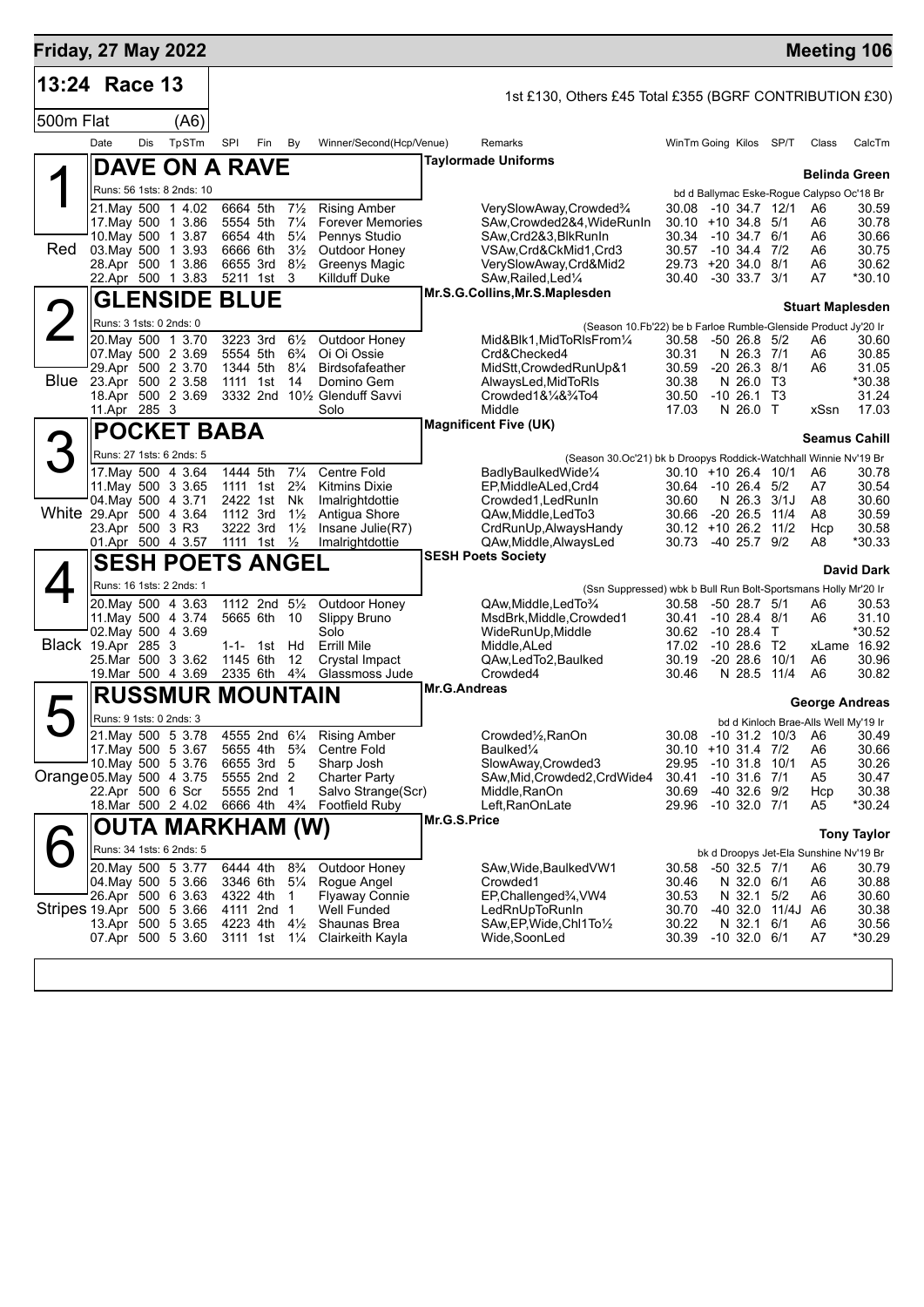# Friday, 27 May 2022 — Meeting 106

## 13:24 Race 13

1st £130, Others £45 Total £355 (BGRF CONTRIBUTION £30)

500m Flat (A6)

| Date | Dis | TpSTm | SPI | Fin | By | Winner/Second(Hcp/Venue) | Remarks | WinTm | Going | Kilos | SP/T | Class | CalcTm |
|---|---|---|---|---|---|---|---|---|---|---|---|---|---|

### 1 (Red) DAVE ON A RAVE
Taylormade Uniforms — Belinda Green

Runs: 56 1sts: 8 2nds: 10 — bd d Ballymac Eske-Rogue Calypso Oc'18 Br

| Date | Dis | TpSTm | SPI | Fin | By | Winner/Second(Hcp/Venue) | Remarks | WinTm | Going | Kilos | SP/T | Class | CalcTm |
|---|---|---|---|---|---|---|---|---|---|---|---|---|---|
| 21.May | 500 | 1 4.02 | 6664 | 5th | 7½ | Rising Amber | VerySlowAway,Crowded¾ | 30.08 | -10 | 34.7 | 12/1 | A6 | 30.59 |
| 17.May | 500 | 1 3.86 | 5554 | 5th | 7¼ | Forever Memories | SAw,Crowded2&4,WideRunIn | 30.10 | +10 | 34.8 | 5/1 | A6 | 30.78 |
| 10.May | 500 | 1 3.87 | 6654 | 4th | 5¼ | Pennys Studio | SAw,Crd2&3,BlkRunIn | 30.34 | -10 | 34.7 | 6/1 | A6 | 30.66 |
| 03.May | 500 | 1 3.93 | 6666 | 6th | 3½ | Outdoor Honey | VSAw,Crd&CkMid1,Crd3 | 30.57 | -10 | 34.4 | 7/2 | A6 | 30.75 |
| 28.Apr | 500 | 1 3.86 | 6655 | 3rd | 8½ | Greenys Magic | VerySlowAway,Crd&Mid2 | 29.73 | +20 | 34.0 | 8/1 | A6 | 30.62 |
| 22.Apr | 500 | 1 3.83 | 5211 | 1st | 3 | Killduff Duke | SAw,Railed,Led¼ | 30.40 | -30 | 33.7 | 3/1 | A7 | *30.10 |

### 2 (Blue) GLENSIDE BLUE
Mr.S.G.Collins,Mr.S.Maplesden — Stuart Maplesden

Runs: 3 1sts: 0 2nds: 0 — (Season 10.Fb'22) be b Farloe Rumble-Glenside Product Jy'20 Ir

| Date | Dis | TpSTm | SPI | Fin | By | Winner/Second(Hcp/Venue) | Remarks | WinTm | Going | Kilos | SP/T | Class | CalcTm |
|---|---|---|---|---|---|---|---|---|---|---|---|---|---|
| 20.May | 500 | 1 3.70 | 3223 | 3rd | 6½ | Outdoor Honey | Mid&Blk1,MidToRlsFrom¼ | 30.58 | -50 | 26.8 | 5/2 | A6 | 30.60 |
| 07.May | 500 | 2 3.69 | 5554 | 5th | 6¾ | Oi Oi Ossie | Crd&Checked4 | 30.31 | N | 26.3 | 7/1 | A6 | 30.85 |
| 29.Apr | 500 | 2 3.70 | 1344 | 5th | 8¼ | Birdsofafeather | MidStt,CrowdedRunUp&1 | 30.59 | -20 | 26.3 | 8/1 | A6 | 31.05 |
| 23.Apr | 500 | 2 3.58 | 1111 | 1st | 14 | Domino Gem | AlwaysLed,MidToRls | 30.38 | N | 26.0 | T3 | | *30.38 |
| 18.Apr | 500 | 2 3.69 | 3332 | 2nd | 10½ | Glenduff Savvi | Crowded1&¼&¾To4 | 30.50 | -10 | 26.1 | T3 | | 31.24 |
| 11.Apr | 285 | 3 | | | | Solo | Middle | 17.03 | N | 26.0 | T | xSsn | 17.03 |

### 3 (White) POCKET BABA
Magnificent Five (UK) — Seamus Cahill

Runs: 27 1sts: 6 2nds: 5 — (Season 30.Oc'21) bk b Droopys Roddick-Watchhall Winnie Nv'19 Br

| Date | Dis | TpSTm | SPI | Fin | By | Winner/Second(Hcp/Venue) | Remarks | WinTm | Going | Kilos | SP/T | Class | CalcTm |
|---|---|---|---|---|---|---|---|---|---|---|---|---|---|
| 17.May | 500 | 4 3.64 | 1444 | 5th | 7¼ | Centre Fold | BadlyBaulkedWide¼ | 30.10 | +10 | 26.4 | 10/1 | A6 | 30.78 |
| 11.May | 500 | 3 3.65 | 1111 | 1st | 2¾ | Kitmins Dixie | EP,MiddleALed,Crd4 | 30.64 | -10 | 26.4 | 5/2 | A7 | 30.54 |
| 04.May | 500 | 4 3.71 | 2422 | 1st | Nk | Imalrightdottie | Crowded1,LedRunIn | 30.60 | N | 26.3 | 3/1J | A8 | 30.60 |
| 29.Apr | 500 | 4 3.64 | 1112 | 3rd | 1½ | Antigua Shore | QAw,Middle,LedTo3 | 30.66 | -20 | 26.5 | 11/4 | A8 | 30.59 |
| 23.Apr | 500 | 3 R3 | 3222 | 3rd | 1½ | Insane Julie(R7) | CrdRunUp,AlwaysHandy | 30.12 | +10 | 26.2 | 11/2 | Hcp | 30.58 |
| 01.Apr | 500 | 4 3.57 | 1111 | 1st | ½ | Imalrightdottie | QAw,Middle,AlwaysLed | 30.73 | -40 | 25.7 | 9/2 | A8 | *30.33 |

### 4 (Black) SESH POETS ANGEL
SESH Poets Society — David Dark

Runs: 16 1sts: 2 2nds: 1 — (Ssn Suppressed) wbk b Bull Run Bolt-Sportsmans Holly Mr'20 Ir

| Date | Dis | TpSTm | SPI | Fin | By | Winner/Second(Hcp/Venue) | Remarks | WinTm | Going | Kilos | SP/T | Class | CalcTm |
|---|---|---|---|---|---|---|---|---|---|---|---|---|---|
| 20.May | 500 | 4 3.63 | 1112 | 2nd | 5½ | Outdoor Honey | QAw,Middle,LedTo¾ | 30.58 | -50 | 28.7 | 5/1 | A6 | 30.53 |
| 11.May | 500 | 4 3.74 | 5665 | 6th | 10 | Slippy Bruno | MsdBrk,Middle,Crowded1 | 30.41 | -10 | 28.4 | 8/1 | A6 | 31.10 |
| 02.May | 500 | 4 3.69 | | | | Solo | WideRunUp,Middle | 30.62 | -10 | 28.4 | T | | *30.52 |
| 19.Apr | 285 | 3 | 1-1- | 1st | Hd | Errill Mile | Middle,ALed | 17.02 | -10 | 28.6 | T2 | xLame | 16.92 |
| 25.Mar | 500 | 3 3.62 | 1145 | 6th | 12 | Crystal Impact | QAw,LedTo2,Baulked | 30.19 | -20 | 28.6 | 10/1 | A6 | 30.96 |
| 19.Mar | 500 | 4 3.69 | 2335 | 6th | 4¾ | Glassmoss Jude | Crowded4 | 30.46 | N | 28.5 | 11/4 | A6 | 30.82 |

### 5 (Orange) RUSSMUR MOUNTAIN
Mr.G.Andreas — George Andreas

Runs: 9 1sts: 0 2nds: 3 — bd d Kinloch Brae-Alls Well My'19 Ir

| Date | Dis | TpSTm | SPI | Fin | By | Winner/Second(Hcp/Venue) | Remarks | WinTm | Going | Kilos | SP/T | Class | CalcTm |
|---|---|---|---|---|---|---|---|---|---|---|---|---|---|
| 21.May | 500 | 5 3.78 | 4555 | 2nd | 6¼ | Rising Amber | Crowded½,RanOn | 30.08 | -10 | 31.2 | 10/3 | A6 | 30.49 |
| 17.May | 500 | 5 3.67 | 5655 | 4th | 5¾ | Centre Fold | Baulked¼ | 30.10 | +10 | 31.4 | 7/2 | A6 | 30.66 |
| 10.May | 500 | 5 3.76 | 6655 | 3rd | 5 | Sharp Josh | SlowAway,Crowded3 | 29.95 | -10 | 31.8 | 10/1 | A5 | 30.26 |
| 05.May | 500 | 4 3.75 | 5555 | 2nd | 2 | Charter Party | SAw,Mid,Crowded2,CrdWide4 | 30.41 | -10 | 31.6 | 7/1 | A5 | 30.47 |
| 22.Apr | 500 | 6 Scr | 5555 | 2nd | 1 | Salvo Strange(Scr) | Middle,RanOn | 30.69 | -40 | 32.6 | 9/2 | Hcp | 30.38 |
| 18.Mar | 500 | 2 4.02 | 6666 | 4th | 4¾ | Footfield Ruby | Left,RanOnLate | 29.96 | -10 | 32.0 | 7/1 | A5 | *30.24 |

### 6 (Stripes) OUTA MARKHAM (W)
Mr.G.S.Price — Tony Taylor

Runs: 34 1sts: 6 2nds: 5 — bk d Droopys Jet-Ela Sunshine Nv'19 Br

| Date | Dis | TpSTm | SPI | Fin | By | Winner/Second(Hcp/Venue) | Remarks | WinTm | Going | Kilos | SP/T | Class | CalcTm |
|---|---|---|---|---|---|---|---|---|---|---|---|---|---|
| 20.May | 500 | 5 3.77 | 6444 | 4th | 8¾ | Outdoor Honey | SAw,Wide,BaulkedVW1 | 30.58 | -50 | 32.5 | 7/1 | A6 | 30.79 |
| 04.May | 500 | 5 3.66 | 3346 | 6th | 5¼ | Rogue Angel | Crowded1 | 30.46 | N | 32.0 | 6/1 | A6 | 30.88 |
| 26.Apr | 500 | 6 3.63 | 4322 | 4th | 1 | Flyaway Connie | EP,Challenged¾,VW4 | 30.53 | N | 32.1 | 5/2 | A6 | 30.60 |
| 19.Apr | 500 | 5 3.66 | 4111 | 2nd | 1 | Well Funded | LedRnUpToRunIn | 30.70 | -40 | 32.0 | 11/4J | A6 | 30.38 |
| 13.Apr | 500 | 5 3.65 | 4223 | 4th | 4½ | Shaunas Brea | SAw,EP,Wide,Chl1To½ | 30.22 | N | 32.1 | 6/1 | A6 | 30.56 |
| 07.Apr | 500 | 5 3.60 | 3111 | 1st | 1¼ | Clairkeith Kayla | Wide,SoonLed | 30.39 | -10 | 32.0 | 6/1 | A7 | *30.29 |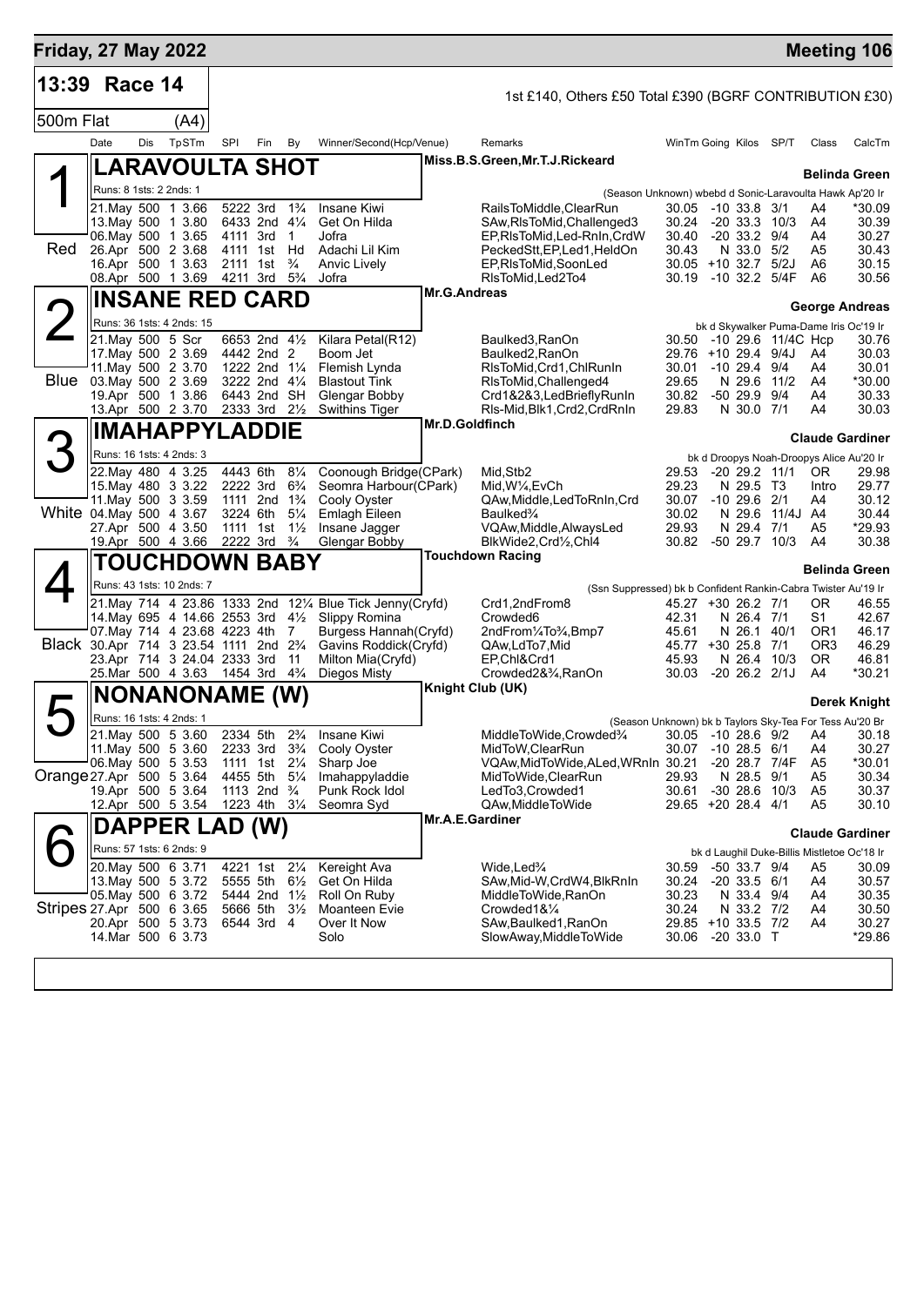**Friday, 27 May 2022** — **Meeting 106**

## 13:39 Race 14

1st £140, Others £50 Total £390 (BGRF CONTRIBUTION £30)

500m Flat (A4)

### 1 — LARAVOULTA SHOT (Red)

Miss.B.S.Green,Mr.T.J.Rickeard — **Belinda Green**

Runs: 8 1sts: 2 2nds: 1 — (Season Unknown) wbebd d Sonic-Laravoulta Hawk Ap'20 Ir

| Date | Dis | Tp | STm | SPI | Fin | By | Winner/Second(Hcp/Venue) | Remarks | WinTm | Going | Kilos | SP/T | Class | CalcTm |
|---|---|---|---|---|---|---|---|---|---|---|---|---|---|---|
| 21.May | 500 | 1 | 3.66 | 5222 | 3rd | 1¾ | Insane Kiwi | RailsToMiddle,ClearRun | 30.05 | -10 | 33.8 | 3/1 | A4 | *30.09 |
| 13.May | 500 | 1 | 3.80 | 6433 | 2nd | 4¼ | Get On Hilda | SAw,RlsToMid,Challenged3 | 30.24 | -20 | 33.3 | 10/3 | A4 | 30.39 |
| 06.May | 500 | 1 | 3.65 | 4111 | 3rd | 1 | Jofra | EP,RlsToMid,Led-RnIn,CrdW | 30.40 | -20 | 33.2 | 9/4 | A4 | 30.27 |
| 26.Apr | 500 | 2 | 3.68 | 4111 | 1st | Hd | Adachi Lil Kim | PeckedStt,EP,Led1,HeldOn | 30.43 | N | 33.0 | 5/2 | A5 | 30.43 |
| 16.Apr | 500 | 1 | 3.63 | 2111 | 1st | ¾ | Anvic Lively | EP,RlsToMid,SoonLed | 30.05 | +10 | 32.7 | 5/2J | A6 | 30.15 |
| 08.Apr | 500 | 1 | 3.69 | 4211 | 3rd | 5¾ | Jofra | RlsToMid,Led2To4 | 30.19 | -10 | 32.2 | 5/4F | A6 | 30.56 |

### 2 — INSANE RED CARD (Blue)

Mr.G.Andreas — **George Andreas**

Runs: 36 1sts: 4 2nds: 15 — bk d Skywalker Puma-Dame Iris Oc'19 Ir

| Date | Dis | Tp | STm | SPI | Fin | By | Winner/Second(Hcp/Venue) | Remarks | WinTm | Going | Kilos | SP/T | Class | CalcTm |
|---|---|---|---|---|---|---|---|---|---|---|---|---|---|---|
| 21.May | 500 | 5 | Scr | 6653 | 2nd | 4½ | Kilara Petal(R12) | Baulked3,RanOn | 30.50 | -10 | 29.6 | 11/4C | Hcp | 30.76 |
| 17.May | 500 | 2 | 3.69 | 4442 | 2nd | 2 | Boom Jet | Baulked2,RanOn | 29.76 | +10 | 29.4 | 9/4J | A4 | 30.03 |
| 11.May | 500 | 2 | 3.70 | 1222 | 2nd | 1¼ | Flemish Lynda | RlsToMid,Crd1,ChlRunIn | 30.01 | -10 | 29.4 | 9/4 | A4 | 30.01 |
| 03.May | 500 | 2 | 3.69 | 3222 | 2nd | 4¼ | Blastout Tink | RlsToMid,Challenged4 | 29.65 | N | 29.6 | 11/2 | A4 | *30.00 |
| 19.Apr | 500 | 1 | 3.86 | 6443 | 2nd | SH | Glengar Bobby | Crd1&2&3,LedBrieflyRunIn | 30.82 | -50 | 29.9 | 9/4 | A4 | 30.33 |
| 13.Apr | 500 | 2 | 3.70 | 2333 | 3rd | 2½ | Swithins Tiger | Rls-Mid,Blk1,Crd2,CrdRnIn | 29.83 | N | 30.0 | 7/1 | A4 | 30.03 |

### 3 — IMAHAPPYLADDIE (White)

Mr.D.Goldfinch — **Claude Gardiner**

Runs: 16 1sts: 4 2nds: 3 — bk d Droopys Noah-Droopys Alice Au'20 Ir

| Date | Dis | Tp | STm | SPI | Fin | By | Winner/Second(Hcp/Venue) | Remarks | WinTm | Going | Kilos | SP/T | Class | CalcTm |
|---|---|---|---|---|---|---|---|---|---|---|---|---|---|---|
| 22.May | 480 | 4 | 3.25 | 4443 | 6th | 8¼ | Coonough Bridge(CPark) | Mid,Stb2 | 29.53 | -20 | 29.2 | 11/1 | OR | 29.98 |
| 15.May | 480 | 3 | 3.22 | 2222 | 3rd | 6¾ | Seomra Harbour(CPark) | Mid,W¼,EvCh | 29.23 | N | 29.5 | T3 | Intro | 29.77 |
| 11.May | 500 | 3 | 3.59 | 1111 | 2nd | 1¾ | Cooly Oyster | QAw,Middle,LedToRnIn,Crd | 30.07 | -10 | 29.6 | 2/1 | A4 | 30.12 |
| 04.May | 500 | 4 | 3.67 | 3224 | 6th | 5¼ | Emlagh Eileen | Baulked¾ | 30.02 | N | 29.6 | 11/4J | A4 | 30.44 |
| 27.Apr | 500 | 4 | 3.50 | 1111 | 1st | 1½ | Insane Jagger | VQAw,Middle,AlwaysLed | 29.93 | N | 29.4 | 7/1 | A5 | *29.93 |
| 19.Apr | 500 | 4 | 3.66 | 2222 | 3rd | ¾ | Glengar Bobby | BlkWide2,Crd½,Chl4 | 30.82 | -50 | 29.7 | 10/3 | A4 | 30.38 |

### 4 — TOUCHDOWN BABY (Black)

Touchdown Racing — **Belinda Green**

Runs: 43 1sts: 10 2nds: 7 — (Ssn Suppressed) bk b Confident Rankin-Cabra Twister Au'19 Ir

| Date | Dis | Tp | STm | SPI | Fin | By | Winner/Second(Hcp/Venue) | Remarks | WinTm | Going | Kilos | SP/T | Class | CalcTm |
|---|---|---|---|---|---|---|---|---|---|---|---|---|---|---|
| 21.May | 714 | 4 | 23.86 | 1333 | 2nd | 12¼ | Blue Tick Jenny(Cryfd) | Crd1,2ndFrom8 | 45.27 | +30 | 26.2 | 7/1 | OR | 46.55 |
| 14.May | 695 | 4 | 14.66 | 2553 | 3rd | 4½ | Slippy Romina | Crowded6 | 42.31 | N | 26.4 | 7/1 | S1 | 42.67 |
| 07.May | 714 | 4 | 23.68 | 4223 | 4th | 7 | Burgess Hannah(Cryfd) | 2ndFrom¼To¾,Bmp7 | 45.61 | N | 26.1 | 40/1 | OR1 | 46.17 |
| 30.Apr | 714 | 3 | 23.54 | 1111 | 2nd | 2¾ | Gavins Roddick(Cryfd) | QAw,LdTo7,Mid | 45.77 | +30 | 25.8 | 7/1 | OR3 | 46.29 |
| 23.Apr | 714 | 3 | 24.04 | 2333 | 3rd | 11 | Milton Mia(Cryfd) | EP,Chl&Crd1 | 45.93 | N | 26.4 | 10/3 | OR | 46.81 |
| 25.Mar | 500 | 4 | 3.63 | 1454 | 3rd | 4¾ | Diegos Misty | Crowded2&¾,RanOn | 30.03 | -20 | 26.2 | 2/1J | A4 | *30.21 |

### 5 — NONANONAME (W) (Orange)

Knight Club (UK) — **Derek Knight**

Runs: 16 1sts: 4 2nds: 1 — (Season Unknown) bk b Taylors Sky-Tea For Tess Au'20 Br

| Date | Dis | Tp | STm | SPI | Fin | By | Winner/Second(Hcp/Venue) | Remarks | WinTm | Going | Kilos | SP/T | Class | CalcTm |
|---|---|---|---|---|---|---|---|---|---|---|---|---|---|---|
| 21.May | 500 | 5 | 3.60 | 2334 | 5th | 2¾ | Insane Kiwi | MiddleToWide,Crowded¾ | 30.05 | -10 | 28.6 | 9/2 | A4 | 30.18 |
| 11.May | 500 | 5 | 3.60 | 2233 | 3rd | 3¾ | Cooly Oyster | MidToW,ClearRun | 30.07 | -10 | 28.5 | 6/1 | A4 | 30.27 |
| 06.May | 500 | 5 | 3.53 | 1111 | 1st | 2¼ | Sharp Joe | VQAw,MidToWide,ALed,WRnIn | 30.21 | -20 | 28.7 | 7/4F | A5 | *30.01 |
| 27.Apr | 500 | 5 | 3.64 | 4455 | 5th | 5¼ | Imahappyladdie | MidToWide,ClearRun | 29.93 | N | 28.5 | 9/1 | A5 | 30.34 |
| 19.Apr | 500 | 5 | 3.64 | 1113 | 2nd | ¾ | Punk Rock Idol | LedTo3,Crowded1 | 30.61 | -30 | 28.6 | 10/3 | A5 | 30.37 |
| 12.Apr | 500 | 5 | 3.54 | 1223 | 4th | 3¼ | Seomra Syd | QAw,MiddleToWide | 29.65 | +20 | 28.4 | 4/1 | A5 | 30.10 |

### 6 — DAPPER LAD (W) (Stripes)

Mr.A.E.Gardiner — **Claude Gardiner**

Runs: 57 1sts: 6 2nds: 9 — bk d Laughil Duke-Billis Mistletoe Oc'18 Ir

| Date | Dis | Tp | STm | SPI | Fin | By | Winner/Second(Hcp/Venue) | Remarks | WinTm | Going | Kilos | SP/T | Class | CalcTm |
|---|---|---|---|---|---|---|---|---|---|---|---|---|---|---|
| 20.May | 500 | 6 | 3.71 | 4221 | 1st | 2¼ | Kereight Ava | Wide,Led¾ | 30.59 | -50 | 33.7 | 9/4 | A5 | 30.09 |
| 13.May | 500 | 5 | 3.72 | 5555 | 5th | 6½ | Get On Hilda | SAw,Mid-W,CrdW4,BlkRnIn | 30.24 | -20 | 33.5 | 6/1 | A4 | 30.57 |
| 05.May | 500 | 6 | 3.72 | 5444 | 2nd | 1½ | Roll On Ruby | MiddleToWide,RanOn | 30.23 | N | 33.4 | 9/4 | A4 | 30.35 |
| 27.Apr | 500 | 6 | 3.65 | 5666 | 5th | 3½ | Moanteen Evie | Crowded1&¼ | 30.24 | N | 33.2 | 7/2 | A4 | 30.50 |
| 20.Apr | 500 | 5 | 3.73 | 6544 | 3rd | 4 | Over It Now | SAw,Baulked1,RanOn | 29.85 | +10 | 33.5 | 7/2 | A4 | 30.27 |
| 14.Mar | 500 | 6 | 3.73 | | | | Solo | SlowAway,MiddleToWide | 30.06 | -20 | 33.0 | T | | *29.86 |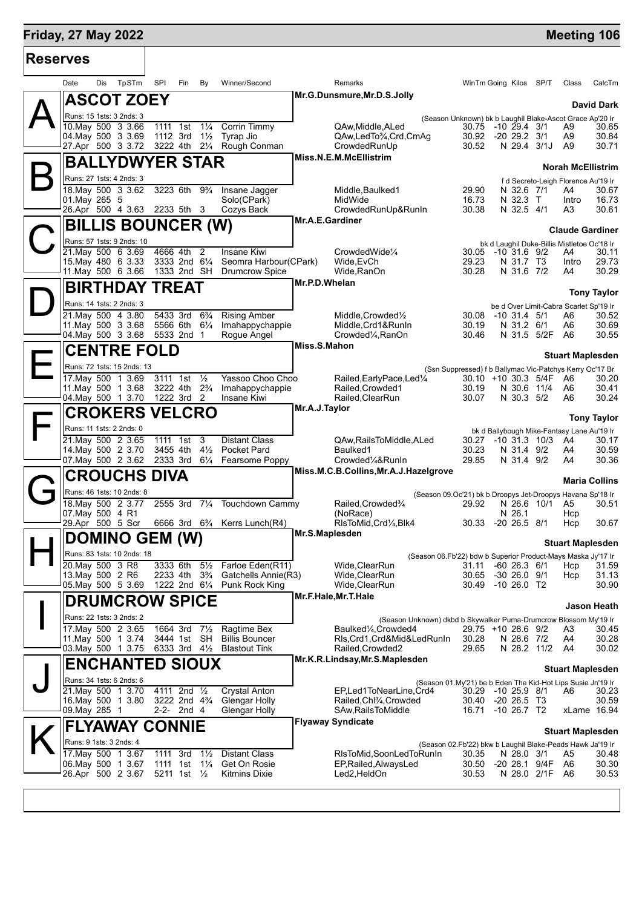## Friday, 27 May 2022

## Meeting 106

### Reserves

| Date | Dis | TpSTm | SPI | Fin | By | Winner/Second | Remarks | WinTm | Going | Kilos | SP/T | Class | CalcTm |
|---|---|---|---|---|---|---|---|---|---|---|---|---|---|

### A — ASCOT ZOEY

Mr.G.Dunsmure,Mr.D.S.Jolly — **David Dark**

Runs: 15 1sts: 3 2nds: 3 — (Season Unknown) bk b Laughil Blake-Ascot Grace Ap'20 Ir

| Date | Dis | TpSTm | SPI | Fin | By | Winner/Second | Remarks | WinTm | Going | Kilos | SP/T | Class | CalcTm |
|---|---|---|---|---|---|---|---|---|---|---|---|---|---|
| 10.May | 500 | 3 3.66 | 1111 | 1st | 1¼ | Corrin Timmy | QAw,Middle,ALed | 30.75 | -10 | 29.4 | 3/1 | A9 | 30.65 |
| 04.May | 500 | 3 3.69 | 1112 | 3rd | 1½ | Tyrap Jio | QAw,LedTo¾,Crd,CmAg | 30.92 | -20 | 29.2 | 3/1 | A9 | 30.84 |
| 27.Apr | 500 | 3 3.72 | 3222 | 4th | 2¼ | Rough Conman | CrowdedRunUp | 30.52 | N | 29.4 | 3/1J | A9 | 30.71 |

### B — BALLYDWYER STAR

Miss.N.E.M.McEllistrim — **Norah McEllistrim**

Runs: 27 1sts: 4 2nds: 3 — f d Secreto-Leigh Florence Au'19 Ir

| Date | Dis | TpSTm | SPI | Fin | By | Winner/Second | Remarks | WinTm | Going | Kilos | SP/T | Class | CalcTm |
|---|---|---|---|---|---|---|---|---|---|---|---|---|---|
| 18.May | 500 | 3 3.62 | 3223 | 6th | 9¾ | Insane Jagger | Middle,Baulked1 | 29.90 | N | 32.6 | 7/1 | A4 | 30.67 |
| 01.May | 265 | 5 | | | | Solo(CPark) | MidWide | 16.73 | N | 32.3 | T | Intro | 16.73 |
| 26.Apr | 500 | 4 3.63 | 2233 | 5th | 3 | Cozys Back | CrowdedRunUp&RunIn | 30.38 | N | 32.5 | 4/1 | A3 | 30.61 |

### C — BILLIS BOUNCER (W)

Mr.A.E.Gardiner — **Claude Gardiner**

Runs: 57 1sts: 9 2nds: 10 — bk d Laughil Duke-Billis Mistletoe Oc'18 Ir

| Date | Dis | TpSTm | SPI | Fin | By | Winner/Second | Remarks | WinTm | Going | Kilos | SP/T | Class | CalcTm |
|---|---|---|---|---|---|---|---|---|---|---|---|---|---|
| 21.May | 500 | 6 3.69 | 4666 | 4th | 2 | Insane Kiwi | CrowdedWide¼ | 30.05 | -10 | 31.6 | 9/2 | A4 | 30.11 |
| 15.May | 480 | 6 3.33 | 3333 | 2nd | 6¼ | Seomra Harbour(CPark) | Wide,EvCh | 29.23 | N | 31.7 | T3 | Intro | 29.73 |
| 11.May | 500 | 6 3.66 | 1333 | 2nd | SH | Drumcrow Spice | Wide,RanOn | 30.28 | N | 31.6 | 7/2 | A4 | 30.29 |

### D — BIRTHDAY TREAT

Mr.P.D.Whelan — **Tony Taylor**

Runs: 14 1sts: 2 2nds: 3 — be d Over Limit-Cabra Scarlet Sp'19 Ir

| Date | Dis | TpSTm | SPI | Fin | By | Winner/Second | Remarks | WinTm | Going | Kilos | SP/T | Class | CalcTm |
|---|---|---|---|---|---|---|---|---|---|---|---|---|---|
| 21.May | 500 | 4 3.80 | 5433 | 3rd | 6¾ | Rising Amber | Middle,Crowded½ | 30.08 | -10 | 31.4 | 5/1 | A6 | 30.52 |
| 11.May | 500 | 3 3.68 | 5566 | 6th | 6¼ | Imahappychappie | Middle,Crd1&RunIn | 30.19 | N | 31.2 | 6/1 | A6 | 30.69 |
| 04.May | 500 | 3 3.68 | 5533 | 2nd | 1 | Rogue Angel | Crowded¼,RanOn | 30.46 | N | 31.5 | 5/2F | A6 | 30.55 |

### E — CENTRE FOLD

Miss.S.Mahon — **Stuart Maplesden**

Runs: 72 1sts: 15 2nds: 13 — (Ssn Suppressed) f b Ballymac Vic-Patchys Kerry Oc'17 Br

| Date | Dis | TpSTm | SPI | Fin | By | Winner/Second | Remarks | WinTm | Going | Kilos | SP/T | Class | CalcTm |
|---|---|---|---|---|---|---|---|---|---|---|---|---|---|
| 17.May | 500 | 1 3.69 | 3111 | 1st | ½ | Yassoo Choo Choo | Railed,EarlyPace,Led¼ | 30.10 | +10 | 30.3 | 5/4F | A6 | 30.20 |
| 11.May | 500 | 1 3.68 | 3222 | 4th | 2¾ | Imahappychappie | Railed,Crowded1 | 30.19 | N | 30.6 | 11/4 | A6 | 30.41 |
| 04.May | 500 | 1 3.70 | 1222 | 3rd | 2 | Insane Kiwi | Railed,ClearRun | 30.07 | N | 30.3 | 5/2 | A6 | 30.24 |

### F — CROKERS VELCRO

Mr.A.J.Taylor — **Tony Taylor**

Runs: 11 1sts: 2 2nds: 0 — bk d Ballybough Mike-Fantasy Lane Au'19 Ir

| Date | Dis | TpSTm | SPI | Fin | By | Winner/Second | Remarks | WinTm | Going | Kilos | SP/T | Class | CalcTm |
|---|---|---|---|---|---|---|---|---|---|---|---|---|---|
| 21.May | 500 | 2 3.65 | 1111 | 1st | 3 | Distant Class | QAw,RailsToMiddle,ALed | 30.27 | -10 | 31.3 | 10/3 | A4 | 30.17 |
| 14.May | 500 | 2 3.70 | 3455 | 4th | 4½ | Pocket Pard | Baulked1 | 30.23 | N | 31.4 | 9/2 | A4 | 30.59 |
| 07.May | 500 | 2 3.62 | 2333 | 3rd | 6¼ | Fearsome Poppy | Crowded¼&RunIn | 29.85 | N | 31.4 | 9/2 | A4 | 30.36 |

### G — CROUCHS DIVA

Miss.M.C.B.Collins,Mr.A.J.Hazelgrove — **Maria Collins**

Runs: 46 1sts: 10 2nds: 8 — (Season 09.Oc'21) bk b Droopys Jet-Droopys Havana Sp'18 Ir

| Date | Dis | TpSTm | SPI | Fin | By | Winner/Second | Remarks | WinTm | Going | Kilos | SP/T | Class | CalcTm |
|---|---|---|---|---|---|---|---|---|---|---|---|---|---|
| 18.May | 500 | 2 3.77 | 2555 | 3rd | 7¼ | Touchdown Cammy | Railed,Crowded¾ | 29.92 | N | 26.6 | 10/1 | A5 | 30.51 |
| 07.May | 500 | 4 R1 | | | | | (NoRace) | | N | 26.1 | | Hcp | |
| 29.Apr | 500 | 5 Scr | 6666 | 3rd | 6¾ | Kerrs Lunch(R4) | RlsToMid,Crd¼,Blk4 | 30.33 | -20 | 26.5 | 8/1 | Hcp | 30.67 |

### H — DOMINO GEM (W)

Mr.S.Maplesden — **Stuart Maplesden**

Runs: 83 1sts: 10 2nds: 18 — (Season 06.Fb'22) bdw b Superior Product-Mays Maska Jy'17 Ir

| Date | Dis | TpSTm | SPI | Fin | By | Winner/Second | Remarks | WinTm | Going | Kilos | SP/T | Class | CalcTm |
|---|---|---|---|---|---|---|---|---|---|---|---|---|---|
| 20.May | 500 | 3 R8 | 3333 | 6th | 5½ | Farloe Eden(R11) | Wide,ClearRun | 31.11 | -60 | 26.3 | 6/1 | Hcp | 31.59 |
| 13.May | 500 | 2 R6 | 2233 | 4th | 3¾ | Gatchells Annie(R3) | Wide,ClearRun | 30.65 | -30 | 26.0 | 9/1 | Hcp | 31.13 |
| 05.May | 500 | 5 3.69 | 1222 | 2nd | 6¼ | Punk Rock King | Wide,ClearRun | 30.49 | -10 | 26.0 | T2 | | 30.90 |

### I — DRUMCROW SPICE

Mr.F.Hale,Mr.T.Hale — **Jason Heath**

Runs: 22 1sts: 3 2nds: 2 — (Season Unknown) dkbd b Skywalker Puma-Drumcrow Blossom My'19 Ir

| Date | Dis | TpSTm | SPI | Fin | By | Winner/Second | Remarks | WinTm | Going | Kilos | SP/T | Class | CalcTm |
|---|---|---|---|---|---|---|---|---|---|---|---|---|---|
| 17.May | 500 | 2 3.65 | 1664 | 3rd | 7½ | Ragtime Bex | Baulked¼,Crowded4 | 29.75 | +10 | 28.6 | 9/2 | A3 | 30.45 |
| 11.May | 500 | 1 3.74 | 3444 | 1st | SH | Billis Bouncer | Rls,Crd1,Crd&Mid&LedRunIn | 30.28 | N | 28.6 | 7/2 | A4 | 30.28 |
| 03.May | 500 | 1 3.75 | 6333 | 3rd | 4½ | Blastout Tink | Railed,Crowded2 | 29.65 | N | 28.2 | 11/2 | A4 | 30.02 |

### J — ENCHANTED SIOUX

Mr.K.R.Lindsay,Mr.S.Maplesden — **Stuart Maplesden**

Runs: 34 1sts: 6 2nds: 6 — (Season 01.My'21) be b Eden The Kid-Hot Lips Susie Jn'19 Ir

| Date | Dis | TpSTm | SPI | Fin | By | Winner/Second | Remarks | WinTm | Going | Kilos | SP/T | Class | CalcTm |
|---|---|---|---|---|---|---|---|---|---|---|---|---|---|
| 21.May | 500 | 1 3.70 | 4111 | 2nd | ½ | Crystal Anton | EP,Led1ToNearLine,Crd4 | 30.29 | -10 | 25.9 | 8/1 | A6 | 30.23 |
| 16.May | 500 | 1 3.80 | 3222 | 2nd | 4¾ | Glengar Holly | Railed,Chl¾,Crowded | 30.40 | -20 | 26.5 | T3 | | 30.59 |
| 09.May | 285 | 1 | 2-2- | 2nd | 4 | Glengar Holly | SAw,RailsToMiddle | 16.71 | -10 | 26.7 | T2 | xLame | 16.94 |

### K — FLYAWAY CONNIE

Flyaway Syndicate — **Stuart Maplesden**

Runs: 9 1sts: 3 2nds: 4 — (Season 02.Fb'22) bkw b Laughil Blake-Peads Hawk Ja'19 Ir

| Date | Dis | TpSTm | SPI | Fin | By | Winner/Second | Remarks | WinTm | Going | Kilos | SP/T | Class | CalcTm |
|---|---|---|---|---|---|---|---|---|---|---|---|---|---|
| 17.May | 500 | 1 3.67 | 1111 | 3rd | 1½ | Distant Class | RlsToMid,SoonLedToRunIn | 30.35 | N | 28.0 | 3/1 | A5 | 30.48 |
| 06.May | 500 | 1 3.67 | 1111 | 1st | 1¼ | Get On Rosie | EP,Railed,AlwaysLed | 30.50 | -20 | 28.1 | 9/4F | A6 | 30.30 |
| 26.Apr | 500 | 2 3.67 | 5211 | 1st | ½ | Kitmins Dixie | Led2,HeldOn | 30.53 | N | 28.0 | 2/1F | A6 | 30.53 |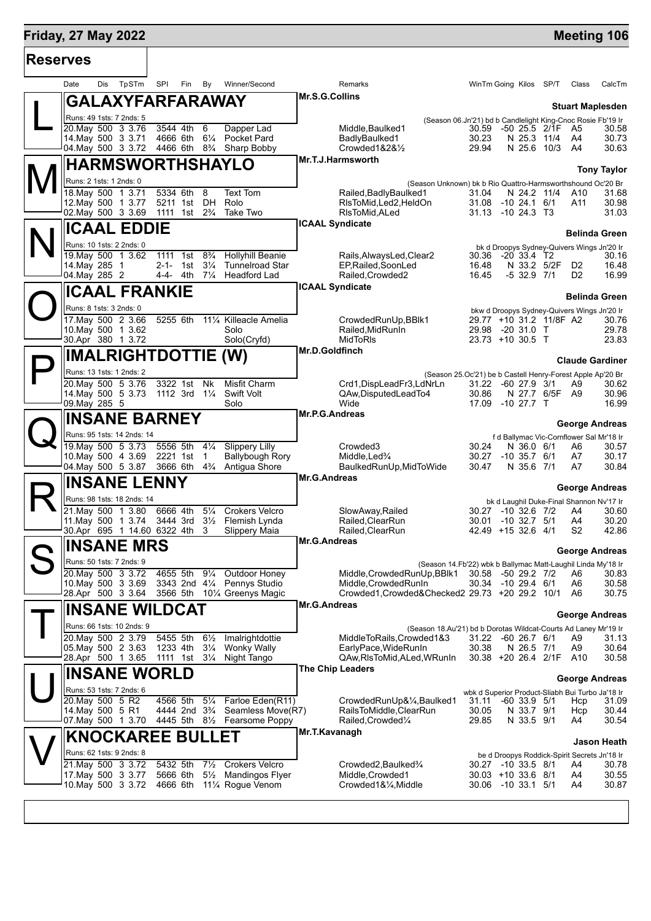## Friday, 27 May 2022 — Meeting 106

### Reserves

| Date | Dis | TpSTm | SPI | Fin | By | Winner/Second | Remarks | WinTm | Going | Kilos | SP/T | Class | CalcTm |
|---|---|---|---|---|---|---|---|---|---|---|---|---|---|

### L — GALAXYFARFARAWAY

Mr.S.G.Collins — **Stuart Maplesden**

Runs: 49 1sts: 7 2nds: 5 — (Season 06.Jn'21) bd b Candlelight King-Cnoc Rosie Fb'19 Ir

| Date | Dis | TpSTm | SPI | Fin | By | Winner/Second | Remarks | WinTm | Going | Kilos | SP/T | Class | CalcTm |
|---|---|---|---|---|---|---|---|---|---|---|---|---|---|
| 20.May | 500 | 3 3.76 | 3544 | 4th | 6 | Dapper Lad | Middle,Baulked1 | 30.59 | -50 | 25.5 | 2/1F | A5 | 30.58 |
| 14.May | 500 | 3 3.71 | 4666 | 6th | 6¼ | Pocket Pard | BadlyBaulked1 | 30.23 | N | 25.3 | 11/4 | A4 | 30.73 |
| 04.May | 500 | 3 3.72 | 4466 | 6th | 8¾ | Sharp Bobby | Crowded1&2&½ | 29.94 | N | 25.6 | 10/3 | A4 | 30.63 |

### M — HARMSWORTHSHAYLO

Mr.T.J.Harmsworth — **Tony Taylor**

Runs: 2 1sts: 1 2nds: 0 — (Season Unknown) bk b Rio Quattro-Harmsworthshound Oc'20 Br

| Date | Dis | TpSTm | SPI | Fin | By | Winner/Second | Remarks | WinTm | Going | Kilos | SP/T | Class | CalcTm |
|---|---|---|---|---|---|---|---|---|---|---|---|---|---|
| 18.May | 500 | 1 3.71 | 5334 | 6th | 8 | Text Tom | Railed,BadlyBaulked1 | 31.04 | N | 24.2 | 11/4 | A10 | 31.68 |
| 12.May | 500 | 1 3.77 | 5211 | 1st | DH | Rolo | RlsToMid,Led2,HeldOn | 31.08 | -10 | 24.1 | 6/1 | A11 | 30.98 |
| 02.May | 500 | 3 3.69 | 1111 | 1st | 2¾ | Take Two | RlsToMid,ALed | 31.13 | -10 | 24.3 | T3 | | 31.03 |

### N — ICAAL EDDIE

ICAAL Syndicate — **Belinda Green**

Runs: 10 1sts: 2 2nds: 0 — bk d Droopys Sydney-Quivers Wings Jn'20 Ir

| Date | Dis | TpSTm | SPI | Fin | By | Winner/Second | Remarks | WinTm | Going | Kilos | SP/T | Class | CalcTm |
|---|---|---|---|---|---|---|---|---|---|---|---|---|---|
| 19.May | 500 | 1 3.62 | 1111 | 1st | 8¾ | Hollyhill Beanie | Rails,AlwaysLed,Clear2 | 30.36 | -20 | 33.4 | T2 | | 30.16 |
| 14.May | 285 | 1 | 2-1- | 1st | 3¼ | Tunnelroad Star | EP,Railed,SoonLed | 16.48 | N | 33.2 | 5/2F | D2 | 16.48 |
| 04.May | 285 | 2 | 4-4- | 4th | 7¼ | Headford Lad | Railed,Crowded2 | 16.45 | -5 | 32.9 | 7/1 | D2 | 16.99 |

### O — ICAAL FRANKIE

ICAAL Syndicate — **Belinda Green**

Runs: 8 1sts: 3 2nds: 0 — bkw d Droopys Sydney-Quivers Wings Jn'20 Ir

| Date | Dis | TpSTm | SPI | Fin | By | Winner/Second | Remarks | WinTm | Going | Kilos | SP/T | Class | CalcTm |
|---|---|---|---|---|---|---|---|---|---|---|---|---|---|
| 17.May | 500 | 2 3.66 | 5255 | 6th | 11¼ | Killeacle Amelia | CrowdedRunUp,BBlk1 | 29.77 | +10 | 31.2 | 11/8F | A2 | 30.76 |
| 10.May | 500 | 1 3.62 | | | | Solo | Railed,MidRunIn | 29.98 | -20 | 31.0 | T | | 29.78 |
| 30.Apr | 380 | 1 3.72 | | | | Solo(Cryfd) | MidToRls | 23.73 | +10 | 30.5 | T | | 23.83 |

### P — IMALRIGHTDOTTIE (W)

Mr.D.Goldfinch — **Claude Gardiner**

Runs: 13 1sts: 1 2nds: 2 — (Season 25.Oc'21) be b Castell Henry-Forest Apple Ap'20 Br

| Date | Dis | TpSTm | SPI | Fin | By | Winner/Second | Remarks | WinTm | Going | Kilos | SP/T | Class | CalcTm |
|---|---|---|---|---|---|---|---|---|---|---|---|---|---|
| 20.May | 500 | 5 3.76 | 3322 | 1st | Nk | Misfit Charm | Crd1,DispLeadFr3,LdNrLn | 31.22 | -60 | 27.9 | 3/1 | A9 | 30.62 |
| 14.May | 500 | 5 3.73 | 1112 | 3rd | 1¼ | Swift Volt | QAw,DisputedLeadTo4 | 30.86 | N | 27.7 | 6/5F | A9 | 30.96 |
| 09.May | 285 | 5 | | | | Solo | Wide | 17.09 | -10 | 27.7 | T | | 16.99 |

### Q — INSANE BARNEY

Mr.P.G.Andreas — **George Andreas**

Runs: 95 1sts: 14 2nds: 14 — f d Ballymac Vic-Cornflower Sal Mr'18 Ir

| Date | Dis | TpSTm | SPI | Fin | By | Winner/Second | Remarks | WinTm | Going | Kilos | SP/T | Class | CalcTm |
|---|---|---|---|---|---|---|---|---|---|---|---|---|---|
| 19.May | 500 | 5 3.73 | 5556 | 5th | 4¼ | Slippery Lilly | Crowded3 | 30.24 | N | 36.0 | 6/1 | A6 | 30.57 |
| 10.May | 500 | 4 3.69 | 2221 | 1st | 1 | Ballybough Rory | Middle,Led¾ | 30.27 | -10 | 35.7 | 6/1 | A7 | 30.17 |
| 04.May | 500 | 5 3.87 | 3666 | 6th | 4¾ | Antigua Shore | BaulkedRunUp,MidToWide | 30.47 | N | 35.6 | 7/1 | A7 | 30.84 |

### R — INSANE LENNY

Mr.G.Andreas — **George Andreas**

Runs: 98 1sts: 18 2nds: 14 — bk d Laughil Duke-Final Shannon Nv'17 Ir

| Date | Dis | TpSTm | SPI | Fin | By | Winner/Second | Remarks | WinTm | Going | Kilos | SP/T | Class | CalcTm |
|---|---|---|---|---|---|---|---|---|---|---|---|---|---|
| 21.May | 500 | 1 3.80 | 6666 | 4th | 5¼ | Crokers Velcro | SlowAway,Railed | 30.27 | -10 | 32.6 | 7/2 | A4 | 30.60 |
| 11.May | 500 | 1 3.74 | 3444 | 3rd | 3½ | Flemish Lynda | Railed,ClearRun | 30.01 | -10 | 32.7 | 5/1 | A4 | 30.20 |
| 30.Apr | 695 | 1 14.60 | 6322 | 4th | 3 | Slippery Maia | Railed,ClearRun | 42.49 | +15 | 32.6 | 4/1 | S2 | 42.86 |

### S — INSANE MRS

Mr.G.Andreas — **George Andreas**

Runs: 50 1sts: 7 2nds: 9 — (Season 14.Fb'22) wbk b Ballymac Matt-Laughil Linda My'18 Ir

| Date | Dis | TpSTm | SPI | Fin | By | Winner/Second | Remarks | WinTm | Going | Kilos | SP/T | Class | CalcTm |
|---|---|---|---|---|---|---|---|---|---|---|---|---|---|
| 20.May | 500 | 3 3.72 | 4655 | 5th | 9¼ | Outdoor Honey | Middle,CrowdedRunUp,BBlk1 | 30.58 | -50 | 29.2 | 7/2 | A6 | 30.83 |
| 10.May | 500 | 3 3.69 | 3343 | 2nd | 4¼ | Pennys Studio | Middle,CrowdedRunIn | 30.34 | -10 | 29.4 | 6/1 | A6 | 30.58 |
| 28.Apr | 500 | 3 3.64 | 3566 | 5th | 10¼ | Greenys Magic | Crowded1,Crowded&Checked2 | 29.73 | +20 | 29.2 | 10/1 | A6 | 30.75 |

### T — INSANE WILDCAT

Mr.G.Andreas — **George Andreas**

Runs: 66 1sts: 10 2nds: 9 — (Season 18.Au'21) bd b Dorotas Wildcat-Courts Ad Laney Mr'19 Ir

| Date | Dis | TpSTm | SPI | Fin | By | Winner/Second | Remarks | WinTm | Going | Kilos | SP/T | Class | CalcTm |
|---|---|---|---|---|---|---|---|---|---|---|---|---|---|
| 20.May | 500 | 2 3.79 | 5455 | 5th | 6½ | Imalrightdottie | MiddleToRails,Crowded1&3 | 31.22 | -60 | 26.7 | 6/1 | A9 | 31.13 |
| 05.May | 500 | 2 3.63 | 1233 | 4th | 3¼ | Wonky Wally | EarlyPace,WideRunIn | 30.38 | N | 26.5 | 7/1 | A9 | 30.64 |
| 28.Apr | 500 | 1 3.65 | 1111 | 1st | 3¼ | Night Tango | QAw,RlsToMid,ALed,WRunIn | 30.38 | +20 | 26.4 | 2/1F | A10 | 30.58 |

### U — INSANE WORLD

The Chip Leaders — **George Andreas**

Runs: 53 1sts: 7 2nds: 6 — wbk d Superior Product-Sliabh Bui Turbo Ja'18 Ir

| Date | Dis | TpSTm | SPI | Fin | By | Winner/Second | Remarks | WinTm | Going | Kilos | SP/T | Class | CalcTm |
|---|---|---|---|---|---|---|---|---|---|---|---|---|---|
| 20.May | 500 | 5 R2 | 4566 | 5th | 5¼ | Farloe Eden(R11) | CrowdedRunUp&¼,Baulked1 | 31.11 | -60 | 33.9 | 5/1 | Hcp | 31.09 |
| 14.May | 500 | 5 R1 | 4444 | 2nd | 3¾ | Seamless Move(R7) | RailsToMiddle,ClearRun | 30.05 | N | 33.7 | 9/1 | Hcp | 30.44 |
| 07.May | 500 | 1 3.70 | 4445 | 5th | 8½ | Fearsome Poppy | Railed,Crowded¼ | 29.85 | N | 33.5 | 9/1 | A4 | 30.54 |

### V — KNOCKAREE BULLET

Mr.T.Kavanagh — **Jason Heath**

Runs: 62 1sts: 9 2nds: 8 — be d Droopys Roddick-Spirit Secrets Jn'18 Ir

| Date | Dis | TpSTm | SPI | Fin | By | Winner/Second | Remarks | WinTm | Going | Kilos | SP/T | Class | CalcTm |
|---|---|---|---|---|---|---|---|---|---|---|---|---|---|
| 21.May | 500 | 3 3.72 | 5432 | 5th | 7½ | Crokers Velcro | Crowded2,Baulked¾ | 30.27 | -10 | 33.5 | 8/1 | A4 | 30.78 |
| 17.May | 500 | 3 3.77 | 5666 | 6th | 5½ | Mandingos Flyer | Middle,Crowded1 | 30.03 | +10 | 33.6 | 8/1 | A4 | 30.55 |
| 10.May | 500 | 3 3.72 | 4666 | 6th | 11¼ | Rogue Venom | Crowded1&¼,Middle | 30.06 | -10 | 33.1 | 5/1 | A4 | 30.87 |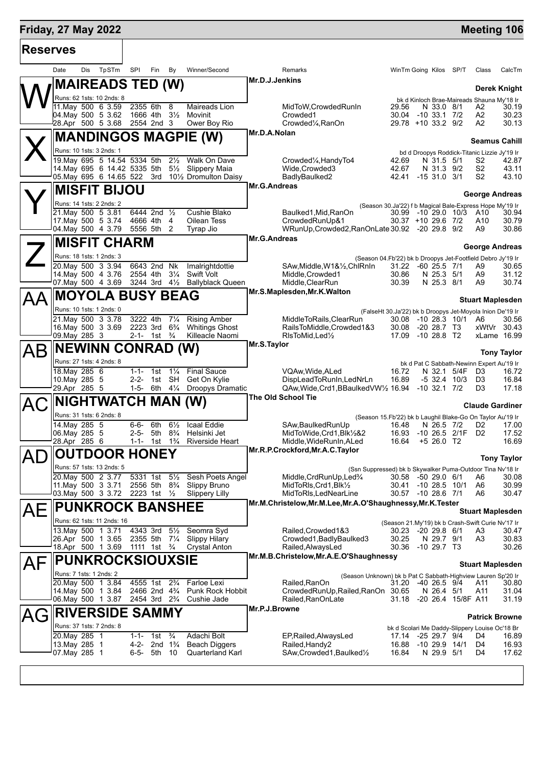# Friday, 27 May 2022

**Meeting 106**

## Reserves

| Date | Dis | TpSTm | SPI | Fin | By | Winner/Second | Remarks | WinTm | Going | Kilos | SP/T | Class | CalcTm |
|---|---|---|---|---|---|---|---|---|---|---|---|---|---|

### W — MAIREADS TED (W)

Mr.D.J.Jenkins — **Derek Knight**

Runs: 62 1sts: 10 2nds: 8 — bk d Kinloch Brae-Maireads Shauna My'18 Ir

| Date | Dis | TpSTm | SPI | Fin | By | Winner/Second | Remarks | WinTm | Going | Kilos | SP/T | Class | CalcTm |
|---|---|---|---|---|---|---|---|---|---|---|---|---|---|
| 11.May | 500 | 6 3.59 | 2355 | 6th | 8 | Maireads Lion | MidToW,CrowdedRunIn | 29.56 | N | 33.0 | 8/1 | A2 | 30.19 |
| 04.May | 500 | 5 3.62 | 1666 | 4th | 3½ | Movinit | Crowded1 | 30.04 | -10 | 33.1 | 7/2 | A2 | 30.23 |
| 28.Apr | 500 | 5 3.68 | 2554 | 2nd | 3 | Ower Boy Rio | Crowded¼,RanOn | 29.78 | +10 | 33.2 | 9/2 | A2 | 30.13 |

### X — MANDINGOS MAGPIE (W)

Mr.D.A.Nolan — **Seamus Cahill**

Runs: 10 1sts: 3 2nds: 1 — bd d Droopys Roddick-Titanic Lizzie Jy'19 Ir

| Date | Dis | TpSTm | SPI | Fin | By | Winner/Second | Remarks | WinTm | Going | Kilos | SP/T | Class | CalcTm |
|---|---|---|---|---|---|---|---|---|---|---|---|---|---|
| 19.May | 695 | 5 14.54 | 5334 | 5th | 2½ | Walk On Dave | Crowded¼,HandyTo4 | 42.69 | N | 31.5 | 5/1 | S2 | 42.87 |
| 14.May | 695 | 6 14.42 | 5335 | 5th | 5½ | Slippery Maia | Wide,Crowded3 | 42.67 | N | 31.3 | 9/2 | S2 | 43.11 |
| 05.May | 695 | 6 14.65 | 522 | 3rd | 10½ | Dromulton Daisy | BadlyBaulked2 | 42.41 | -15 | 31.0 | 3/1 | S2 | 43.10 |

### Y — MISFIT BIJOU

Mr.G.Andreas — **George Andreas**

Runs: 14 1sts: 2 2nds: 2 — (Season 30.Ja'22) f b Magical Bale-Express Hope My'19 Ir

| Date | Dis | TpSTm | SPI | Fin | By | Winner/Second | Remarks | WinTm | Going | Kilos | SP/T | Class | CalcTm |
|---|---|---|---|---|---|---|---|---|---|---|---|---|---|
| 21.May | 500 | 5 3.81 | 6444 | 2nd | ½ | Cushie Blako | Baulked1,Mid,RanOn | 30.99 | -10 | 29.0 | 10/3 | A10 | 30.94 |
| 17.May | 500 | 5 3.74 | 4666 | 4th | 4 | Oilean Tess | CrowdedRunUp&1 | 30.37 | +10 | 29.6 | 7/2 | A10 | 30.79 |
| 04.May | 500 | 4 3.79 | 5556 | 5th | 2 | Tyrap Jio | WRunUp,Crowded2,RanOnLate | 30.92 | -20 | 29.8 | 9/2 | A9 | 30.86 |

### Z — MISFIT CHARM

Mr.G.Andreas — **George Andreas**

Runs: 18 1sts: 1 2nds: 3 — (Season 04.Fb'22) bk b Droopys Jet-Footfield Debro Jy'19 Ir

| Date | Dis | TpSTm | SPI | Fin | By | Winner/Second | Remarks | WinTm | Going | Kilos | SP/T | Class | CalcTm |
|---|---|---|---|---|---|---|---|---|---|---|---|---|---|
| 20.May | 500 | 3 3.94 | 6643 | 2nd | Nk | Imalrightdottie | SAw,Middle,W1&½,ChlRnIn | 31.22 | -60 | 25.5 | 7/1 | A9 | 30.65 |
| 14.May | 500 | 4 3.76 | 2554 | 4th | 3¼ | Swift Volt | Middle,Crowded1 | 30.86 | N | 25.3 | 5/1 | A9 | 31.12 |
| 07.May | 500 | 4 3.69 | 3244 | 3rd | 4½ | Ballyblack Queen | Middle,ClearRun | 30.39 | N | 25.3 | 8/1 | A9 | 30.74 |

### AA — MOYOLA BUSY BEAG

Mr.S.Maplesden,Mr.K.Walton — **Stuart Maplesden**

Runs: 10 1sts: 1 2nds: 0 — (FalseHt 30.Ja'22) bk b Droopys Jet-Moyola Inion De'19 Ir

| Date | Dis | TpSTm | SPI | Fin | By | Winner/Second | Remarks | WinTm | Going | Kilos | SP/T | Class | CalcTm |
|---|---|---|---|---|---|---|---|---|---|---|---|---|---|
| 21.May | 500 | 3 3.78 | 3222 | 4th | 7¼ | Rising Amber | MiddleToRails,ClearRun | 30.08 | -10 | 28.3 | 10/1 | A6 | 30.56 |
| 16.May | 500 | 3 3.69 | 2223 | 3rd | 6¾ | Whitings Ghost | RailsToMiddle,Crowded1&3 | 30.08 | -20 | 28.7 | T3 | xWtVr | 30.43 |
| 09.May | 285 | 3 | 2-1- | 1st | ¾ | Killeacle Naomi | RlsToMid,Led½ | 17.09 | -10 | 28.8 | T2 | xLame | 16.99 |

### AB — NEWINN CONRAD (W)

Mr.S.Taylor — **Tony Taylor**

Runs: 27 1sts: 4 2nds: 8 — bk d Pat C Sabbath-Newinn Expert Au'19 Ir

| Date | Dis | TpSTm | SPI | Fin | By | Winner/Second | Remarks | WinTm | Going | Kilos | SP/T | Class | CalcTm |
|---|---|---|---|---|---|---|---|---|---|---|---|---|---|
| 18.May | 285 | 6 | 1-1- | 1st | 1¼ | Final Sauce | VQAw,Wide,ALed | 16.72 | N | 32.1 | 5/4F | D3 | 16.72 |
| 10.May | 285 | 5 | 2-2- | 1st | SH | Get On Kylie | DispLeadToRunIn,LedNrLn | 16.89 | -5 | 32.4 | 10/3 | D3 | 16.84 |
| 29.Apr | 285 | 5 | 1-5- | 6th | 4¼ | Droopys Dramatic | QAw,Wide,Crd1,BBaulkedVW½ | 16.94 | -10 | 32.1 | 7/2 | D3 | 17.18 |

### AC — NIGHTWATCH MAN (W)

The Old School Tie — **Claude Gardiner**

Runs: 31 1sts: 6 2nds: 8 — (Season 15.Fb'22) bk b Laughil Blake-Go On Taylor Au'19 Ir

| Date | Dis | TpSTm | SPI | Fin | By | Winner/Second | Remarks | WinTm | Going | Kilos | SP/T | Class | CalcTm |
|---|---|---|---|---|---|---|---|---|---|---|---|---|---|
| 14.May | 285 | 5 | 6-6- | 6th | 6½ | Icaal Eddie | SAw,BaulkedRunUp | 16.48 | N | 26.5 | 7/2 | D2 | 17.00 |
| 06.May | 285 | 5 | 2-5- | 5th | 8¾ | Helsinki Jet | MidToWide,Crd1,Blk½&2 | 16.93 | -10 | 26.5 | 2/1F | D2 | 17.52 |
| 28.Apr | 285 | 6 | 1-1- | 1st | 1¾ | Riverside Heart | Middle,WideRunIn,ALed | 16.64 | +5 | 26.0 | T2 | | 16.69 |

### AD — OUTDOOR HONEY

Mr.R.P.Crockford,Mr.A.C.Taylor — **Tony Taylor**

Runs: 57 1sts: 13 2nds: 5 — (Ssn Suppressed) bk b Skywalker Puma-Outdoor Tina Nv'18 Ir

| Date | Dis | TpSTm | SPI | Fin | By | Winner/Second | Remarks | WinTm | Going | Kilos | SP/T | Class | CalcTm |
|---|---|---|---|---|---|---|---|---|---|---|---|---|---|
| 20.May | 500 | 2 3.77 | 5331 | 1st | 5½ | Sesh Poets Angel | Middle,CrdRunUp,Led¾ | 30.58 | -50 | 29.0 | 6/1 | A6 | 30.08 |
| 11.May | 500 | 3 3.71 | 2556 | 5th | 8¾ | Slippy Bruno | MidToRls,Crd1,Blk½ | 30.41 | -10 | 28.5 | 10/1 | A6 | 30.99 |
| 03.May | 500 | 3 3.72 | 2223 | 1st | ½ | Slippery Lilly | MidToRls,LedNearLine | 30.57 | -10 | 28.6 | 7/1 | A6 | 30.47 |

### AE — PUNKROCK BANSHEE

Mr.M.Christelow,Mr.M.Lee,Mr.A.O'Shaughnessy,Mr.K.Tester — **Stuart Maplesden**

Runs: 62 1sts: 11 2nds: 16 — (Season 21.My'19) bk b Crash-Swift Curie Nv'17 Ir

| Date | Dis | TpSTm | SPI | Fin | By | Winner/Second | Remarks | WinTm | Going | Kilos | SP/T | Class | CalcTm |
|---|---|---|---|---|---|---|---|---|---|---|---|---|---|
| 13.May | 500 | 1 3.71 | 4343 | 3rd | 5½ | Seomra Syd | Railed,Crowded1&3 | 30.23 | -20 | 29.8 | 6/1 | A3 | 30.47 |
| 26.Apr | 500 | 1 3.65 | 2355 | 5th | 7¼ | Slippy Hilary | Crowded1,BadlyBaulked3 | 30.25 | N | 29.7 | 9/1 | A3 | 30.83 |
| 18.Apr | 500 | 1 3.69 | 1111 | 1st | ¾ | Crystal Anton | Railed,AlwaysLed | 30.36 | -10 | 29.7 | T3 | | 30.26 |

### AF — PUNKROCKSIOUXSIE

Mr.M.B.Christelow,Mr.A.E.O'Shaughnessy — **Stuart Maplesden**

Runs: 7 1sts: 1 2nds: 2 — (Season Unknown) bk b Pat C Sabbath-Highview Lauren Sp'20 Ir

| Date | Dis | TpSTm | SPI | Fin | By | Winner/Second | Remarks | WinTm | Going | Kilos | SP/T | Class | CalcTm |
|---|---|---|---|---|---|---|---|---|---|---|---|---|---|
| 20.May | 500 | 1 3.84 | 4555 | 1st | 2¾ | Farloe Lexi | Railed,RanOn | 31.20 | -40 | 26.5 | 9/4 | A11 | 30.80 |
| 14.May | 500 | 1 3.84 | 2466 | 2nd | 4¾ | Punk Rock Hobbit | CrowdedRunUp,Railed,RanOn | 30.65 | N | 26.4 | 5/1 | A11 | 31.04 |
| 06.May | 500 | 1 3.87 | 2454 | 3rd | 2¾ | Cushie Jade | Railed,RanOnLate | 31.18 | -20 | 26.4 | 15/8F | A11 | 31.19 |

### AG — RIVERSIDE SAMMY

Mr.P.J.Browne — **Patrick Browne**

Runs: 37 1sts: 7 2nds: 8 — bk d Scolari Me Daddy-Slippery Louise Oc'18 Br

| Date | Dis | TpSTm | SPI | Fin | By | Winner/Second | Remarks | WinTm | Going | Kilos | SP/T | Class | CalcTm |
|---|---|---|---|---|---|---|---|---|---|---|---|---|---|
| 20.May | 285 | 1 | 1-1- | 1st | ¾ | Adachi Bolt | EP,Railed,AlwaysLed | 17.14 | -25 | 29.7 | 9/4 | D4 | 16.89 |
| 13.May | 285 | 1 | 4-2- | 2nd | 1¾ | Beach Diggers | Railed,Handy2 | 16.88 | -10 | 29.9 | 14/1 | D4 | 16.93 |
| 07.May | 285 | 1 | 6-5- | 5th | 10 | Quarterland Karl | SAw,Crowded1,Baulked½ | 16.84 | N | 29.9 | 5/1 | D4 | 17.62 |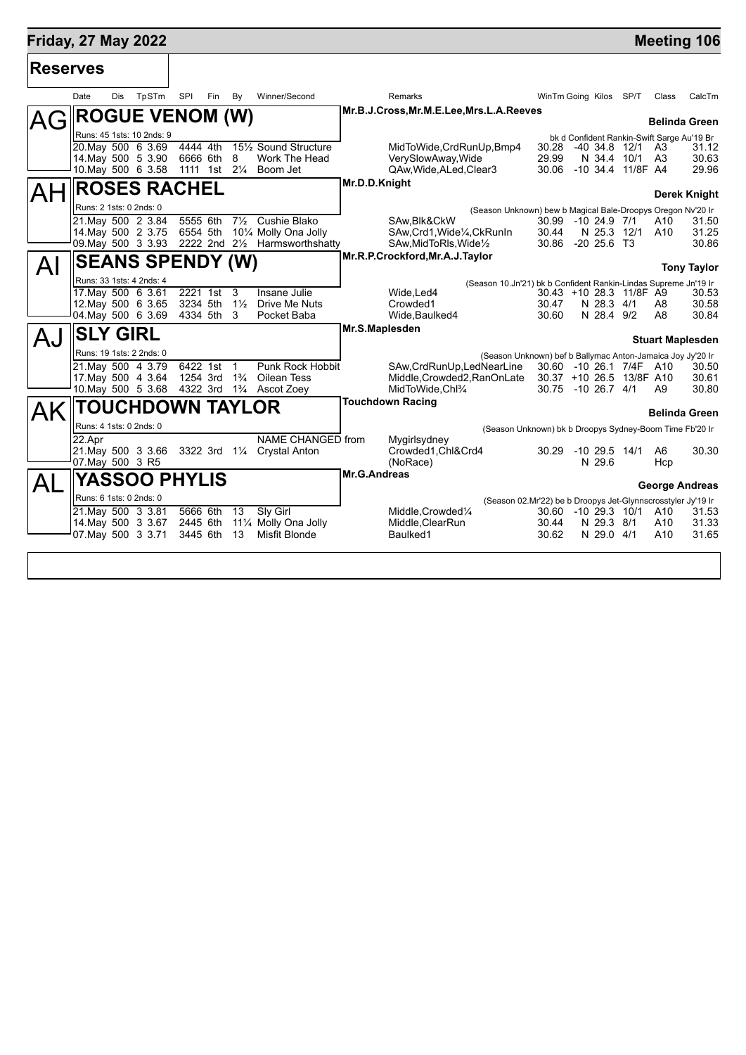# Friday, 27 May 2022 — Meeting 106

## Reserves

### AG — ROGUE VENOM (W)

Mr.B.J.Cross,Mr.M.E.Lee,Mrs.L.A.Reeves — **Belinda Green**

Runs: 45 1sts: 10 2nds: 9 — bk d Confident Rankin-Swift Sarge Au'19 Br

| Date | Dis | TpSTm | SPI | Fin | By | Winner/Second | Remarks | WinTm | Going | Kilos | SP/T | Class | CalcTm |
|---|---|---|---|---|---|---|---|---|---|---|---|---|---|
| 20.May | 500 | 6 3.69 | 4444 | 4th | 15½ | Sound Structure | MidToWide,CrdRunUp,Bmp4 | 30.28 | -40 | 34.8 | 12/1 | A3 | 31.12 |
| 14.May | 500 | 5 3.90 | 6666 | 6th | 8 | Work The Head | VerySlowAway,Wide | 29.99 | N | 34.4 | 10/1 | A3 | 30.63 |
| 10.May | 500 | 6 3.58 | 1111 | 1st | 2¼ | Boom Jet | QAw,Wide,ALed,Clear3 | 30.06 | -10 | 34.4 | 11/8F | A4 | 29.96 |

### AH — ROSES RACHEL

Mr.D.D.Knight — **Derek Knight**

Runs: 2 1sts: 0 2nds: 0 — (Season Unknown) bew b Magical Bale-Droopys Oregon Nv'20 Ir

| Date | Dis | TpSTm | SPI | Fin | By | Winner/Second | Remarks | WinTm | Going | Kilos | SP/T | Class | CalcTm |
|---|---|---|---|---|---|---|---|---|---|---|---|---|---|
| 21.May | 500 | 2 3.84 | 5555 | 6th | 7½ | Cushie Blako | SAw,Blk&CkW | 30.99 | -10 | 24.9 | 7/1 | A10 | 31.50 |
| 14.May | 500 | 2 3.75 | 6554 | 5th | 10¼ | Molly Ona Jolly | SAw,Crd1,Wide¼,CkRunIn | 30.44 | N | 25.3 | 12/1 | A10 | 31.25 |
| 09.May | 500 | 3 3.93 | 2222 | 2nd | 2½ | Harmsworthshatty | SAw,MidToRls,Wide½ | 30.86 | -20 | 25.6 | T3 | | 30.86 |

### AI — SEANS SPENDY (W)

Mr.R.P.Crockford,Mr.A.J.Taylor — **Tony Taylor**

Runs: 33 1sts: 4 2nds: 4 — (Season 10.Jn'21) bk b Confident Rankin-Lindas Supreme Jn'19 Ir

| Date | Dis | TpSTm | SPI | Fin | By | Winner/Second | Remarks | WinTm | Going | Kilos | SP/T | Class | CalcTm |
|---|---|---|---|---|---|---|---|---|---|---|---|---|---|
| 17.May | 500 | 6 3.61 | 2221 | 1st | 3 | Insane Julie | Wide,Led4 | 30.43 | +10 | 28.3 | 11/8F | A9 | 30.53 |
| 12.May | 500 | 6 3.65 | 3234 | 5th | 1½ | Drive Me Nuts | Crowded1 | 30.47 | N | 28.3 | 4/1 | A8 | 30.58 |
| 04.May | 500 | 6 3.69 | 4334 | 5th | 3 | Pocket Baba | Wide,Baulked4 | 30.60 | N | 28.4 | 9/2 | A8 | 30.84 |

### AJ — SLY GIRL

Mr.S.Maplesden — **Stuart Maplesden**

Runs: 19 1sts: 2 2nds: 0 — (Season Unknown) bef b Ballymac Anton-Jamaica Joy Jy'20 Ir

| Date | Dis | TpSTm | SPI | Fin | By | Winner/Second | Remarks | WinTm | Going | Kilos | SP/T | Class | CalcTm |
|---|---|---|---|---|---|---|---|---|---|---|---|---|---|
| 21.May | 500 | 4 3.79 | 6422 | 1st | 1 | Punk Rock Hobbit | SAw,CrdRunUp,LedNearLine | 30.60 | -10 | 26.1 | 7/4F | A10 | 30.50 |
| 17.May | 500 | 4 3.64 | 1254 | 3rd | 1¾ | Oilean Tess | Middle,Crowded2,RanOnLate | 30.37 | +10 | 26.5 | 13/8F | A10 | 30.61 |
| 10.May | 500 | 5 3.68 | 4322 | 3rd | 1¾ | Ascot Zoey | MidToWide,Chl¾ | 30.75 | -10 | 26.7 | 4/1 | A9 | 30.80 |

### AK — TOUCHDOWN TAYLOR

Touchdown Racing — **Belinda Green**

Runs: 4 1sts: 0 2nds: 0 — (Season Unknown) bk b Droopys Sydney-Boom Time Fb'20 Ir

| Date | Dis | TpSTm | SPI | Fin | By | Winner/Second | Remarks | WinTm | Going | Kilos | SP/T | Class | CalcTm |
|---|---|---|---|---|---|---|---|---|---|---|---|---|---|
| 22.Apr | | | | | | NAME CHANGED from | Mygirlsydney | | | | | | |
| 21.May | 500 | 3 3.66 | 3322 | 3rd | 1¼ | Crystal Anton | Crowded1,Chl&Crd4 | 30.29 | -10 | 29.5 | 14/1 | A6 | 30.30 |
| 07.May | 500 | 3 R5 | | | | | (NoRace) | | N | 29.6 | | Hcp | |

### AL — YASSOO PHYLIS

Mr.G.Andreas — **George Andreas**

Runs: 6 1sts: 0 2nds: 0 — (Season 02.Mr'22) be b Droopys Jet-Glynnscrosstyler Jy'19 Ir

| Date | Dis | TpSTm | SPI | Fin | By | Winner/Second | Remarks | WinTm | Going | Kilos | SP/T | Class | CalcTm |
|---|---|---|---|---|---|---|---|---|---|---|---|---|---|
| 21.May | 500 | 3 3.81 | 5666 | 6th | 13 | Sly Girl | Middle,Crowded¼ | 30.60 | -10 | 29.3 | 10/1 | A10 | 31.53 |
| 14.May | 500 | 3 3.67 | 2445 | 6th | 11¼ | Molly Ona Jolly | Middle,ClearRun | 30.44 | N | 29.3 | 8/1 | A10 | 31.33 |
| 07.May | 500 | 3 3.71 | 3445 | 6th | 13 | Misfit Blonde | Baulked1 | 30.62 | N | 29.0 | 4/1 | A10 | 31.65 |